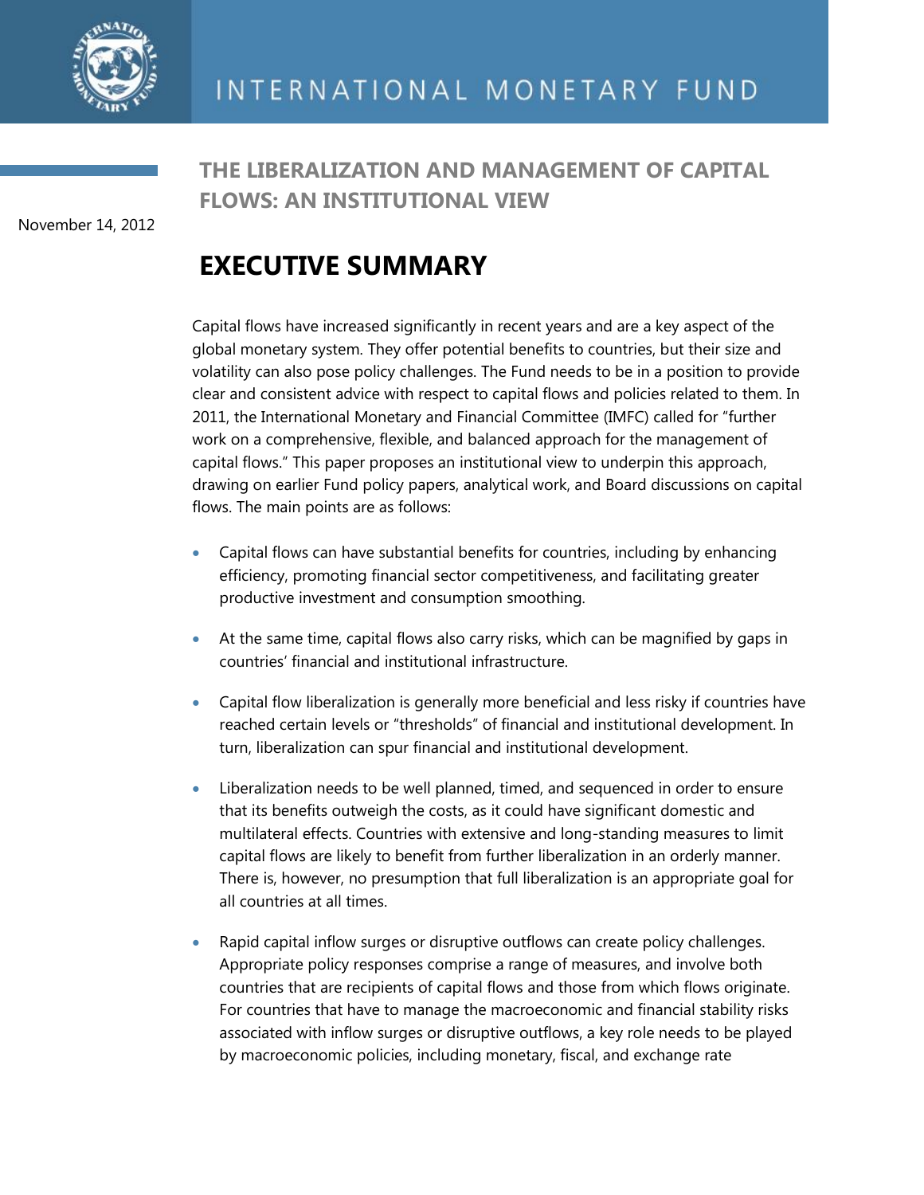INTERNATIONAL MONETARY FUND

# THE LIBERALIZATION AND MANAGEMENT OF CAPITAL FLOWS: AN INSTITUTIONAL VIEW

November 14, 2012

## EXECUTIVE SUMMARY

Capital flows have increased significantly in recent years and are a key aspect of the global monetary system. They offer potential benefits to countries, but their size and volatility can also pose policy challenges. The Fund needs to be in a position to provide clear and consistent advice with respect to capital flows and policies related to them. In 2011, the International Monetary and Financial Committee (IMFC) called for "further work on a comprehensive, flexible, and balanced approach for the management of capital flows." This paper proposes an institutional view to underpin this approach, drawing on earlier Fund policy papers, analytical work, and Board discussions on capital flows. The main points are as follows:

- Capital flows can have substantial benefits for countries, including by enhancing efficiency, promoting financial sector competitiveness, and facilitating greater productive investment and consumption smoothing.
- At the same time, capital flows also carry risks, which can be magnified by gaps in countries' financial and institutional infrastructure.
- Capital flow liberalization is generally more beneficial and less risky if countries have reached certain levels or "thresholds" of financial and institutional development. In turn, liberalization can spur financial and institutional development.
- Liberalization needs to be well planned, timed, and sequenced in order to ensure that its benefits outweigh the costs, as it could have significant domestic and multilateral effects. Countries with extensive and long-standing measures to limit capital flows are likely to benefit from further liberalization in an orderly manner. There is, however, no presumption that full liberalization is an appropriate goal for all countries at all times.
- Rapid capital inflow surges or disruptive outflows can create policy challenges. Appropriate policy responses comprise a range of measures, and involve both countries that are recipients of capital flows and those from which flows originate. For countries that have to manage the macroeconomic and financial stability risks associated with inflow surges or disruptive outflows, a key role needs to be played by macroeconomic policies, including monetary, fiscal, and exchange rate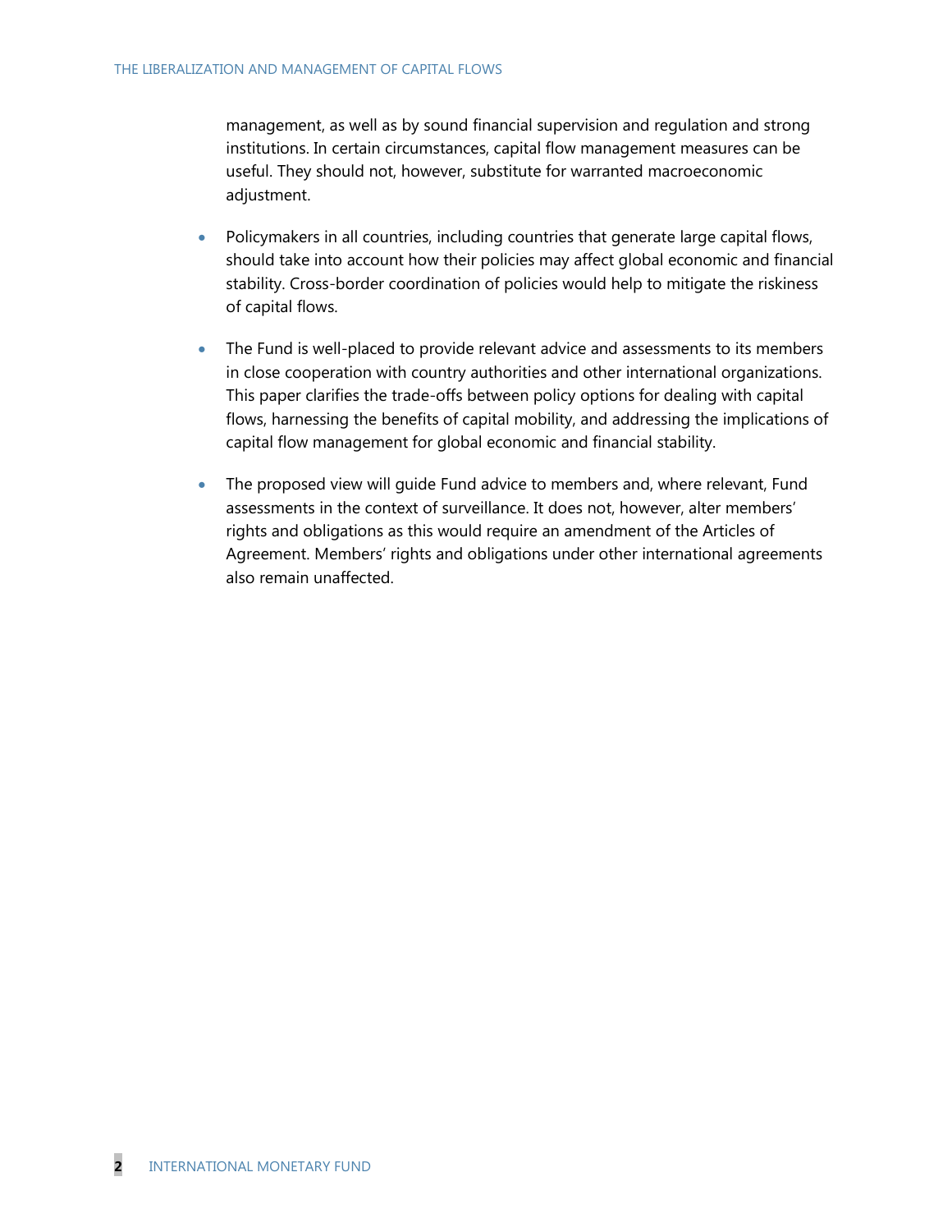management, as well as by sound financial supervision and regulation and strong institutions. In certain circumstances, capital flow management measures can be useful. They should not, however, substitute for warranted macroeconomic adjustment.

- Policymakers in all countries, including countries that generate large capital flows, should take into account how their policies may affect global economic and financial stability. Cross-border coordination of policies would help to mitigate the riskiness of capital flows.

- The Fund is well-placed to provide relevant advice and assessments to its members in close cooperation with country authorities and other international organizations. This paper clarifies the trade-offs between policy options for dealing with capital flows, harnessing the benefits of capital mobility, and addressing the implications of capital flow management for global economic and financial stability.

- The proposed view will guide Fund advice to members and, where relevant, Fund assessments in the context of surveillance. It does not, however, alter members' rights and obligations as this would require an amendment of the Articles of Agreement. Members' rights and obligations under other international agreements also remain unaffected.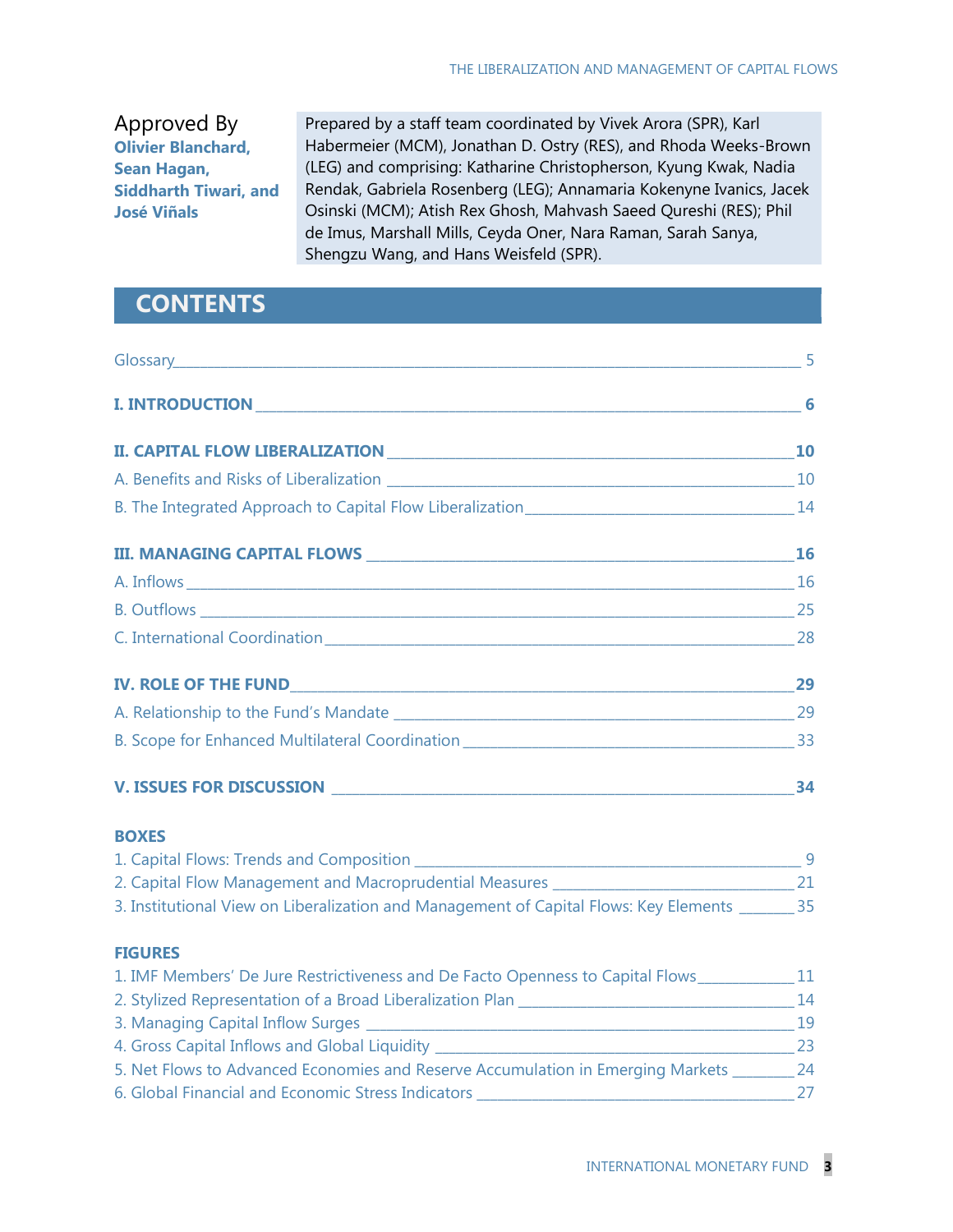Approved By
**Olivier Blanchard, Sean Hagan, Siddharth Tiwari, and José Viñals**

Prepared by a staff team coordinated by Vivek Arora (SPR), Karl Habermeier (MCM), Jonathan D. Ostry (RES), and Rhoda Weeks-Brown (LEG) and comprising: Katharine Christopherson, Kyung Kwak, Nadia Rendak, Gabriela Rosenberg (LEG); Annamaria Kokenyne Ivanics, Jacek Osinski (MCM); Atish Rex Ghosh, Mahvash Saeed Qureshi (RES); Phil de Imus, Marshall Mills, Ceyda Oner, Nara Raman, Sarah Sanya, Shengzu Wang, and Hans Weisfeld (SPR).

## CONTENTS

Glossary ____ 5

**I. INTRODUCTION ____ 6**

**II. CAPITAL FLOW LIBERALIZATION ____ 10**

A. Benefits and Risks of Liberalization ____ 10

B. The Integrated Approach to Capital Flow Liberalization ____ 14

**III. MANAGING CAPITAL FLOWS ____ 16**

A. Inflows ____ 16

B. Outflows ____ 25

C. International Coordination ____ 28

**IV. ROLE OF THE FUND ____ 29**

A. Relationship to the Fund's Mandate ____ 29

B. Scope for Enhanced Multilateral Coordination ____ 33

**V. ISSUES FOR DISCUSSION ____ 34**

**BOXES**

1. Capital Flows: Trends and Composition ____ 9
2. Capital Flow Management and Macroprudential Measures ____ 21
3. Institutional View on Liberalization and Management of Capital Flows: Key Elements ____ 35

**FIGURES**

1. IMF Members' De Jure Restrictiveness and De Facto Openness to Capital Flows ____ 11
2. Stylized Representation of a Broad Liberalization Plan ____ 14
3. Managing Capital Inflow Surges ____ 19
4. Gross Capital Inflows and Global Liquidity ____ 23
5. Net Flows to Advanced Economies and Reserve Accumulation in Emerging Markets ____ 24
6. Global Financial and Economic Stress Indicators ____ 27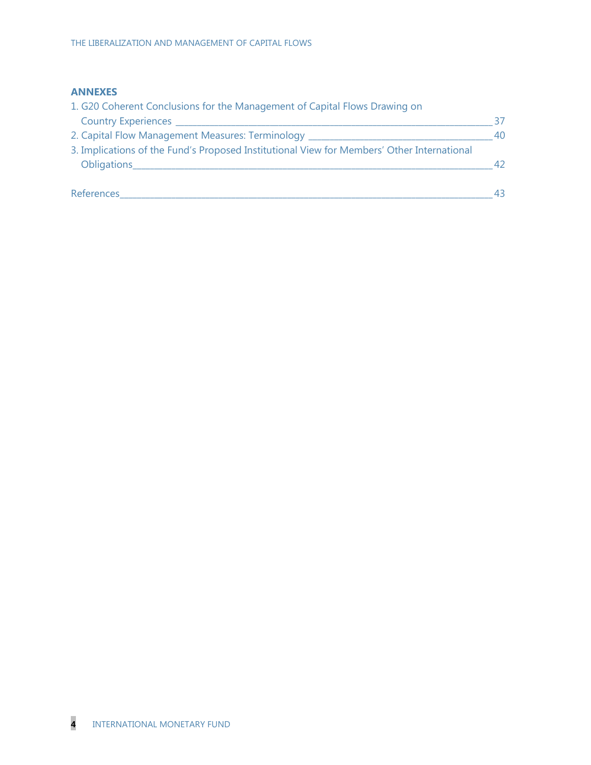## ANNEXES

1. G20 Coherent Conclusions for the Management of Capital Flows Drawing on Country Experiences _____ 37
2. Capital Flow Management Measures: Terminology _____ 40
3. Implications of the Fund's Proposed Institutional View for Members' Other International Obligations _____ 42

References _____ 43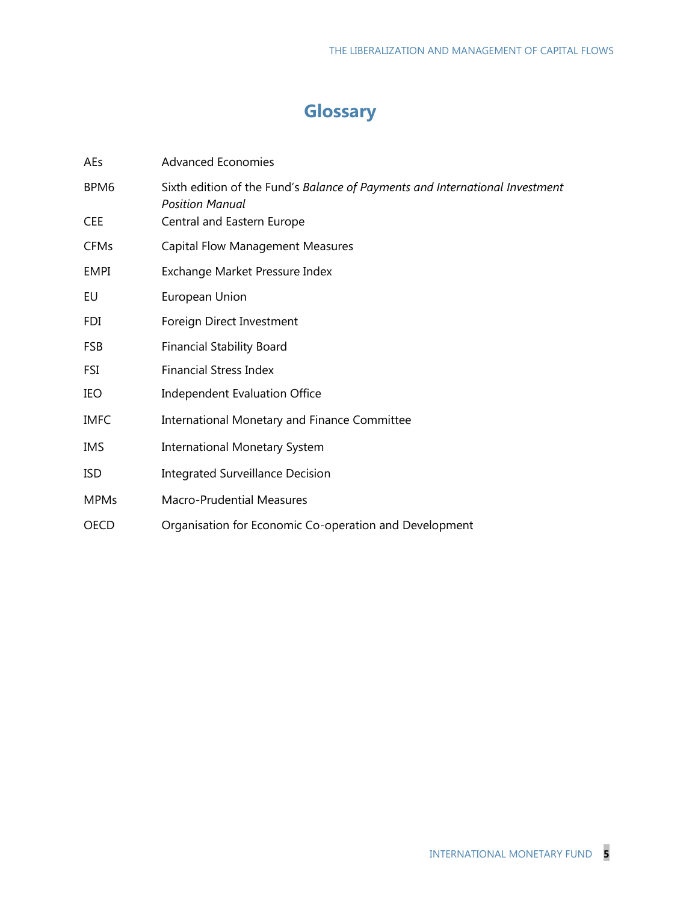# Glossary

| | |
|---|---|
| AEs | Advanced Economies |
| BPM6 | Sixth edition of the Fund's *Balance of Payments and International Investment Position Manual* |
| CEE | Central and Eastern Europe |
| CFMs | Capital Flow Management Measures |
| EMPI | Exchange Market Pressure Index |
| EU | European Union |
| FDI | Foreign Direct Investment |
| FSB | Financial Stability Board |
| FSI | Financial Stress Index |
| IEO | Independent Evaluation Office |
| IMFC | International Monetary and Finance Committee |
| IMS | International Monetary System |
| ISD | Integrated Surveillance Decision |
| MPMs | Macro-Prudential Measures |
| OECD | Organisation for Economic Co-operation and Development |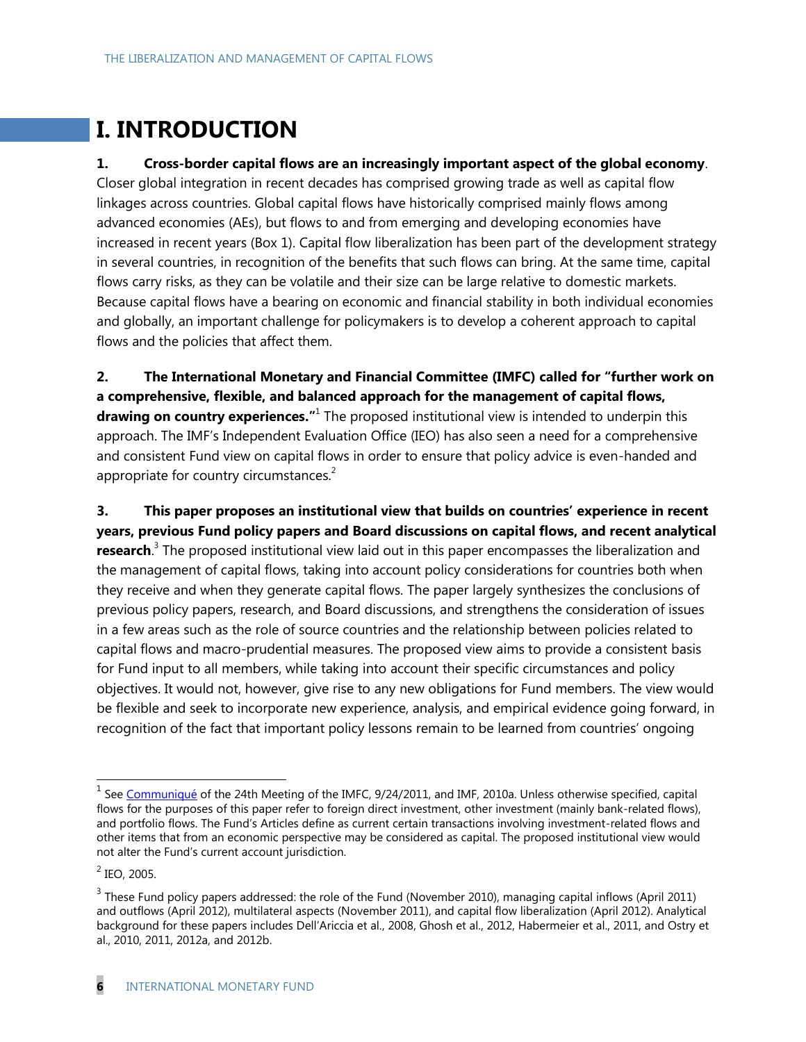# I. INTRODUCTION

**1. Cross-border capital flows are an increasingly important aspect of the global economy**. Closer global integration in recent decades has comprised growing trade as well as capital flow linkages across countries. Global capital flows have historically comprised mainly flows among advanced economies (AEs), but flows to and from emerging and developing economies have increased in recent years (Box 1). Capital flow liberalization has been part of the development strategy in several countries, in recognition of the benefits that such flows can bring. At the same time, capital flows carry risks, as they can be volatile and their size can be large relative to domestic markets. Because capital flows have a bearing on economic and financial stability in both individual economies and globally, an important challenge for policymakers is to develop a coherent approach to capital flows and the policies that affect them.

**2. The International Monetary and Financial Committee (IMFC) called for "further work on a comprehensive, flexible, and balanced approach for the management of capital flows, drawing on country experiences."**[1] The proposed institutional view is intended to underpin this approach. The IMF's Independent Evaluation Office (IEO) has also seen a need for a comprehensive and consistent Fund view on capital flows in order to ensure that policy advice is even-handed and appropriate for country circumstances.[2]

**3. This paper proposes an institutional view that builds on countries' experience in recent years, previous Fund policy papers and Board discussions on capital flows, and recent analytical research**.[3] The proposed institutional view laid out in this paper encompasses the liberalization and the management of capital flows, taking into account policy considerations for countries both when they receive and when they generate capital flows. The paper largely synthesizes the conclusions of previous policy papers, research, and Board discussions, and strengthens the consideration of issues in a few areas such as the role of source countries and the relationship between policies related to capital flows and macro-prudential measures. The proposed view aims to provide a consistent basis for Fund input to all members, while taking into account their specific circumstances and policy objectives. It would not, however, give rise to any new obligations for Fund members. The view would be flexible and seek to incorporate new experience, analysis, and empirical evidence going forward, in recognition of the fact that important policy lessons remain to be learned from countries' ongoing

---

[1] See Communiqué of the 24th Meeting of the IMFC, 9/24/2011, and IMF, 2010a. Unless otherwise specified, capital flows for the purposes of this paper refer to foreign direct investment, other investment (mainly bank-related flows), and portfolio flows. The Fund's Articles define as current certain transactions involving investment-related flows and other items that from an economic perspective may be considered as capital. The proposed institutional view would not alter the Fund's current account jurisdiction.

[2] IEO, 2005.

[3] These Fund policy papers addressed: the role of the Fund (November 2010), managing capital inflows (April 2011) and outflows (April 2012), multilateral aspects (November 2011), and capital flow liberalization (April 2012). Analytical background for these papers includes Dell'Ariccia et al., 2008, Ghosh et al., 2012, Habermeier et al., 2011, and Ostry et al., 2010, 2011, 2012a, and 2012b.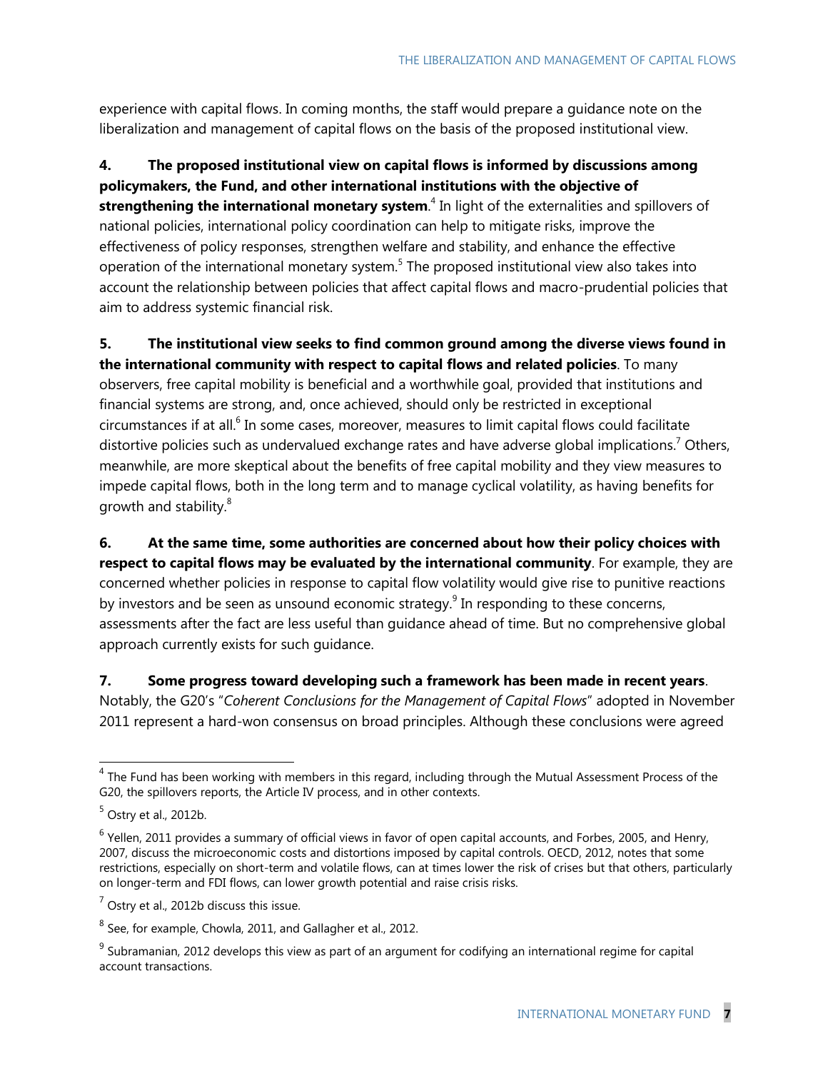experience with capital flows. In coming months, the staff would prepare a guidance note on the liberalization and management of capital flows on the basis of the proposed institutional view.

**4. The proposed institutional view on capital flows is informed by discussions among policymakers, the Fund, and other international institutions with the objective of strengthening the international monetary system**.[4] In light of the externalities and spillovers of national policies, international policy coordination can help to mitigate risks, improve the effectiveness of policy responses, strengthen welfare and stability, and enhance the effective operation of the international monetary system.[5] The proposed institutional view also takes into account the relationship between policies that affect capital flows and macro-prudential policies that aim to address systemic financial risk.

**5. The institutional view seeks to find common ground among the diverse views found in the international community with respect to capital flows and related policies**. To many observers, free capital mobility is beneficial and a worthwhile goal, provided that institutions and financial systems are strong, and, once achieved, should only be restricted in exceptional circumstances if at all.[6] In some cases, moreover, measures to limit capital flows could facilitate distortive policies such as undervalued exchange rates and have adverse global implications.[7] Others, meanwhile, are more skeptical about the benefits of free capital mobility and they view measures to impede capital flows, both in the long term and to manage cyclical volatility, as having benefits for growth and stability.[8]

**6. At the same time, some authorities are concerned about how their policy choices with respect to capital flows may be evaluated by the international community**. For example, they are concerned whether policies in response to capital flow volatility would give rise to punitive reactions by investors and be seen as unsound economic strategy.[9] In responding to these concerns, assessments after the fact are less useful than guidance ahead of time. But no comprehensive global approach currently exists for such guidance.

**7. Some progress toward developing such a framework has been made in recent years**. Notably, the G20's "*Coherent Conclusions for the Management of Capital Flows*" adopted in November 2011 represent a hard-won consensus on broad principles. Although these conclusions were agreed

---

[4] The Fund has been working with members in this regard, including through the Mutual Assessment Process of the G20, the spillovers reports, the Article IV process, and in other contexts.

[5] Ostry et al., 2012b.

[6] Yellen, 2011 provides a summary of official views in favor of open capital accounts, and Forbes, 2005, and Henry, 2007, discuss the microeconomic costs and distortions imposed by capital controls. OECD, 2012, notes that some restrictions, especially on short-term and volatile flows, can at times lower the risk of crises but that others, particularly on longer-term and FDI flows, can lower growth potential and raise crisis risks.

[7] Ostry et al., 2012b discuss this issue.

[8] See, for example, Chowla, 2011, and Gallagher et al., 2012.

[9] Subramanian, 2012 develops this view as part of an argument for codifying an international regime for capital account transactions.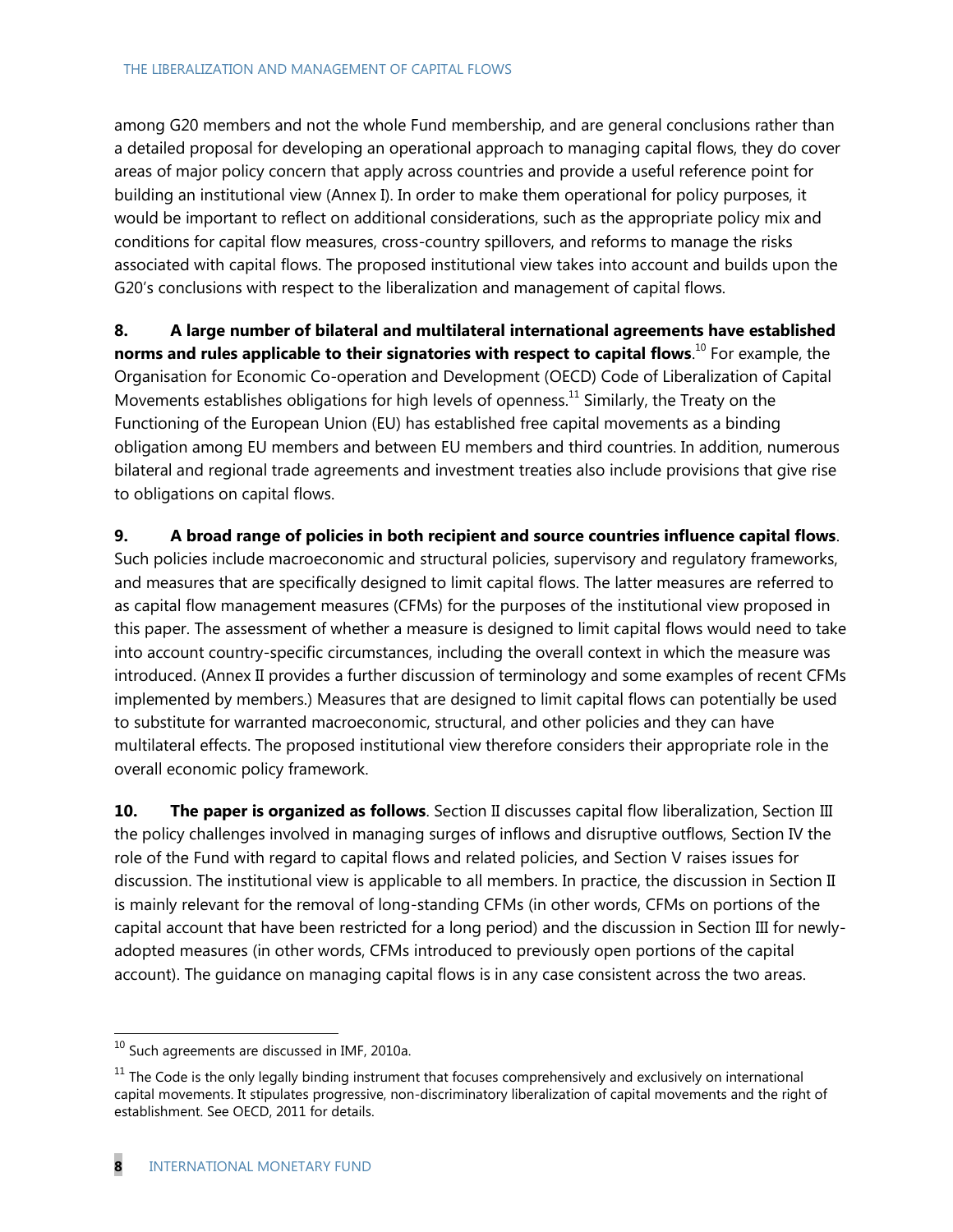among G20 members and not the whole Fund membership, and are general conclusions rather than a detailed proposal for developing an operational approach to managing capital flows, they do cover areas of major policy concern that apply across countries and provide a useful reference point for building an institutional view (Annex I). In order to make them operational for policy purposes, it would be important to reflect on additional considerations, such as the appropriate policy mix and conditions for capital flow measures, cross-country spillovers, and reforms to manage the risks associated with capital flows. The proposed institutional view takes into account and builds upon the G20's conclusions with respect to the liberalization and management of capital flows.

**8. A large number of bilateral and multilateral international agreements have established norms and rules applicable to their signatories with respect to capital flows**.[10] For example, the Organisation for Economic Co-operation and Development (OECD) Code of Liberalization of Capital Movements establishes obligations for high levels of openness.[11] Similarly, the Treaty on the Functioning of the European Union (EU) has established free capital movements as a binding obligation among EU members and between EU members and third countries. In addition, numerous bilateral and regional trade agreements and investment treaties also include provisions that give rise to obligations on capital flows.

**9. A broad range of policies in both recipient and source countries influence capital flows**. Such policies include macroeconomic and structural policies, supervisory and regulatory frameworks, and measures that are specifically designed to limit capital flows. The latter measures are referred to as capital flow management measures (CFMs) for the purposes of the institutional view proposed in this paper. The assessment of whether a measure is designed to limit capital flows would need to take into account country-specific circumstances, including the overall context in which the measure was introduced. (Annex II provides a further discussion of terminology and some examples of recent CFMs implemented by members.) Measures that are designed to limit capital flows can potentially be used to substitute for warranted macroeconomic, structural, and other policies and they can have multilateral effects. The proposed institutional view therefore considers their appropriate role in the overall economic policy framework.

**10. The paper is organized as follows**. Section II discusses capital flow liberalization, Section III the policy challenges involved in managing surges of inflows and disruptive outflows, Section IV the role of the Fund with regard to capital flows and related policies, and Section V raises issues for discussion. The institutional view is applicable to all members. In practice, the discussion in Section II is mainly relevant for the removal of long-standing CFMs (in other words, CFMs on portions of the capital account that have been restricted for a long period) and the discussion in Section III for newly-adopted measures (in other words, CFMs introduced to previously open portions of the capital account). The guidance on managing capital flows is in any case consistent across the two areas.

---

[10] Such agreements are discussed in IMF, 2010a.

[11] The Code is the only legally binding instrument that focuses comprehensively and exclusively on international capital movements. It stipulates progressive, non-discriminatory liberalization of capital movements and the right of establishment. See OECD, 2011 for details.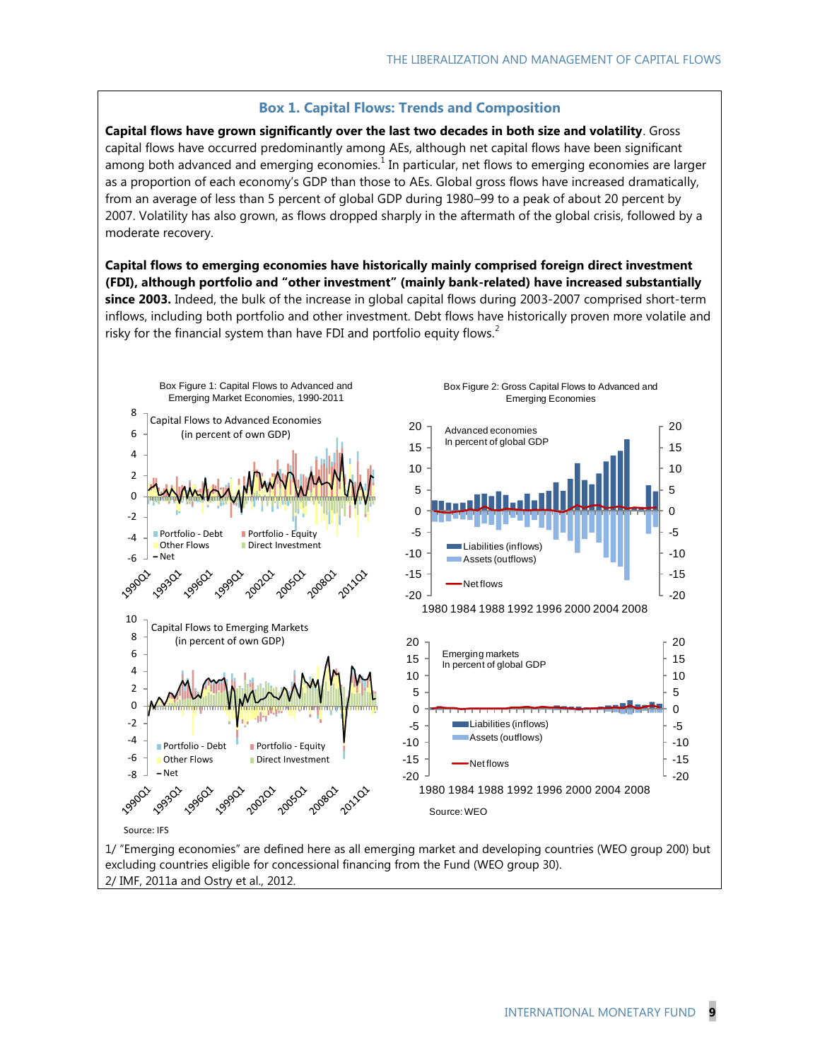## Box 1. Capital Flows: Trends and Composition

**Capital flows have grown significantly over the last two decades in both size and volatility**. Gross capital flows have occurred predominantly among AEs, although net capital flows have been significant among both advanced and emerging economies.[1] In particular, net flows to emerging economies are larger as a proportion of each economy's GDP than those to AEs. Global gross flows have increased dramatically, from an average of less than 5 percent of global GDP during 1980–99 to a peak of about 20 percent by 2007. Volatility has also grown, as flows dropped sharply in the aftermath of the global crisis, followed by a moderate recovery.

**Capital flows to emerging economies have historically mainly comprised foreign direct investment (FDI), although portfolio and "other investment" (mainly bank-related) have increased substantially since 2003.** Indeed, the bulk of the increase in global capital flows during 2003-2007 comprised short-term inflows, including both portfolio and other investment. Debt flows have historically proven more volatile and risky for the financial system than have FDI and portfolio equity flows.[2]

Box Figure 1: Capital Flows to Advanced and Emerging Market Economies, 1990-2011

Capital Flows to Advanced Economies (in percent of own GDP)

Capital Flows to Emerging Markets (in percent of own GDP)

Source: IFS

Box Figure 2: Gross Capital Flows to Advanced and Emerging Economies

Advanced economies In percent of global GDP

Emerging markets In percent of global GDP

Source: WEO

1/ "Emerging economies" are defined here as all emerging market and developing countries (WEO group 200) but excluding countries eligible for concessional financing from the Fund (WEO group 30).
2/ IMF, 2011a and Ostry et al., 2012.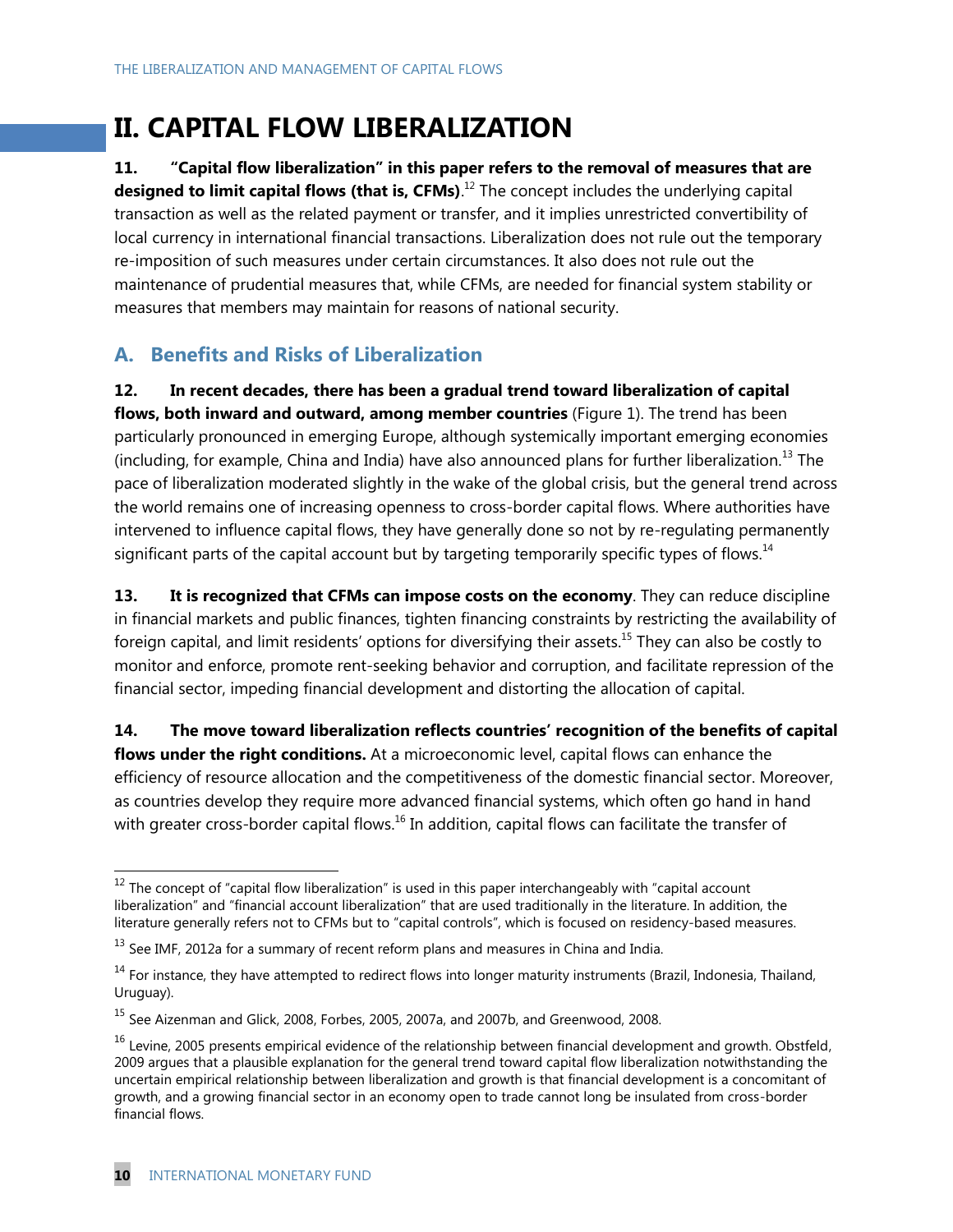# II. CAPITAL FLOW LIBERALIZATION

**11. "Capital flow liberalization" in this paper refers to the removal of measures that are designed to limit capital flows (that is, CFMs)**.[12] The concept includes the underlying capital transaction as well as the related payment or transfer, and it implies unrestricted convertibility of local currency in international financial transactions. Liberalization does not rule out the temporary re-imposition of such measures under certain circumstances. It also does not rule out the maintenance of prudential measures that, while CFMs, are needed for financial system stability or measures that members may maintain for reasons of national security.

## A. Benefits and Risks of Liberalization

**12. In recent decades, there has been a gradual trend toward liberalization of capital flows, both inward and outward, among member countries** (Figure 1). The trend has been particularly pronounced in emerging Europe, although systemically important emerging economies (including, for example, China and India) have also announced plans for further liberalization.[13] The pace of liberalization moderated slightly in the wake of the global crisis, but the general trend across the world remains one of increasing openness to cross-border capital flows. Where authorities have intervened to influence capital flows, they have generally done so not by re-regulating permanently significant parts of the capital account but by targeting temporarily specific types of flows.[14]

**13. It is recognized that CFMs can impose costs on the economy**. They can reduce discipline in financial markets and public finances, tighten financing constraints by restricting the availability of foreign capital, and limit residents' options for diversifying their assets.[15] They can also be costly to monitor and enforce, promote rent-seeking behavior and corruption, and facilitate repression of the financial sector, impeding financial development and distorting the allocation of capital.

**14. The move toward liberalization reflects countries' recognition of the benefits of capital flows under the right conditions.** At a microeconomic level, capital flows can enhance the efficiency of resource allocation and the competitiveness of the domestic financial sector. Moreover, as countries develop they require more advanced financial systems, which often go hand in hand with greater cross-border capital flows.[16] In addition, capital flows can facilitate the transfer of

---

[12] The concept of "capital flow liberalization" is used in this paper interchangeably with "capital account liberalization" and "financial account liberalization" that are used traditionally in the literature. In addition, the literature generally refers not to CFMs but to "capital controls", which is focused on residency-based measures.

[13] See IMF, 2012a for a summary of recent reform plans and measures in China and India.

[14] For instance, they have attempted to redirect flows into longer maturity instruments (Brazil, Indonesia, Thailand, Uruguay).

[15] See Aizenman and Glick, 2008, Forbes, 2005, 2007a, and 2007b, and Greenwood, 2008.

[16] Levine, 2005 presents empirical evidence of the relationship between financial development and growth. Obstfeld, 2009 argues that a plausible explanation for the general trend toward capital flow liberalization notwithstanding the uncertain empirical relationship between liberalization and growth is that financial development is a concomitant of growth, and a growing financial sector in an economy open to trade cannot long be insulated from cross-border financial flows.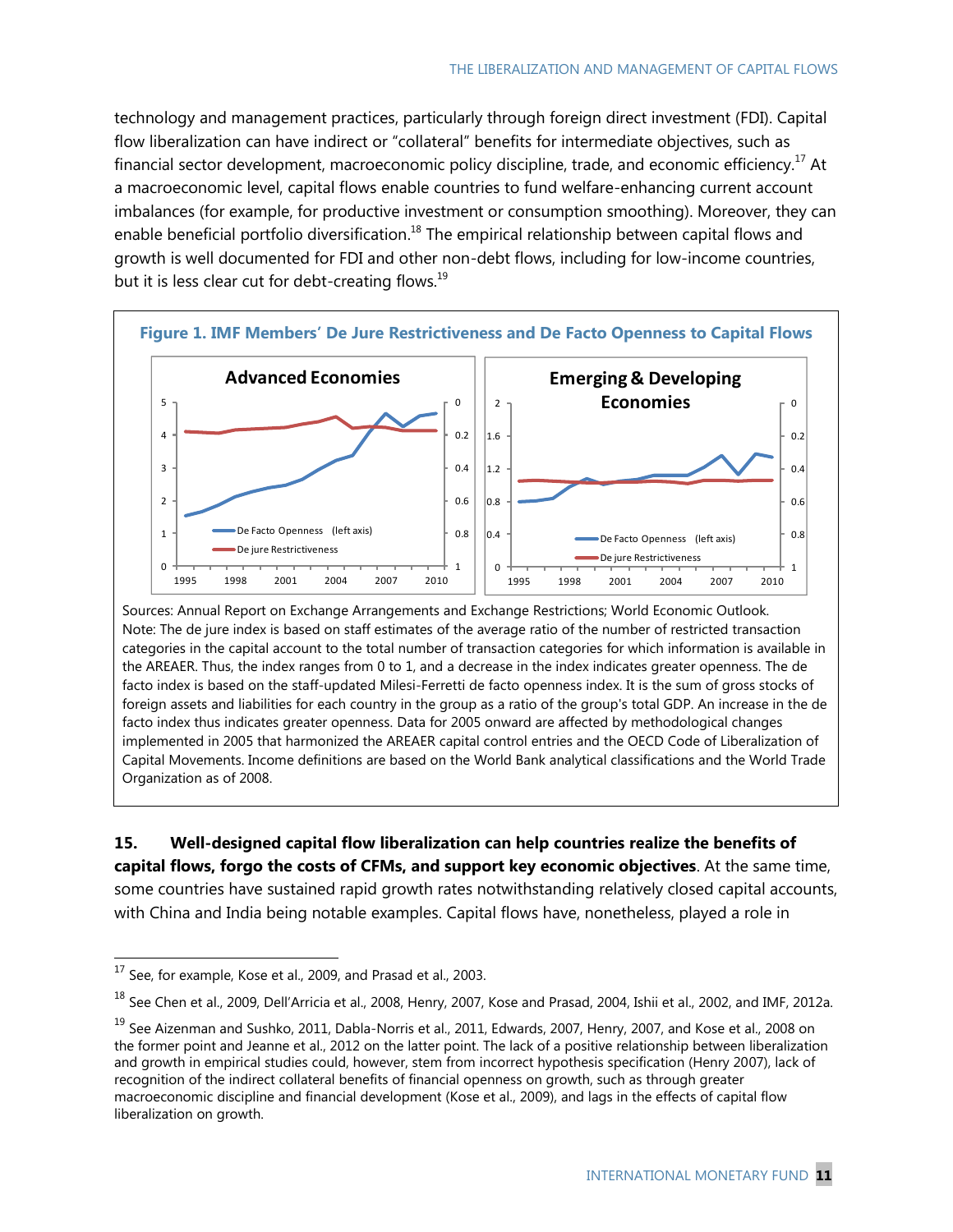technology and management practices, particularly through foreign direct investment (FDI). Capital flow liberalization can have indirect or "collateral" benefits for intermediate objectives, such as financial sector development, macroeconomic policy discipline, trade, and economic efficiency.[17] At a macroeconomic level, capital flows enable countries to fund welfare-enhancing current account imbalances (for example, for productive investment or consumption smoothing). Moreover, they can enable beneficial portfolio diversification.[18] The empirical relationship between capital flows and growth is well documented for FDI and other non-debt flows, including for low-income countries, but it is less clear cut for debt-creating flows.[19]

**Figure 1. IMF Members' De Jure Restrictiveness and De Facto Openness to Capital Flows**

Sources: Annual Report on Exchange Arrangements and Exchange Restrictions; World Economic Outlook.
Note: The de jure index is based on staff estimates of the average ratio of the number of restricted transaction categories in the capital account to the total number of transaction categories for which information is available in the AREAER. Thus, the index ranges from 0 to 1, and a decrease in the index indicates greater openness. The de facto index is based on the staff-updated Milesi-Ferretti de facto openness index. It is the sum of gross stocks of foreign assets and liabilities for each country in the group as a ratio of the group's total GDP. An increase in the de facto index thus indicates greater openness. Data for 2005 onward are affected by methodological changes implemented in 2005 that harmonized the AREAER capital control entries and the OECD Code of Liberalization of Capital Movements. Income definitions are based on the World Bank analytical classifications and the World Trade Organization as of 2008.

**15. Well-designed capital flow liberalization can help countries realize the benefits of capital flows, forgo the costs of CFMs, and support key economic objectives**. At the same time, some countries have sustained rapid growth rates notwithstanding relatively closed capital accounts, with China and India being notable examples. Capital flows have, nonetheless, played a role in

[17] See, for example, Kose et al., 2009, and Prasad et al., 2003.

[18] See Chen et al., 2009, Dell'Arricia et al., 2008, Henry, 2007, Kose and Prasad, 2004, Ishii et al., 2002, and IMF, 2012a.

[19] See Aizenman and Sushko, 2011, Dabla-Norris et al., 2011, Edwards, 2007, Henry, 2007, and Kose et al., 2008 on the former point and Jeanne et al., 2012 on the latter point. The lack of a positive relationship between liberalization and growth in empirical studies could, however, stem from incorrect hypothesis specification (Henry 2007), lack of recognition of the indirect collateral benefits of financial openness on growth, such as through greater macroeconomic discipline and financial development (Kose et al., 2009), and lags in the effects of capital flow liberalization on growth.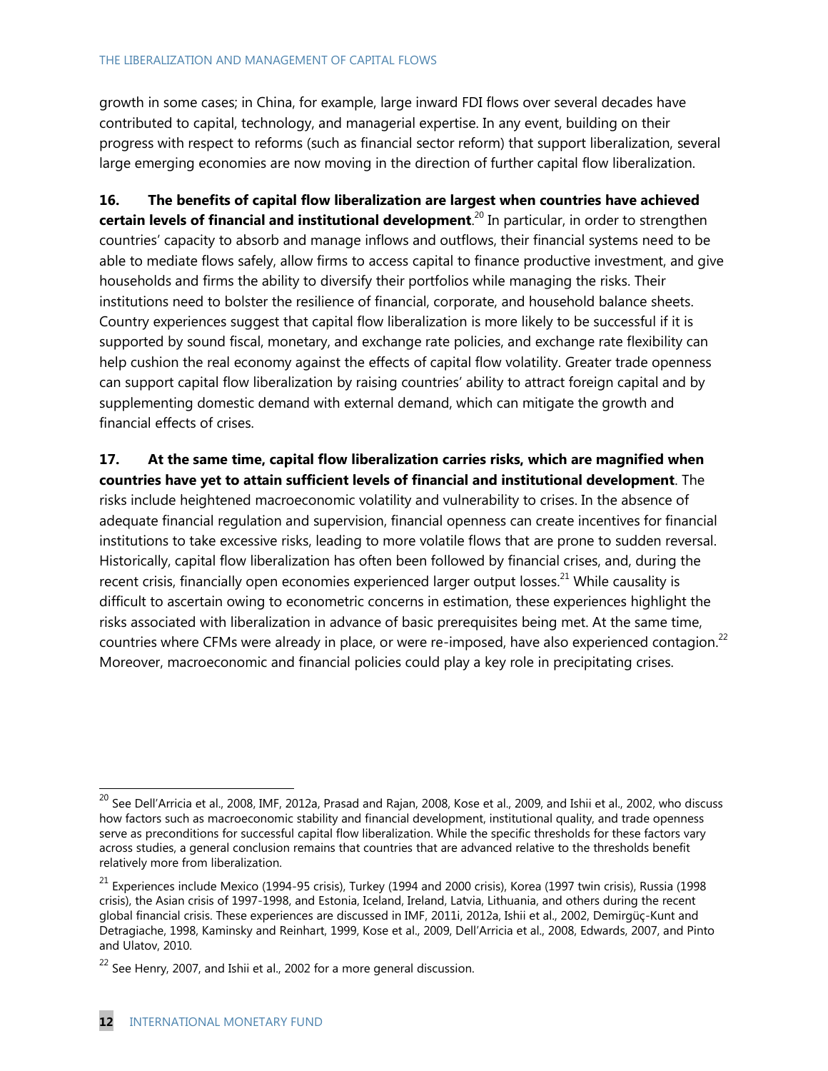growth in some cases; in China, for example, large inward FDI flows over several decades have contributed to capital, technology, and managerial expertise. In any event, building on their progress with respect to reforms (such as financial sector reform) that support liberalization, several large emerging economies are now moving in the direction of further capital flow liberalization.

**16. The benefits of capital flow liberalization are largest when countries have achieved certain levels of financial and institutional development**.[20] In particular, in order to strengthen countries' capacity to absorb and manage inflows and outflows, their financial systems need to be able to mediate flows safely, allow firms to access capital to finance productive investment, and give households and firms the ability to diversify their portfolios while managing the risks. Their institutions need to bolster the resilience of financial, corporate, and household balance sheets. Country experiences suggest that capital flow liberalization is more likely to be successful if it is supported by sound fiscal, monetary, and exchange rate policies, and exchange rate flexibility can help cushion the real economy against the effects of capital flow volatility. Greater trade openness can support capital flow liberalization by raising countries' ability to attract foreign capital and by supplementing domestic demand with external demand, which can mitigate the growth and financial effects of crises.

**17. At the same time, capital flow liberalization carries risks, which are magnified when countries have yet to attain sufficient levels of financial and institutional development**. The risks include heightened macroeconomic volatility and vulnerability to crises. In the absence of adequate financial regulation and supervision, financial openness can create incentives for financial institutions to take excessive risks, leading to more volatile flows that are prone to sudden reversal. Historically, capital flow liberalization has often been followed by financial crises, and, during the recent crisis, financially open economies experienced larger output losses.[21] While causality is difficult to ascertain owing to econometric concerns in estimation, these experiences highlight the risks associated with liberalization in advance of basic prerequisites being met. At the same time, countries where CFMs were already in place, or were re-imposed, have also experienced contagion.[22] Moreover, macroeconomic and financial policies could play a key role in precipitating crises.

---

[20] See Dell'Arricia et al., 2008, IMF, 2012a, Prasad and Rajan, 2008, Kose et al., 2009, and Ishii et al., 2002, who discuss how factors such as macroeconomic stability and financial development, institutional quality, and trade openness serve as preconditions for successful capital flow liberalization. While the specific thresholds for these factors vary across studies, a general conclusion remains that countries that are advanced relative to the thresholds benefit relatively more from liberalization.

[21] Experiences include Mexico (1994-95 crisis), Turkey (1994 and 2000 crisis), Korea (1997 twin crisis), Russia (1998 crisis), the Asian crisis of 1997-1998, and Estonia, Iceland, Ireland, Latvia, Lithuania, and others during the recent global financial crisis. These experiences are discussed in IMF, 2011i, 2012a, Ishii et al., 2002, Demirgüç-Kunt and Detragiache, 1998, Kaminsky and Reinhart, 1999, Kose et al., 2009, Dell'Arricia et al., 2008, Edwards, 2007, and Pinto and Ulatov, 2010.

[22] See Henry, 2007, and Ishii et al., 2002 for a more general discussion.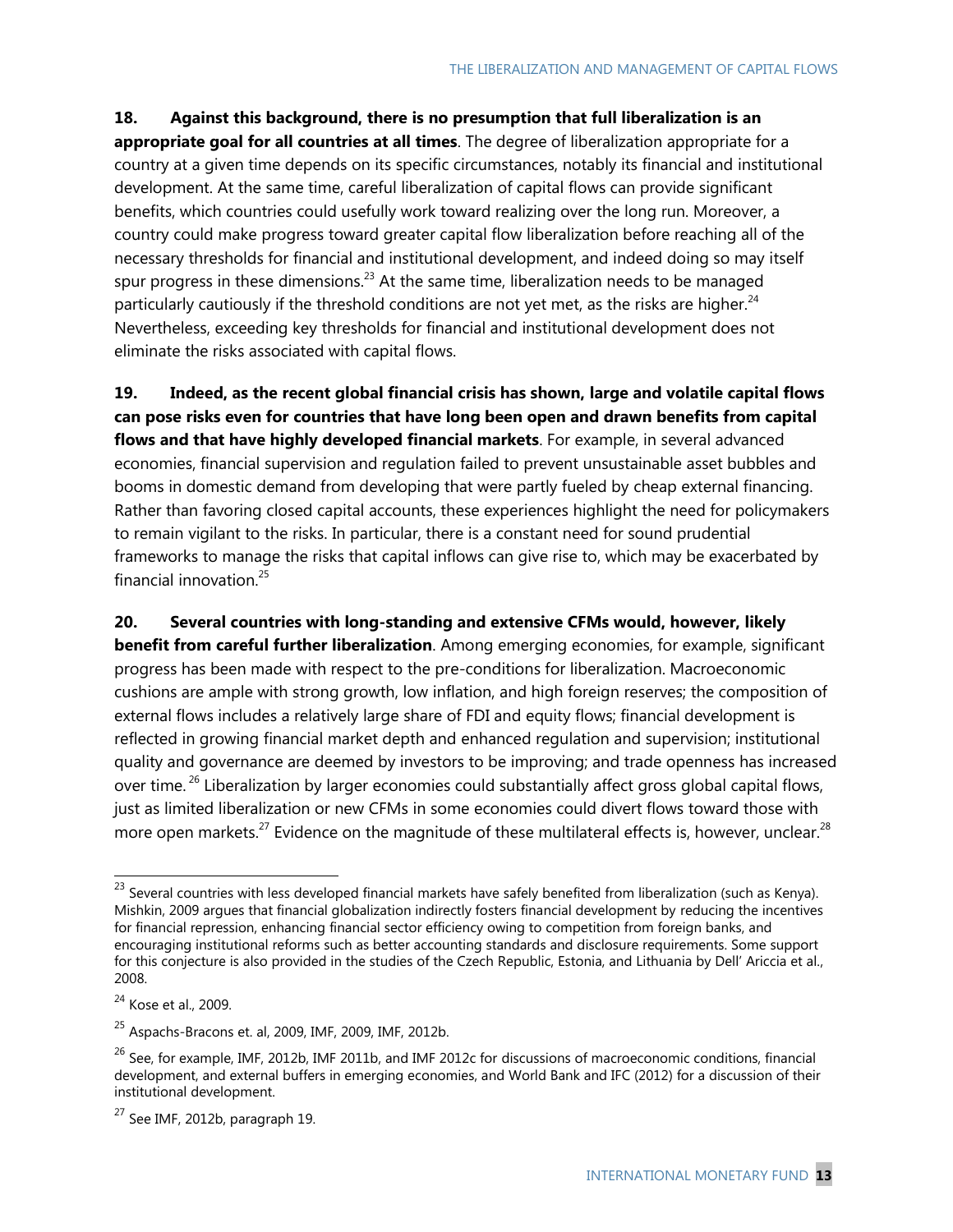**18. Against this background, there is no presumption that full liberalization is an appropriate goal for all countries at all times**. The degree of liberalization appropriate for a country at a given time depends on its specific circumstances, notably its financial and institutional development. At the same time, careful liberalization of capital flows can provide significant benefits, which countries could usefully work toward realizing over the long run. Moreover, a country could make progress toward greater capital flow liberalization before reaching all of the necessary thresholds for financial and institutional development, and indeed doing so may itself spur progress in these dimensions.[23] At the same time, liberalization needs to be managed particularly cautiously if the threshold conditions are not yet met, as the risks are higher.[24] Nevertheless, exceeding key thresholds for financial and institutional development does not eliminate the risks associated with capital flows.

**19. Indeed, as the recent global financial crisis has shown, large and volatile capital flows can pose risks even for countries that have long been open and drawn benefits from capital flows and that have highly developed financial markets**. For example, in several advanced economies, financial supervision and regulation failed to prevent unsustainable asset bubbles and booms in domestic demand from developing that were partly fueled by cheap external financing. Rather than favoring closed capital accounts, these experiences highlight the need for policymakers to remain vigilant to the risks. In particular, there is a constant need for sound prudential frameworks to manage the risks that capital inflows can give rise to, which may be exacerbated by financial innovation.[25]

**20. Several countries with long-standing and extensive CFMs would, however, likely benefit from careful further liberalization**. Among emerging economies, for example, significant progress has been made with respect to the pre-conditions for liberalization. Macroeconomic cushions are ample with strong growth, low inflation, and high foreign reserves; the composition of external flows includes a relatively large share of FDI and equity flows; financial development is reflected in growing financial market depth and enhanced regulation and supervision; institutional quality and governance are deemed by investors to be improving; and trade openness has increased over time.[26] Liberalization by larger economies could substantially affect gross global capital flows, just as limited liberalization or new CFMs in some economies could divert flows toward those with more open markets.[27] Evidence on the magnitude of these multilateral effects is, however, unclear.[28]

---

[23] Several countries with less developed financial markets have safely benefited from liberalization (such as Kenya). Mishkin, 2009 argues that financial globalization indirectly fosters financial development by reducing the incentives for financial repression, enhancing financial sector efficiency owing to competition from foreign banks, and encouraging institutional reforms such as better accounting standards and disclosure requirements. Some support for this conjecture is also provided in the studies of the Czech Republic, Estonia, and Lithuania by Dell' Ariccia et al., 2008.

[24] Kose et al., 2009.

[25] Aspachs-Bracons et. al, 2009, IMF, 2009, IMF, 2012b.

[26] See, for example, IMF, 2012b, IMF 2011b, and IMF 2012c for discussions of macroeconomic conditions, financial development, and external buffers in emerging economies, and World Bank and IFC (2012) for a discussion of their institutional development.

[27] See IMF, 2012b, paragraph 19.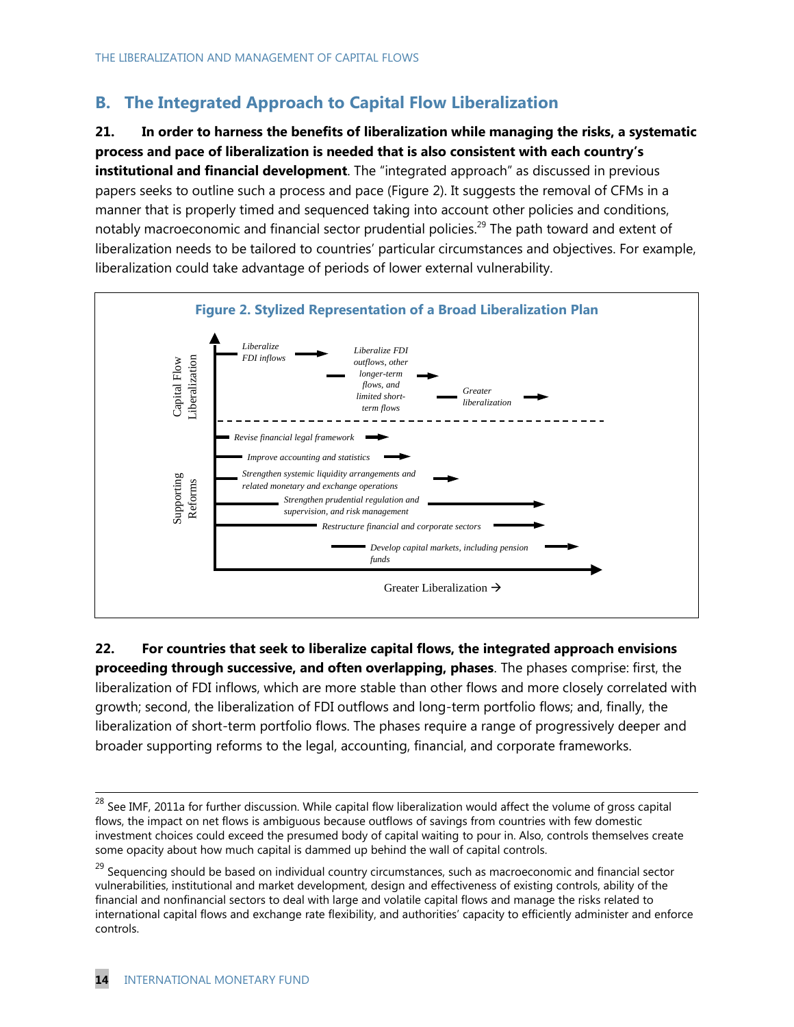## B. The Integrated Approach to Capital Flow Liberalization

**21. In order to harness the benefits of liberalization while managing the risks, a systematic process and pace of liberalization is needed that is also consistent with each country's institutional and financial development**. The "integrated approach" as discussed in previous papers seeks to outline such a process and pace (Figure 2). It suggests the removal of CFMs in a manner that is properly timed and sequenced taking into account other policies and conditions, notably macroeconomic and financial sector prudential policies.[29] The path toward and extent of liberalization needs to be tailored to countries' particular circumstances and objectives. For example, liberalization could take advantage of periods of lower external vulnerability.

**Figure 2. Stylized Representation of a Broad Liberalization Plan**

Capital Flow Liberalization:
- *Liberalize FDI inflows* →
- *Liberalize FDI outflows, other longer-term flows, and limited short-term flows* →
- *Greater liberalization* →

Supporting Reforms:
- *Revise financial legal framework* →
- *Improve accounting and statistics* →
- *Strengthen systemic liquidity arrangements and related monetary and exchange operations* →
- *Strengthen prudential regulation and supervision, and risk management* →
- *Restructure financial and corporate sectors* →
- *Develop capital markets, including pension funds* →

Greater Liberalization →

**22. For countries that seek to liberalize capital flows, the integrated approach envisions proceeding through successive, and often overlapping, phases**. The phases comprise: first, the liberalization of FDI inflows, which are more stable than other flows and more closely correlated with growth; second, the liberalization of FDI outflows and long-term portfolio flows; and, finally, the liberalization of short-term portfolio flows. The phases require a range of progressively deeper and broader supporting reforms to the legal, accounting, financial, and corporate frameworks.

---

[28] See IMF, 2011a for further discussion. While capital flow liberalization would affect the volume of gross capital flows, the impact on net flows is ambiguous because outflows of savings from countries with few domestic investment choices could exceed the presumed body of capital waiting to pour in. Also, controls themselves create some opacity about how much capital is dammed up behind the wall of capital controls.

[29] Sequencing should be based on individual country circumstances, such as macroeconomic and financial sector vulnerabilities, institutional and market development, design and effectiveness of existing controls, ability of the financial and nonfinancial sectors to deal with large and volatile capital flows and manage the risks related to international capital flows and exchange rate flexibility, and authorities' capacity to efficiently administer and enforce controls.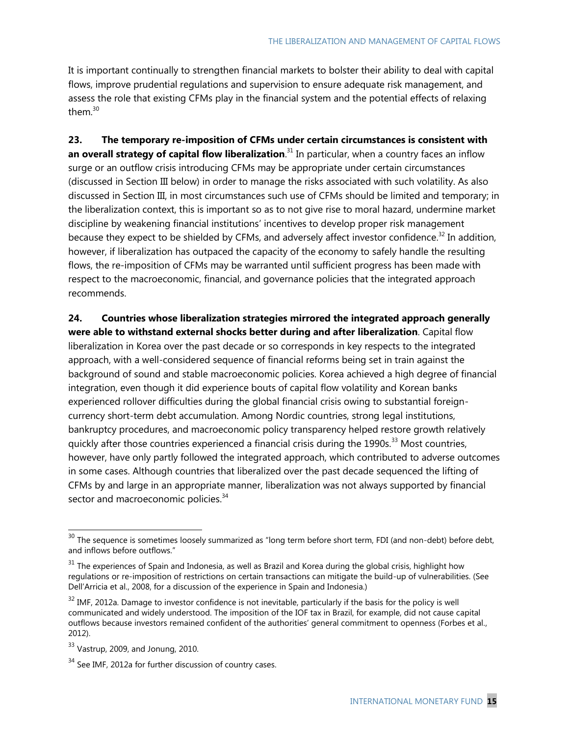It is important continually to strengthen financial markets to bolster their ability to deal with capital flows, improve prudential regulations and supervision to ensure adequate risk management, and assess the role that existing CFMs play in the financial system and the potential effects of relaxing them.[30]

**23. The temporary re-imposition of CFMs under certain circumstances is consistent with an overall strategy of capital flow liberalization**.[31] In particular, when a country faces an inflow surge or an outflow crisis introducing CFMs may be appropriate under certain circumstances (discussed in Section III below) in order to manage the risks associated with such volatility. As also discussed in Section III, in most circumstances such use of CFMs should be limited and temporary; in the liberalization context, this is important so as to not give rise to moral hazard, undermine market discipline by weakening financial institutions' incentives to develop proper risk management because they expect to be shielded by CFMs, and adversely affect investor confidence.[32] In addition, however, if liberalization has outpaced the capacity of the economy to safely handle the resulting flows, the re-imposition of CFMs may be warranted until sufficient progress has been made with respect to the macroeconomic, financial, and governance policies that the integrated approach recommends.

**24. Countries whose liberalization strategies mirrored the integrated approach generally were able to withstand external shocks better during and after liberalization**. Capital flow liberalization in Korea over the past decade or so corresponds in key respects to the integrated approach, with a well-considered sequence of financial reforms being set in train against the background of sound and stable macroeconomic policies. Korea achieved a high degree of financial integration, even though it did experience bouts of capital flow volatility and Korean banks experienced rollover difficulties during the global financial crisis owing to substantial foreign-currency short-term debt accumulation. Among Nordic countries, strong legal institutions, bankruptcy procedures, and macroeconomic policy transparency helped restore growth relatively quickly after those countries experienced a financial crisis during the 1990s.[33] Most countries, however, have only partly followed the integrated approach, which contributed to adverse outcomes in some cases. Although countries that liberalized over the past decade sequenced the lifting of CFMs by and large in an appropriate manner, liberalization was not always supported by financial sector and macroeconomic policies.[34]

---

[30] The sequence is sometimes loosely summarized as "long term before short term, FDI (and non-debt) before debt, and inflows before outflows."

[31] The experiences of Spain and Indonesia, as well as Brazil and Korea during the global crisis, highlight how regulations or re-imposition of restrictions on certain transactions can mitigate the build-up of vulnerabilities. (See Dell'Arricia et al., 2008, for a discussion of the experience in Spain and Indonesia.)

[32] IMF, 2012a. Damage to investor confidence is not inevitable, particularly if the basis for the policy is well communicated and widely understood. The imposition of the IOF tax in Brazil, for example, did not cause capital outflows because investors remained confident of the authorities' general commitment to openness (Forbes et al., 2012).

[33] Vastrup, 2009, and Jonung, 2010.

[34] See IMF, 2012a for further discussion of country cases.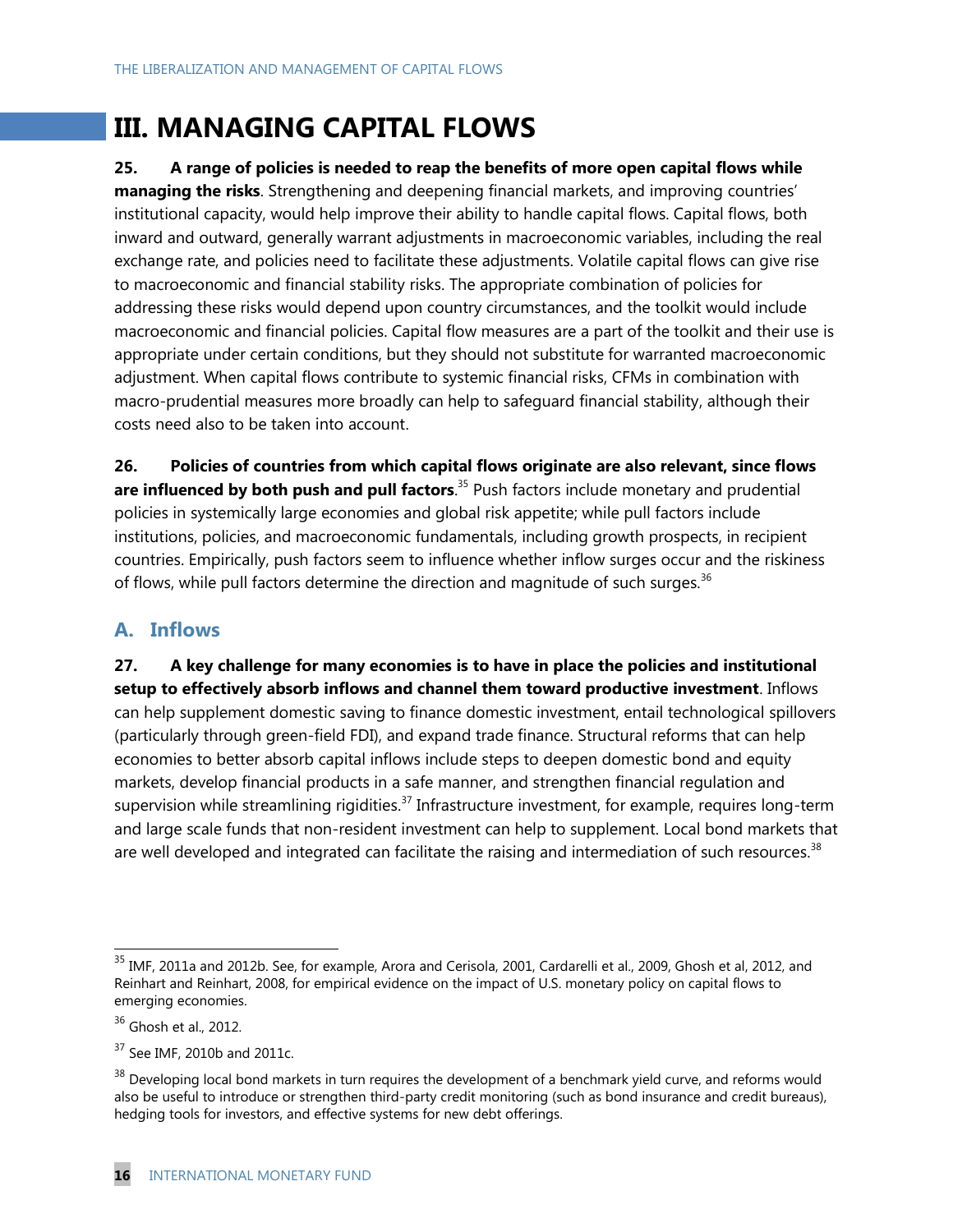# III. MANAGING CAPITAL FLOWS

**25. A range of policies is needed to reap the benefits of more open capital flows while managing the risks**. Strengthening and deepening financial markets, and improving countries' institutional capacity, would help improve their ability to handle capital flows. Capital flows, both inward and outward, generally warrant adjustments in macroeconomic variables, including the real exchange rate, and policies need to facilitate these adjustments. Volatile capital flows can give rise to macroeconomic and financial stability risks. The appropriate combination of policies for addressing these risks would depend upon country circumstances, and the toolkit would include macroeconomic and financial policies. Capital flow measures are a part of the toolkit and their use is appropriate under certain conditions, but they should not substitute for warranted macroeconomic adjustment. When capital flows contribute to systemic financial risks, CFMs in combination with macro-prudential measures more broadly can help to safeguard financial stability, although their costs need also to be taken into account.

**26. Policies of countries from which capital flows originate are also relevant, since flows are influenced by both push and pull factors**.[35] Push factors include monetary and prudential policies in systemically large economies and global risk appetite; while pull factors include institutions, policies, and macroeconomic fundamentals, including growth prospects, in recipient countries. Empirically, push factors seem to influence whether inflow surges occur and the riskiness of flows, while pull factors determine the direction and magnitude of such surges.[36]

## A. Inflows

**27. A key challenge for many economies is to have in place the policies and institutional setup to effectively absorb inflows and channel them toward productive investment**. Inflows can help supplement domestic saving to finance domestic investment, entail technological spillovers (particularly through green-field FDI), and expand trade finance. Structural reforms that can help economies to better absorb capital inflows include steps to deepen domestic bond and equity markets, develop financial products in a safe manner, and strengthen financial regulation and supervision while streamlining rigidities.[37] Infrastructure investment, for example, requires long-term and large scale funds that non-resident investment can help to supplement. Local bond markets that are well developed and integrated can facilitate the raising and intermediation of such resources.[38]

---

[35] IMF, 2011a and 2012b. See, for example, Arora and Cerisola, 2001, Cardarelli et al., 2009, Ghosh et al, 2012, and Reinhart and Reinhart, 2008, for empirical evidence on the impact of U.S. monetary policy on capital flows to emerging economies.

[36] Ghosh et al., 2012.

[37] See IMF, 2010b and 2011c.

[38] Developing local bond markets in turn requires the development of a benchmark yield curve, and reforms would also be useful to introduce or strengthen third-party credit monitoring (such as bond insurance and credit bureaus), hedging tools for investors, and effective systems for new debt offerings.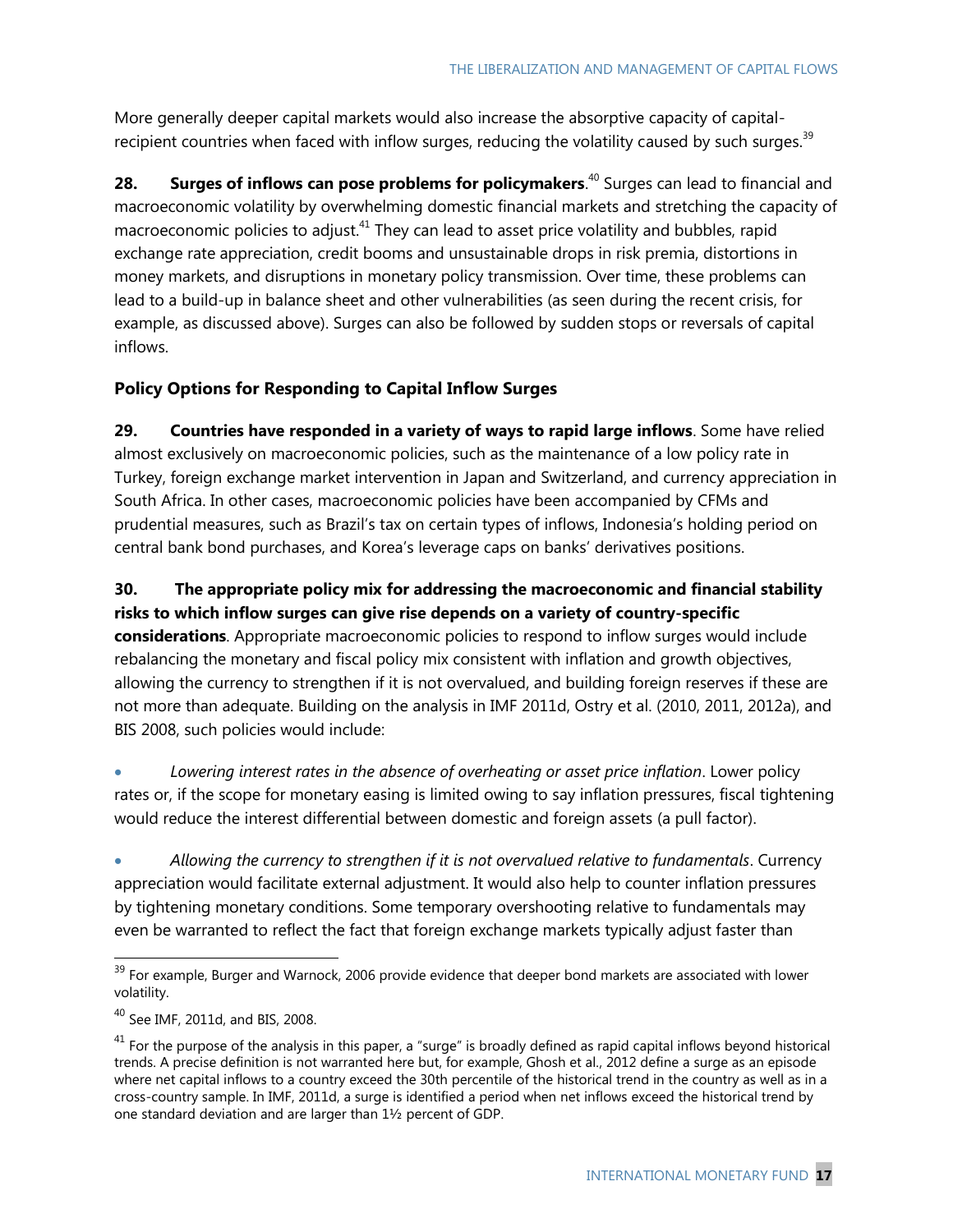More generally deeper capital markets would also increase the absorptive capacity of capital-recipient countries when faced with inflow surges, reducing the volatility caused by such surges.[39]

**28. Surges of inflows can pose problems for policymakers**.[40] Surges can lead to financial and macroeconomic volatility by overwhelming domestic financial markets and stretching the capacity of macroeconomic policies to adjust.[41] They can lead to asset price volatility and bubbles, rapid exchange rate appreciation, credit booms and unsustainable drops in risk premia, distortions in money markets, and disruptions in monetary policy transmission. Over time, these problems can lead to a build-up in balance sheet and other vulnerabilities (as seen during the recent crisis, for example, as discussed above). Surges can also be followed by sudden stops or reversals of capital inflows.

### Policy Options for Responding to Capital Inflow Surges

**29. Countries have responded in a variety of ways to rapid large inflows**. Some have relied almost exclusively on macroeconomic policies, such as the maintenance of a low policy rate in Turkey, foreign exchange market intervention in Japan and Switzerland, and currency appreciation in South Africa. In other cases, macroeconomic policies have been accompanied by CFMs and prudential measures, such as Brazil's tax on certain types of inflows, Indonesia's holding period on central bank bond purchases, and Korea's leverage caps on banks' derivatives positions.

**30. The appropriate policy mix for addressing the macroeconomic and financial stability risks to which inflow surges can give rise depends on a variety of country-specific considerations**. Appropriate macroeconomic policies to respond to inflow surges would include rebalancing the monetary and fiscal policy mix consistent with inflation and growth objectives, allowing the currency to strengthen if it is not overvalued, and building foreign reserves if these are not more than adequate. Building on the analysis in IMF 2011d, Ostry et al. (2010, 2011, 2012a), and BIS 2008, such policies would include:

- *Lowering interest rates in the absence of overheating or asset price inflation*. Lower policy rates or, if the scope for monetary easing is limited owing to say inflation pressures, fiscal tightening would reduce the interest differential between domestic and foreign assets (a pull factor).

- *Allowing the currency to strengthen if it is not overvalued relative to fundamentals*. Currency appreciation would facilitate external adjustment. It would also help to counter inflation pressures by tightening monetary conditions. Some temporary overshooting relative to fundamentals may even be warranted to reflect the fact that foreign exchange markets typically adjust faster than

---

[39] For example, Burger and Warnock, 2006 provide evidence that deeper bond markets are associated with lower volatility.

[40] See IMF, 2011d, and BIS, 2008.

[41] For the purpose of the analysis in this paper, a "surge" is broadly defined as rapid capital inflows beyond historical trends. A precise definition is not warranted here but, for example, Ghosh et al., 2012 define a surge as an episode where net capital inflows to a country exceed the 30th percentile of the historical trend in the country as well as in a cross-country sample. In IMF, 2011d, a surge is identified a period when net inflows exceed the historical trend by one standard deviation and are larger than 1½ percent of GDP.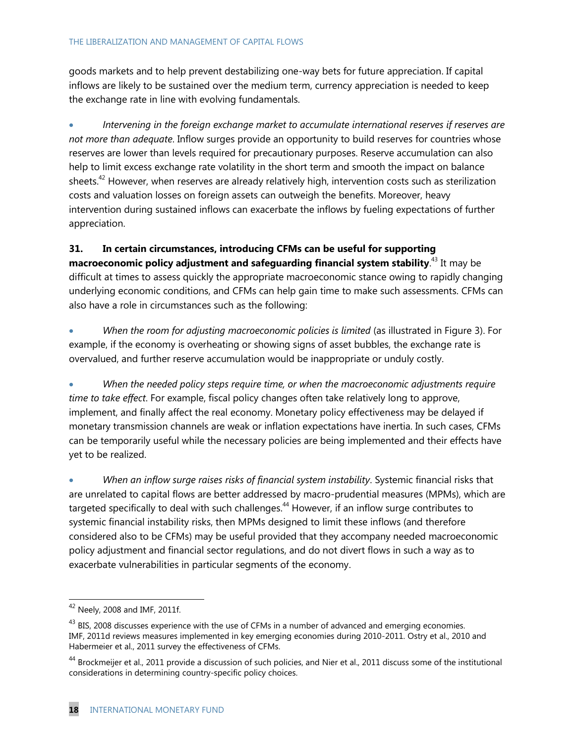goods markets and to help prevent destabilizing one-way bets for future appreciation. If capital inflows are likely to be sustained over the medium term, currency appreciation is needed to keep the exchange rate in line with evolving fundamentals.

- *Intervening in the foreign exchange market to accumulate international reserves if reserves are not more than adequate*. Inflow surges provide an opportunity to build reserves for countries whose reserves are lower than levels required for precautionary purposes. Reserve accumulation can also help to limit excess exchange rate volatility in the short term and smooth the impact on balance sheets.[42] However, when reserves are already relatively high, intervention costs such as sterilization costs and valuation losses on foreign assets can outweigh the benefits. Moreover, heavy intervention during sustained inflows can exacerbate the inflows by fueling expectations of further appreciation.

**31. In certain circumstances, introducing CFMs can be useful for supporting macroeconomic policy adjustment and safeguarding financial system stability**.[43] It may be difficult at times to assess quickly the appropriate macroeconomic stance owing to rapidly changing underlying economic conditions, and CFMs can help gain time to make such assessments. CFMs can also have a role in circumstances such as the following:

- *When the room for adjusting macroeconomic policies is limited* (as illustrated in Figure 3). For example, if the economy is overheating or showing signs of asset bubbles, the exchange rate is overvalued, and further reserve accumulation would be inappropriate or unduly costly.

- *When the needed policy steps require time, or when the macroeconomic adjustments require time to take effect*. For example, fiscal policy changes often take relatively long to approve, implement, and finally affect the real economy. Monetary policy effectiveness may be delayed if monetary transmission channels are weak or inflation expectations have inertia. In such cases, CFMs can be temporarily useful while the necessary policies are being implemented and their effects have yet to be realized.

- *When an inflow surge raises risks of financial system instability*. Systemic financial risks that are unrelated to capital flows are better addressed by macro-prudential measures (MPMs), which are targeted specifically to deal with such challenges.[44] However, if an inflow surge contributes to systemic financial instability risks, then MPMs designed to limit these inflows (and therefore considered also to be CFMs) may be useful provided that they accompany needed macroeconomic policy adjustment and financial sector regulations, and do not divert flows in such a way as to exacerbate vulnerabilities in particular segments of the economy.

---

[42] Neely, 2008 and IMF, 2011f.

[43] BIS, 2008 discusses experience with the use of CFMs in a number of advanced and emerging economies. IMF, 2011d reviews measures implemented in key emerging economies during 2010-2011. Ostry et al., 2010 and Habermeier et al., 2011 survey the effectiveness of CFMs.

[44] Brockmeijer et al., 2011 provide a discussion of such policies, and Nier et al., 2011 discuss some of the institutional considerations in determining country-specific policy choices.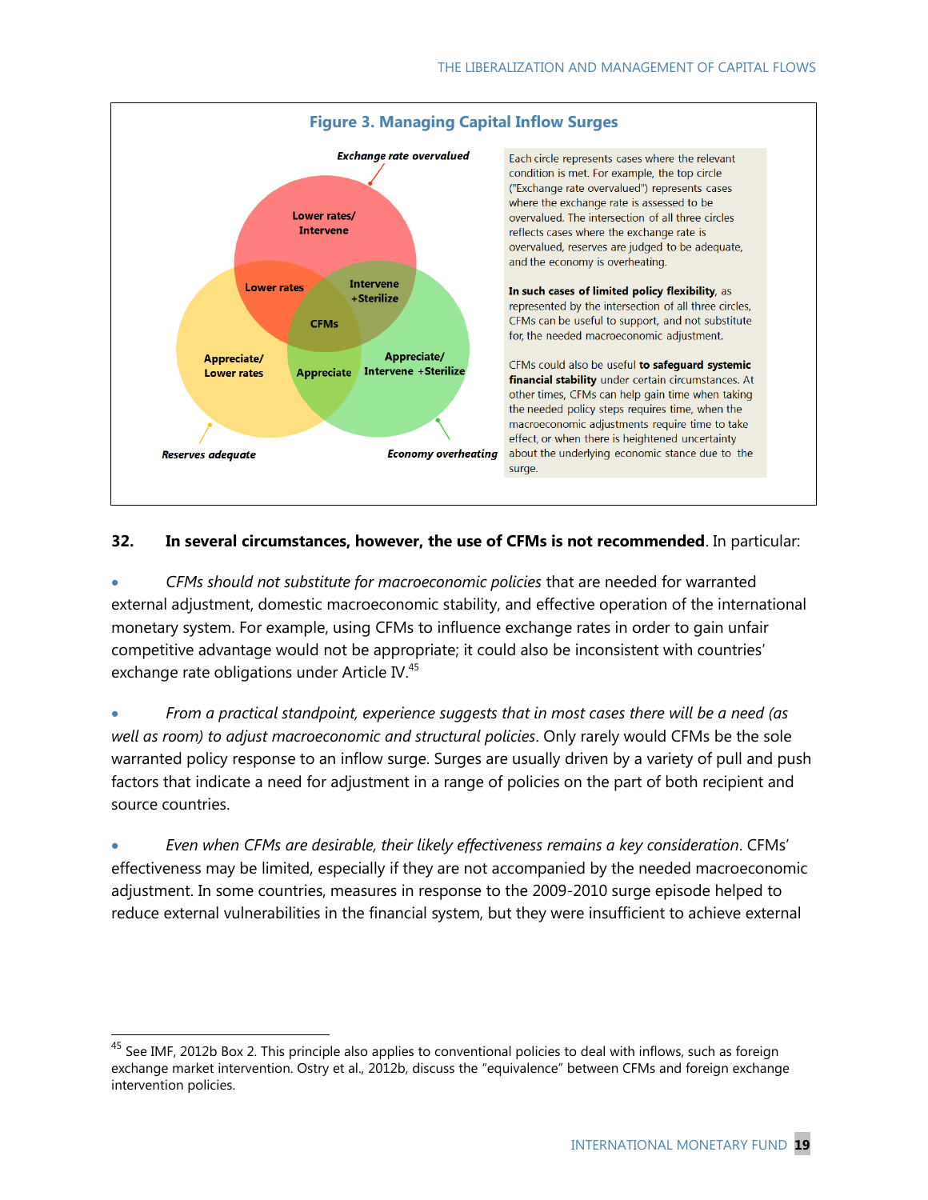**Figure 3. Managing Capital Inflow Surges**

*Exchange rate overvalued*

Lower rates/ Intervene

Lower rates

Intervene +Sterilize

CFMs

Appreciate/ Lower rates

Appreciate

Appreciate/ Intervene +Sterilize

*Reserves adequate*

*Economy overheating*

Each circle represents cases where the relevant condition is met. For example, the top circle ("Exchange rate overvalued") represents cases where the exchange rate is assessed to be overvalued. The intersection of all three circles reflects cases where the exchange rate is overvalued, reserves are judged to be adequate, and the economy is overheating.

**In such cases of limited policy flexibility**, as represented by the intersection of all three circles, CFMs can be useful to support, and not substitute for, the needed macroeconomic adjustment.

CFMs could also be useful **to safeguard systemic financial stability** under certain circumstances. At other times, CFMs can help gain time when taking the needed policy steps requires time, when the macroeconomic adjustments require time to take effect, or when there is heightened uncertainty about the underlying economic stance due to the surge.

**32. In several circumstances, however, the use of CFMs is not recommended**. In particular:

- *CFMs should not substitute for macroeconomic policies* that are needed for warranted external adjustment, domestic macroeconomic stability, and effective operation of the international monetary system. For example, using CFMs to influence exchange rates in order to gain unfair competitive advantage would not be appropriate; it could also be inconsistent with countries' exchange rate obligations under Article IV.[45]

- *From a practical standpoint, experience suggests that in most cases there will be a need (as well as room) to adjust macroeconomic and structural policies*. Only rarely would CFMs be the sole warranted policy response to an inflow surge. Surges are usually driven by a variety of pull and push factors that indicate a need for adjustment in a range of policies on the part of both recipient and source countries.

- *Even when CFMs are desirable, their likely effectiveness remains a key consideration*. CFMs' effectiveness may be limited, especially if they are not accompanied by the needed macroeconomic adjustment. In some countries, measures in response to the 2009-2010 surge episode helped to reduce external vulnerabilities in the financial system, but they were insufficient to achieve external

[45] See IMF, 2012b Box 2. This principle also applies to conventional policies to deal with inflows, such as foreign exchange market intervention. Ostry et al., 2012b, discuss the "equivalence" between CFMs and foreign exchange intervention policies.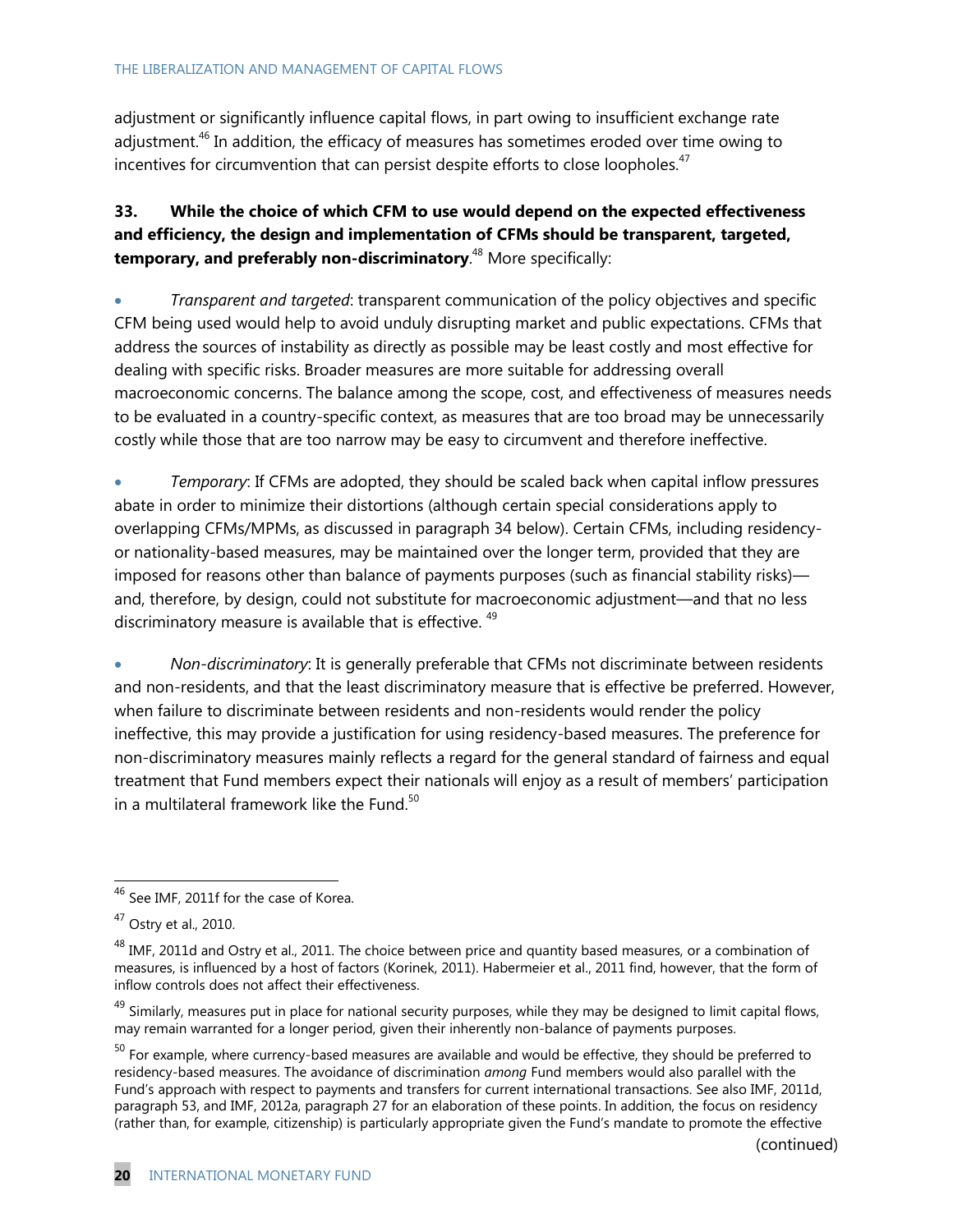adjustment or significantly influence capital flows, in part owing to insufficient exchange rate adjustment.[46] In addition, the efficacy of measures has sometimes eroded over time owing to incentives for circumvention that can persist despite efforts to close loopholes.[47]

**33. While the choice of which CFM to use would depend on the expected effectiveness and efficiency, the design and implementation of CFMs should be transparent, targeted, temporary, and preferably non-discriminatory**.[48] More specifically:

- *Transparent and targeted*: transparent communication of the policy objectives and specific CFM being used would help to avoid unduly disrupting market and public expectations. CFMs that address the sources of instability as directly as possible may be least costly and most effective for dealing with specific risks. Broader measures are more suitable for addressing overall macroeconomic concerns. The balance among the scope, cost, and effectiveness of measures needs to be evaluated in a country-specific context, as measures that are too broad may be unnecessarily costly while those that are too narrow may be easy to circumvent and therefore ineffective.

- *Temporary*: If CFMs are adopted, they should be scaled back when capital inflow pressures abate in order to minimize their distortions (although certain special considerations apply to overlapping CFMs/MPMs, as discussed in paragraph 34 below). Certain CFMs, including residency- or nationality-based measures, may be maintained over the longer term, provided that they are imposed for reasons other than balance of payments purposes (such as financial stability risks)—and, therefore, by design, could not substitute for macroeconomic adjustment—and that no less discriminatory measure is available that is effective.[49]

- *Non-discriminatory*: It is generally preferable that CFMs not discriminate between residents and non-residents, and that the least discriminatory measure that is effective be preferred. However, when failure to discriminate between residents and non-residents would render the policy ineffective, this may provide a justification for using residency-based measures. The preference for non-discriminatory measures mainly reflects a regard for the general standard of fairness and equal treatment that Fund members expect their nationals will enjoy as a result of members' participation in a multilateral framework like the Fund.[50]

---

[46] See IMF, 2011f for the case of Korea.

[47] Ostry et al., 2010.

[48] IMF, 2011d and Ostry et al., 2011. The choice between price and quantity based measures, or a combination of measures, is influenced by a host of factors (Korinek, 2011). Habermeier et al., 2011 find, however, that the form of inflow controls does not affect their effectiveness.

[49] Similarly, measures put in place for national security purposes, while they may be designed to limit capital flows, may remain warranted for a longer period, given their inherently non-balance of payments purposes.

[50] For example, where currency-based measures are available and would be effective, they should be preferred to residency-based measures. The avoidance of discrimination *among* Fund members would also parallel with the Fund's approach with respect to payments and transfers for current international transactions. See also IMF, 2011d, paragraph 53, and IMF, 2012a, paragraph 27 for an elaboration of these points. In addition, the focus on residency (rather than, for example, citizenship) is particularly appropriate given the Fund's mandate to promote the effective

(continued)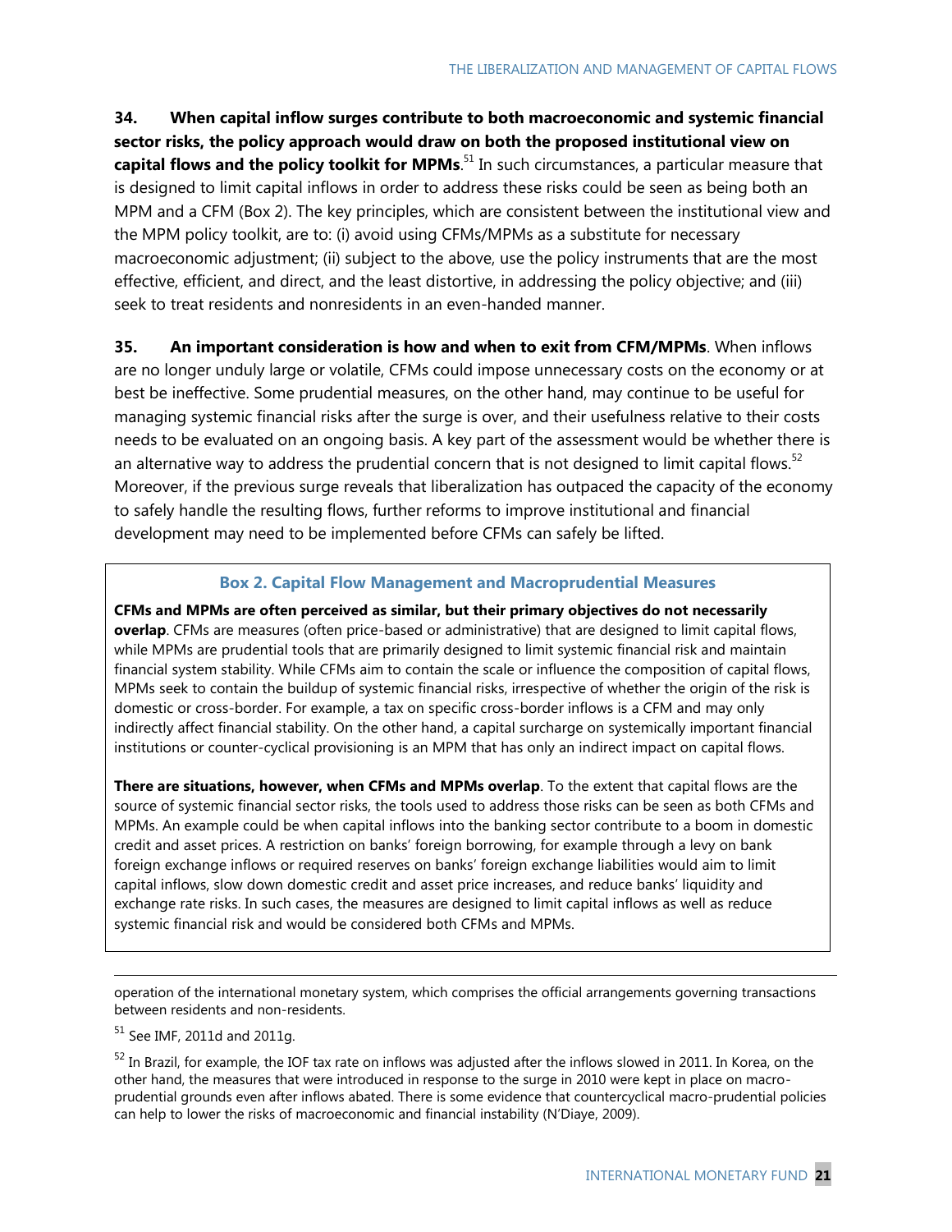**34. When capital inflow surges contribute to both macroeconomic and systemic financial sector risks, the policy approach would draw on both the proposed institutional view on capital flows and the policy toolkit for MPMs**.[51] In such circumstances, a particular measure that is designed to limit capital inflows in order to address these risks could be seen as being both an MPM and a CFM (Box 2). The key principles, which are consistent between the institutional view and the MPM policy toolkit, are to: (i) avoid using CFMs/MPMs as a substitute for necessary macroeconomic adjustment; (ii) subject to the above, use the policy instruments that are the most effective, efficient, and direct, and the least distortive, in addressing the policy objective; and (iii) seek to treat residents and nonresidents in an even-handed manner.

**35. An important consideration is how and when to exit from CFM/MPMs**. When inflows are no longer unduly large or volatile, CFMs could impose unnecessary costs on the economy or at best be ineffective. Some prudential measures, on the other hand, may continue to be useful for managing systemic financial risks after the surge is over, and their usefulness relative to their costs needs to be evaluated on an ongoing basis. A key part of the assessment would be whether there is an alternative way to address the prudential concern that is not designed to limit capital flows.[52] Moreover, if the previous surge reveals that liberalization has outpaced the capacity of the economy to safely handle the resulting flows, further reforms to improve institutional and financial development may need to be implemented before CFMs can safely be lifted.

### Box 2. Capital Flow Management and Macroprudential Measures

**CFMs and MPMs are often perceived as similar, but their primary objectives do not necessarily overlap**. CFMs are measures (often price-based or administrative) that are designed to limit capital flows, while MPMs are prudential tools that are primarily designed to limit systemic financial risk and maintain financial system stability. While CFMs aim to contain the scale or influence the composition of capital flows, MPMs seek to contain the buildup of systemic financial risks, irrespective of whether the origin of the risk is domestic or cross-border. For example, a tax on specific cross-border inflows is a CFM and may only indirectly affect financial stability. On the other hand, a capital surcharge on systemically important financial institutions or counter-cyclical provisioning is an MPM that has only an indirect impact on capital flows.

**There are situations, however, when CFMs and MPMs overlap**. To the extent that capital flows are the source of systemic financial sector risks, the tools used to address those risks can be seen as both CFMs and MPMs. An example could be when capital inflows into the banking sector contribute to a boom in domestic credit and asset prices. A restriction on banks' foreign borrowing, for example through a levy on bank foreign exchange inflows or required reserves on banks' foreign exchange liabilities would aim to limit capital inflows, slow down domestic credit and asset price increases, and reduce banks' liquidity and exchange rate risks. In such cases, the measures are designed to limit capital inflows as well as reduce systemic financial risk and would be considered both CFMs and MPMs.

---

operation of the international monetary system, which comprises the official arrangements governing transactions between residents and non-residents.

[51] See IMF, 2011d and 2011g.

[52] In Brazil, for example, the IOF tax rate on inflows was adjusted after the inflows slowed in 2011. In Korea, on the other hand, the measures that were introduced in response to the surge in 2010 were kept in place on macro-prudential grounds even after inflows abated. There is some evidence that countercyclical macro-prudential policies can help to lower the risks of macroeconomic and financial instability (N'Diaye, 2009).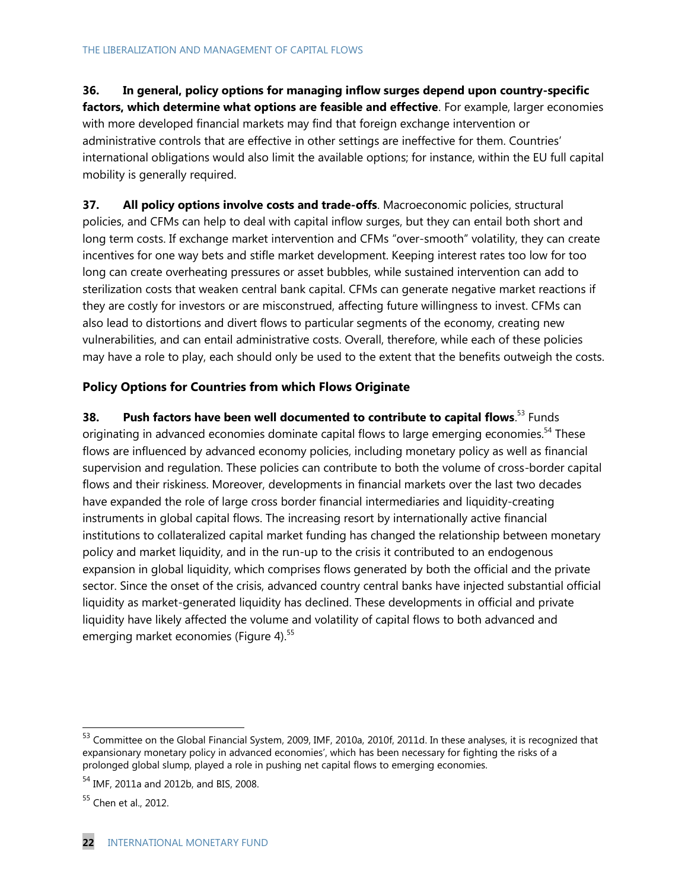**36. In general, policy options for managing inflow surges depend upon country-specific factors, which determine what options are feasible and effective**. For example, larger economies with more developed financial markets may find that foreign exchange intervention or administrative controls that are effective in other settings are ineffective for them. Countries' international obligations would also limit the available options; for instance, within the EU full capital mobility is generally required.

**37. All policy options involve costs and trade-offs**. Macroeconomic policies, structural policies, and CFMs can help to deal with capital inflow surges, but they can entail both short and long term costs. If exchange market intervention and CFMs "over-smooth" volatility, they can create incentives for one way bets and stifle market development. Keeping interest rates too low for too long can create overheating pressures or asset bubbles, while sustained intervention can add to sterilization costs that weaken central bank capital. CFMs can generate negative market reactions if they are costly for investors or are misconstrued, affecting future willingness to invest. CFMs can also lead to distortions and divert flows to particular segments of the economy, creating new vulnerabilities, and can entail administrative costs. Overall, therefore, while each of these policies may have a role to play, each should only be used to the extent that the benefits outweigh the costs.

### Policy Options for Countries from which Flows Originate

**38. Push factors have been well documented to contribute to capital flows**.[53] Funds originating in advanced economies dominate capital flows to large emerging economies.[54] These flows are influenced by advanced economy policies, including monetary policy as well as financial supervision and regulation. These policies can contribute to both the volume of cross-border capital flows and their riskiness. Moreover, developments in financial markets over the last two decades have expanded the role of large cross border financial intermediaries and liquidity-creating instruments in global capital flows. The increasing resort by internationally active financial institutions to collateralized capital market funding has changed the relationship between monetary policy and market liquidity, and in the run-up to the crisis it contributed to an endogenous expansion in global liquidity, which comprises flows generated by both the official and the private sector. Since the onset of the crisis, advanced country central banks have injected substantial official liquidity as market-generated liquidity has declined. These developments in official and private liquidity have likely affected the volume and volatility of capital flows to both advanced and emerging market economies (Figure 4).[55]

---

[53] Committee on the Global Financial System, 2009, IMF, 2010a, 2010f, 2011d. In these analyses, it is recognized that expansionary monetary policy in advanced economies', which has been necessary for fighting the risks of a prolonged global slump, played a role in pushing net capital flows to emerging economies.

[54] IMF, 2011a and 2012b, and BIS, 2008.

[55] Chen et al., 2012.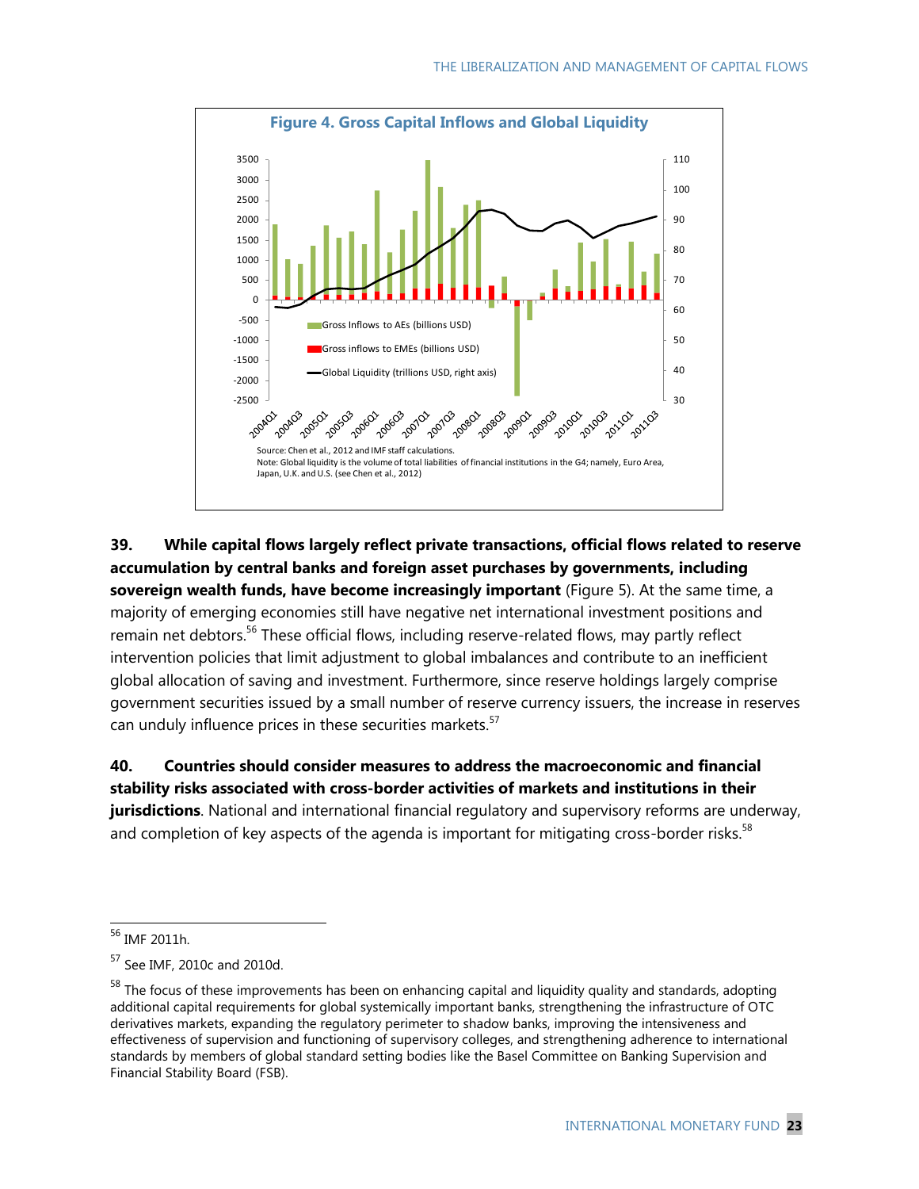**Figure 4. Gross Capital Inflows and Global Liquidity**

Source: Chen et al., 2012 and IMF staff calculations.
Note: Global liquidity is the volume of total liabilities of financial institutions in the G4; namely, Euro Area, Japan, U.K. and U.S. (see Chen et al., 2012)

**39. While capital flows largely reflect private transactions, official flows related to reserve accumulation by central banks and foreign asset purchases by governments, including sovereign wealth funds, have become increasingly important** (Figure 5). At the same time, a majority of emerging economies still have negative net international investment positions and remain net debtors.[56] These official flows, including reserve-related flows, may partly reflect intervention policies that limit adjustment to global imbalances and contribute to an inefficient global allocation of saving and investment. Furthermore, since reserve holdings largely comprise government securities issued by a small number of reserve currency issuers, the increase in reserves can unduly influence prices in these securities markets.[57]

**40. Countries should consider measures to address the macroeconomic and financial stability risks associated with cross-border activities of markets and institutions in their jurisdictions**. National and international financial regulatory and supervisory reforms are underway, and completion of key aspects of the agenda is important for mitigating cross-border risks.[58]

---

[56] IMF 2011h.

[57] See IMF, 2010c and 2010d.

[58] The focus of these improvements has been on enhancing capital and liquidity quality and standards, adopting additional capital requirements for global systemically important banks, strengthening the infrastructure of OTC derivatives markets, expanding the regulatory perimeter to shadow banks, improving the intensiveness and effectiveness of supervision and functioning of supervisory colleges, and strengthening adherence to international standards by members of global standard setting bodies like the Basel Committee on Banking Supervision and Financial Stability Board (FSB).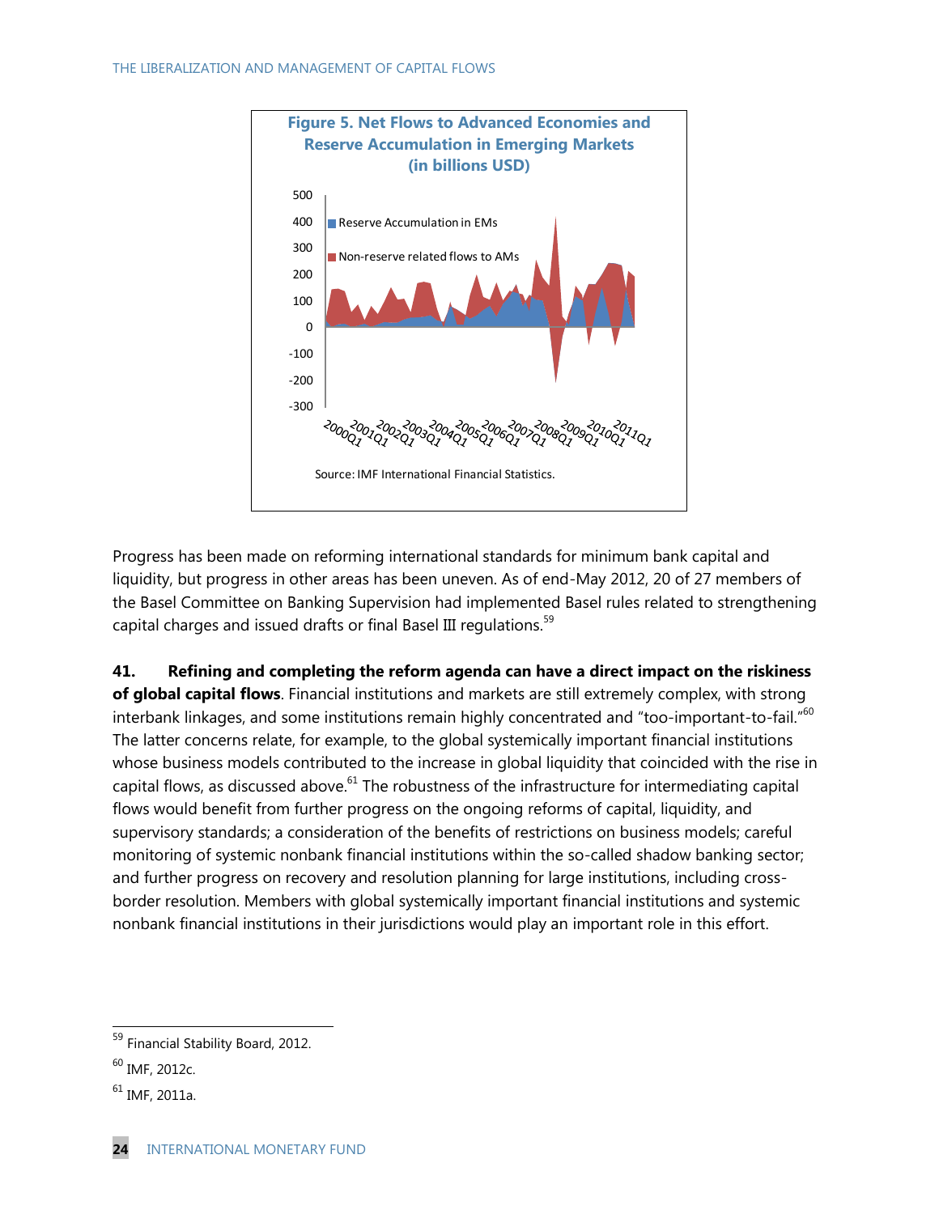**Figure 5. Net Flows to Advanced Economies and Reserve Accumulation in Emerging Markets (in billions USD)**

Source: IMF International Financial Statistics.

Progress has been made on reforming international standards for minimum bank capital and liquidity, but progress in other areas has been uneven. As of end-May 2012, 20 of 27 members of the Basel Committee on Banking Supervision had implemented Basel rules related to strengthening capital charges and issued drafts or final Basel III regulations.[59]

**41. Refining and completing the reform agenda can have a direct impact on the riskiness of global capital flows**. Financial institutions and markets are still extremely complex, with strong interbank linkages, and some institutions remain highly concentrated and "too-important-to-fail."[60] The latter concerns relate, for example, to the global systemically important financial institutions whose business models contributed to the increase in global liquidity that coincided with the rise in capital flows, as discussed above.[61] The robustness of the infrastructure for intermediating capital flows would benefit from further progress on the ongoing reforms of capital, liquidity, and supervisory standards; a consideration of the benefits of restrictions on business models; careful monitoring of systemic nonbank financial institutions within the so-called shadow banking sector; and further progress on recovery and resolution planning for large institutions, including cross-border resolution. Members with global systemically important financial institutions and systemic nonbank financial institutions in their jurisdictions would play an important role in this effort.

---

[59] Financial Stability Board, 2012.

[60] IMF, 2012c.

[61] IMF, 2011a.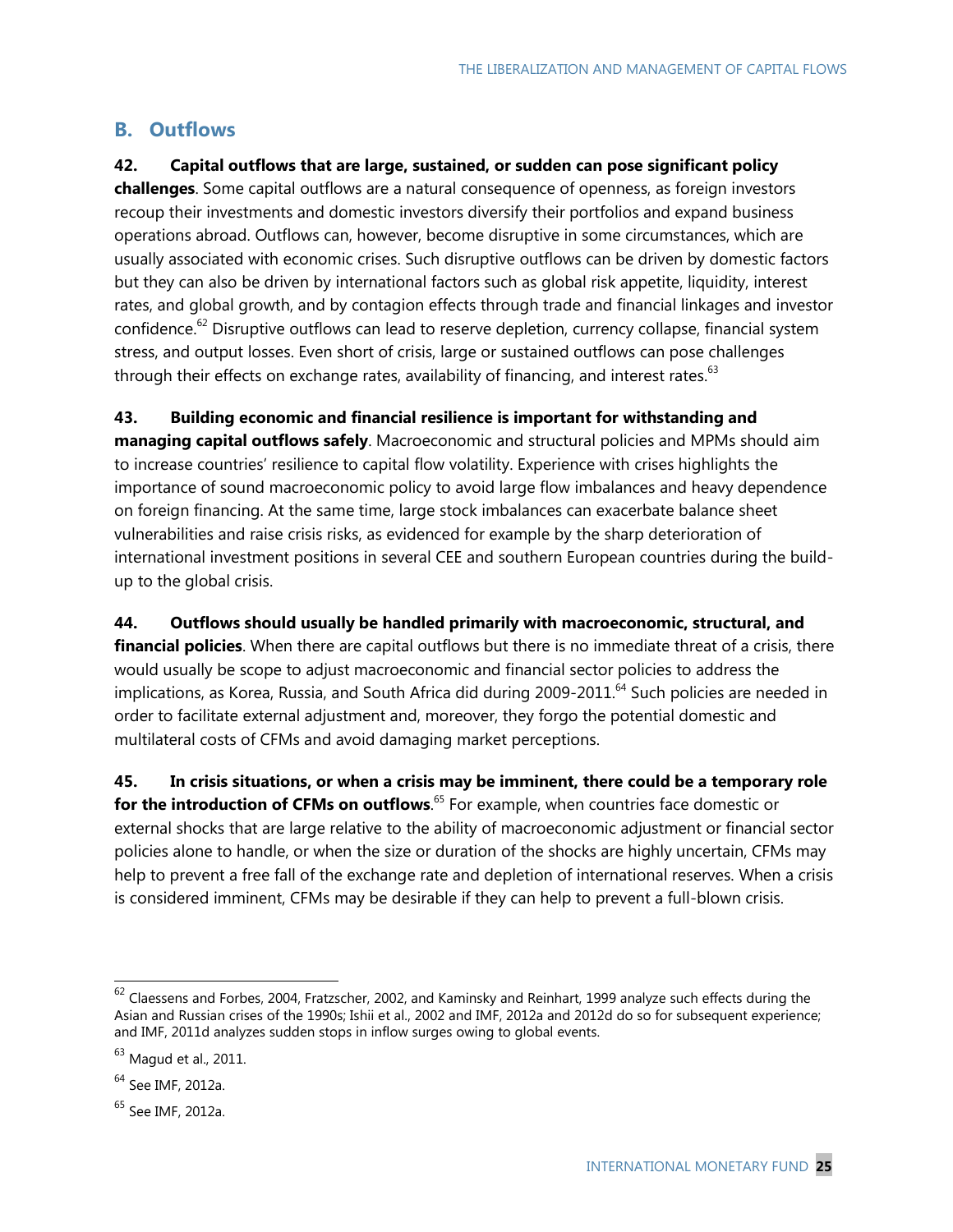## B. Outflows

**42. Capital outflows that are large, sustained, or sudden can pose significant policy challenges**. Some capital outflows are a natural consequence of openness, as foreign investors recoup their investments and domestic investors diversify their portfolios and expand business operations abroad. Outflows can, however, become disruptive in some circumstances, which are usually associated with economic crises. Such disruptive outflows can be driven by domestic factors but they can also be driven by international factors such as global risk appetite, liquidity, interest rates, and global growth, and by contagion effects through trade and financial linkages and investor confidence.[62] Disruptive outflows can lead to reserve depletion, currency collapse, financial system stress, and output losses. Even short of crisis, large or sustained outflows can pose challenges through their effects on exchange rates, availability of financing, and interest rates.[63]

**43. Building economic and financial resilience is important for withstanding and managing capital outflows safely**. Macroeconomic and structural policies and MPMs should aim to increase countries' resilience to capital flow volatility. Experience with crises highlights the importance of sound macroeconomic policy to avoid large flow imbalances and heavy dependence on foreign financing. At the same time, large stock imbalances can exacerbate balance sheet vulnerabilities and raise crisis risks, as evidenced for example by the sharp deterioration of international investment positions in several CEE and southern European countries during the build-up to the global crisis.

**44. Outflows should usually be handled primarily with macroeconomic, structural, and financial policies**. When there are capital outflows but there is no immediate threat of a crisis, there would usually be scope to adjust macroeconomic and financial sector policies to address the implications, as Korea, Russia, and South Africa did during 2009-2011.[64] Such policies are needed in order to facilitate external adjustment and, moreover, they forgo the potential domestic and multilateral costs of CFMs and avoid damaging market perceptions.

**45. In crisis situations, or when a crisis may be imminent, there could be a temporary role for the introduction of CFMs on outflows**.[65] For example, when countries face domestic or external shocks that are large relative to the ability of macroeconomic adjustment or financial sector policies alone to handle, or when the size or duration of the shocks are highly uncertain, CFMs may help to prevent a free fall of the exchange rate and depletion of international reserves. When a crisis is considered imminent, CFMs may be desirable if they can help to prevent a full-blown crisis.

---

[62] Claessens and Forbes, 2004, Fratzscher, 2002, and Kaminsky and Reinhart, 1999 analyze such effects during the Asian and Russian crises of the 1990s; Ishii et al., 2002 and IMF, 2012a and 2012d do so for subsequent experience; and IMF, 2011d analyzes sudden stops in inflow surges owing to global events.

[63] Magud et al., 2011.

[64] See IMF, 2012a.

[65] See IMF, 2012a.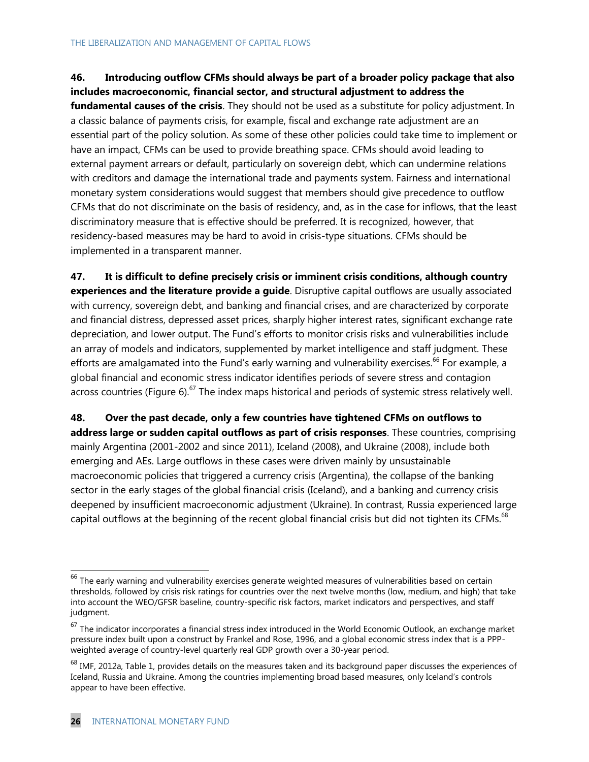**46. Introducing outflow CFMs should always be part of a broader policy package that also includes macroeconomic, financial sector, and structural adjustment to address the fundamental causes of the crisis**. They should not be used as a substitute for policy adjustment. In a classic balance of payments crisis, for example, fiscal and exchange rate adjustment are an essential part of the policy solution. As some of these other policies could take time to implement or have an impact, CFMs can be used to provide breathing space. CFMs should avoid leading to external payment arrears or default, particularly on sovereign debt, which can undermine relations with creditors and damage the international trade and payments system. Fairness and international monetary system considerations would suggest that members should give precedence to outflow CFMs that do not discriminate on the basis of residency, and, as in the case for inflows, that the least discriminatory measure that is effective should be preferred. It is recognized, however, that residency-based measures may be hard to avoid in crisis-type situations. CFMs should be implemented in a transparent manner.

**47. It is difficult to define precisely crisis or imminent crisis conditions, although country experiences and the literature provide a guide**. Disruptive capital outflows are usually associated with currency, sovereign debt, and banking and financial crises, and are characterized by corporate and financial distress, depressed asset prices, sharply higher interest rates, significant exchange rate depreciation, and lower output. The Fund's efforts to monitor crisis risks and vulnerabilities include an array of models and indicators, supplemented by market intelligence and staff judgment. These efforts are amalgamated into the Fund's early warning and vulnerability exercises.[66] For example, a global financial and economic stress indicator identifies periods of severe stress and contagion across countries (Figure 6).[67] The index maps historical and periods of systemic stress relatively well.

**48. Over the past decade, only a few countries have tightened CFMs on outflows to address large or sudden capital outflows as part of crisis responses**. These countries, comprising mainly Argentina (2001-2002 and since 2011), Iceland (2008), and Ukraine (2008), include both emerging and AEs. Large outflows in these cases were driven mainly by unsustainable macroeconomic policies that triggered a currency crisis (Argentina), the collapse of the banking sector in the early stages of the global financial crisis (Iceland), and a banking and currency crisis deepened by insufficient macroeconomic adjustment (Ukraine). In contrast, Russia experienced large capital outflows at the beginning of the recent global financial crisis but did not tighten its CFMs.[68]

---

[66] The early warning and vulnerability exercises generate weighted measures of vulnerabilities based on certain thresholds, followed by crisis risk ratings for countries over the next twelve months (low, medium, and high) that take into account the WEO/GFSR baseline, country-specific risk factors, market indicators and perspectives, and staff judgment.

[67] The indicator incorporates a financial stress index introduced in the World Economic Outlook, an exchange market pressure index built upon a construct by Frankel and Rose, 1996, and a global economic stress index that is a PPP-weighted average of country-level quarterly real GDP growth over a 30-year period.

[68] IMF, 2012a, Table 1, provides details on the measures taken and its background paper discusses the experiences of Iceland, Russia and Ukraine. Among the countries implementing broad based measures, only Iceland's controls appear to have been effective.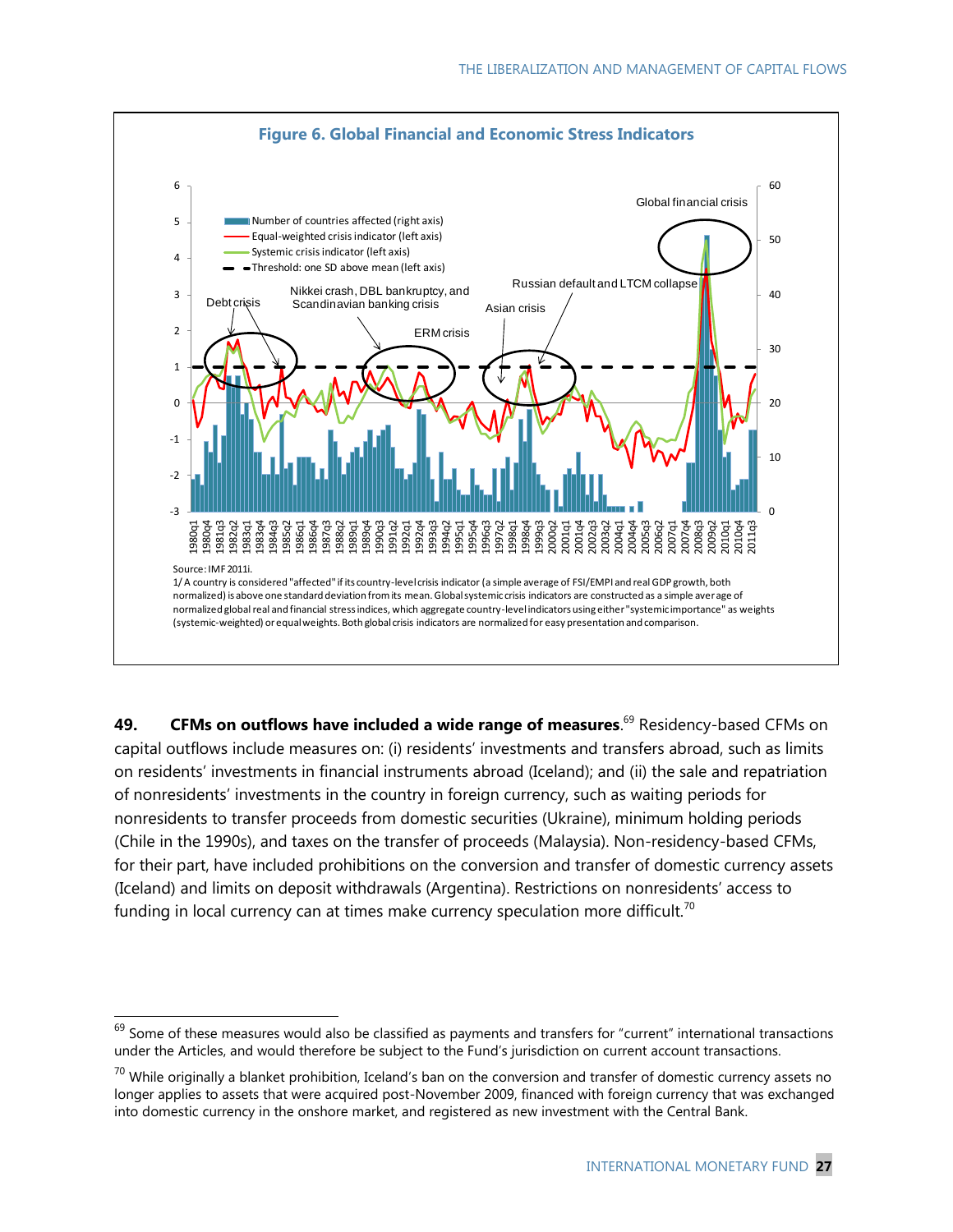**Figure 6. Global Financial and Economic Stress Indicators**

Source: IMF 2011i.

1/ A country is considered "affected" if its country-level crisis indicator (a simple average of FSI/EMPI and real GDP growth, both normalized) is above one standard deviation from its mean. Global systemic crisis indicators are constructed as a simple average of normalized global real and financial stress indices, which aggregate country-level indicators using either "systemic importance" as weights (systemic-weighted) or equal weights. Both global crisis indicators are normalized for easy presentation and comparison.

**49. CFMs on outflows have included a wide range of measures**.[69] Residency-based CFMs on capital outflows include measures on: (i) residents' investments and transfers abroad, such as limits on residents' investments in financial instruments abroad (Iceland); and (ii) the sale and repatriation of nonresidents' investments in the country in foreign currency, such as waiting periods for nonresidents to transfer proceeds from domestic securities (Ukraine), minimum holding periods (Chile in the 1990s), and taxes on the transfer of proceeds (Malaysia). Non-residency-based CFMs, for their part, have included prohibitions on the conversion and transfer of domestic currency assets (Iceland) and limits on deposit withdrawals (Argentina). Restrictions on nonresidents' access to funding in local currency can at times make currency speculation more difficult.[70]

---

[69] Some of these measures would also be classified as payments and transfers for "current" international transactions under the Articles, and would therefore be subject to the Fund's jurisdiction on current account transactions.

[70] While originally a blanket prohibition, Iceland's ban on the conversion and transfer of domestic currency assets no longer applies to assets that were acquired post-November 2009, financed with foreign currency that was exchanged into domestic currency in the onshore market, and registered as new investment with the Central Bank.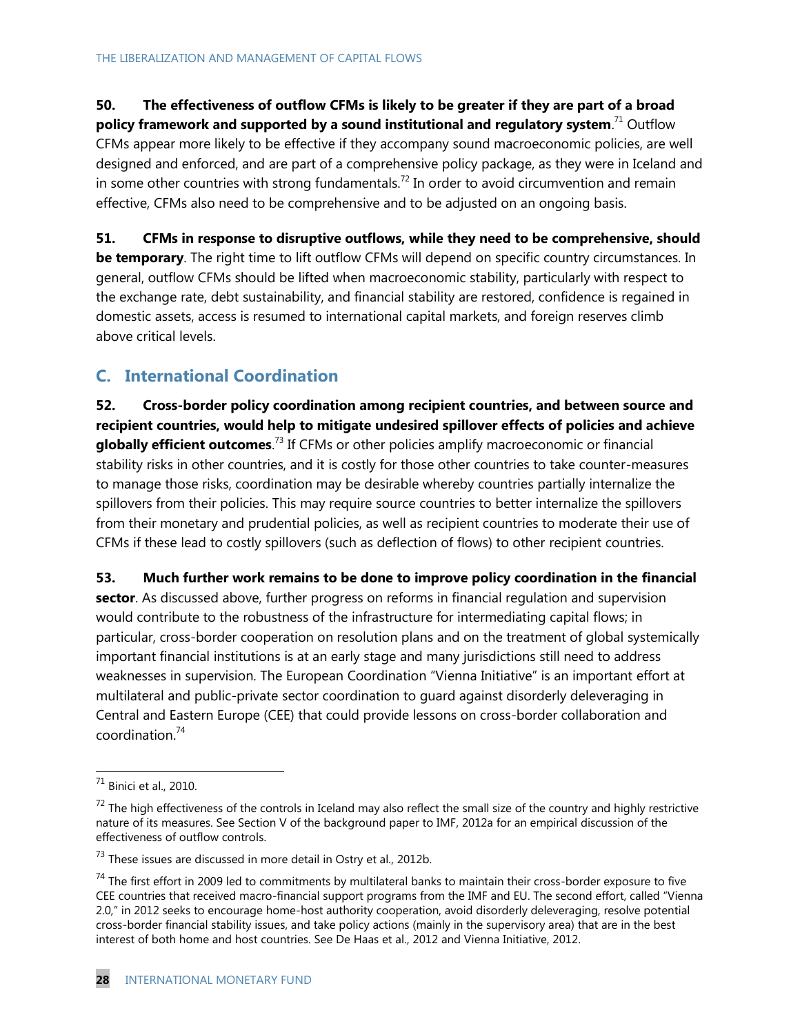**50. The effectiveness of outflow CFMs is likely to be greater if they are part of a broad policy framework and supported by a sound institutional and regulatory system**.[71] Outflow CFMs appear more likely to be effective if they accompany sound macroeconomic policies, are well designed and enforced, and are part of a comprehensive policy package, as they were in Iceland and in some other countries with strong fundamentals.[72] In order to avoid circumvention and remain effective, CFMs also need to be comprehensive and to be adjusted on an ongoing basis.

**51. CFMs in response to disruptive outflows, while they need to be comprehensive, should be temporary**. The right time to lift outflow CFMs will depend on specific country circumstances. In general, outflow CFMs should be lifted when macroeconomic stability, particularly with respect to the exchange rate, debt sustainability, and financial stability are restored, confidence is regained in domestic assets, access is resumed to international capital markets, and foreign reserves climb above critical levels.

## C. International Coordination

**52. Cross-border policy coordination among recipient countries, and between source and recipient countries, would help to mitigate undesired spillover effects of policies and achieve globally efficient outcomes**.[73] If CFMs or other policies amplify macroeconomic or financial stability risks in other countries, and it is costly for those other countries to take counter-measures to manage those risks, coordination may be desirable whereby countries partially internalize the spillovers from their policies. This may require source countries to better internalize the spillovers from their monetary and prudential policies, as well as recipient countries to moderate their use of CFMs if these lead to costly spillovers (such as deflection of flows) to other recipient countries.

**53. Much further work remains to be done to improve policy coordination in the financial sector**. As discussed above, further progress on reforms in financial regulation and supervision would contribute to the robustness of the infrastructure for intermediating capital flows; in particular, cross-border cooperation on resolution plans and on the treatment of global systemically important financial institutions is at an early stage and many jurisdictions still need to address weaknesses in supervision. The European Coordination "Vienna Initiative" is an important effort at multilateral and public-private sector coordination to guard against disorderly deleveraging in Central and Eastern Europe (CEE) that could provide lessons on cross-border collaboration and coordination.[74]

---

[71] Binici et al., 2010.

[72] The high effectiveness of the controls in Iceland may also reflect the small size of the country and highly restrictive nature of its measures. See Section V of the background paper to IMF, 2012a for an empirical discussion of the effectiveness of outflow controls.

[73] These issues are discussed in more detail in Ostry et al., 2012b.

[74] The first effort in 2009 led to commitments by multilateral banks to maintain their cross-border exposure to five CEE countries that received macro-financial support programs from the IMF and EU. The second effort, called "Vienna 2.0," in 2012 seeks to encourage home-host authority cooperation, avoid disorderly deleveraging, resolve potential cross-border financial stability issues, and take policy actions (mainly in the supervisory area) that are in the best interest of both home and host countries. See De Haas et al., 2012 and Vienna Initiative, 2012.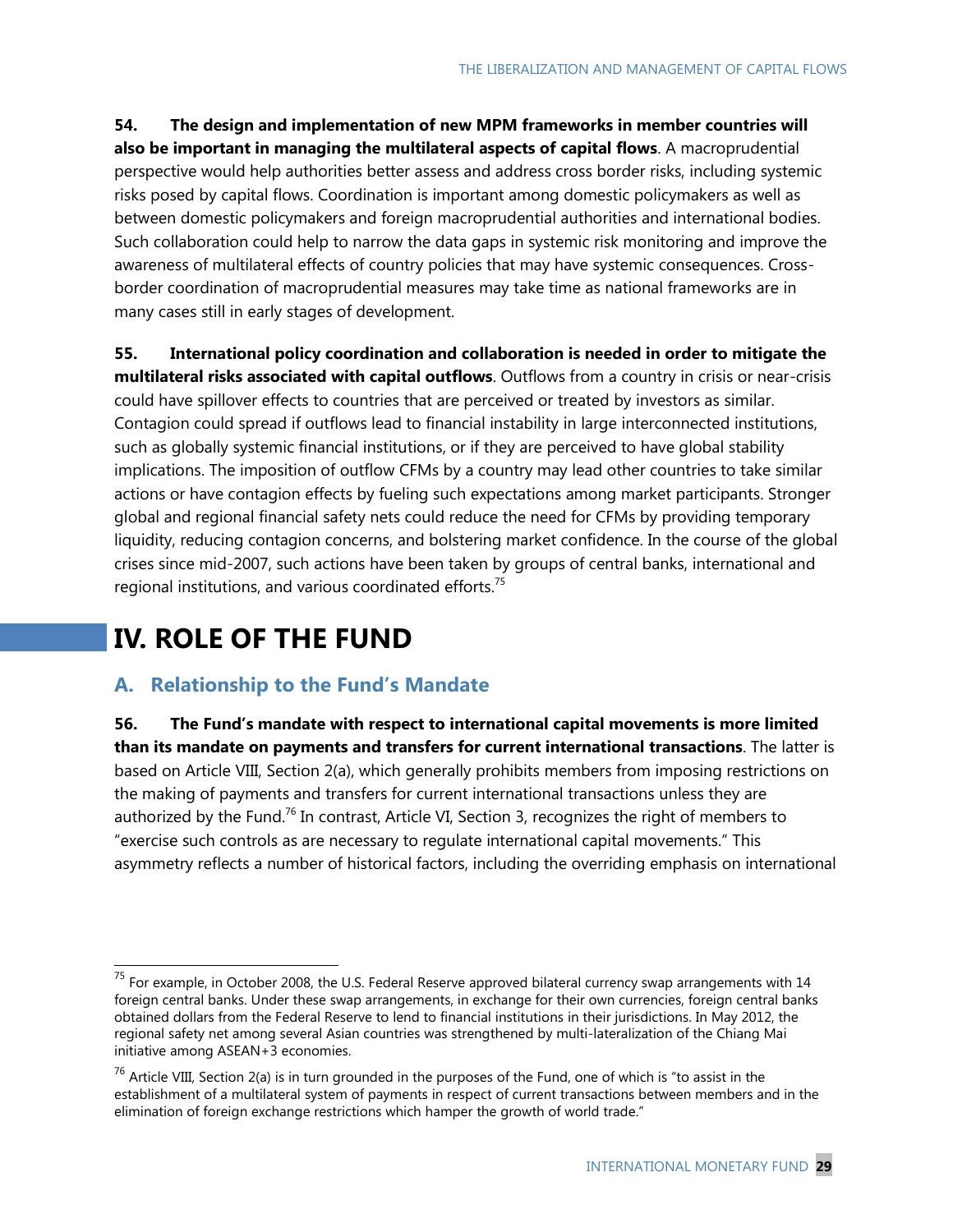**54. The design and implementation of new MPM frameworks in member countries will also be important in managing the multilateral aspects of capital flows**. A macroprudential perspective would help authorities better assess and address cross border risks, including systemic risks posed by capital flows. Coordination is important among domestic policymakers as well as between domestic policymakers and foreign macroprudential authorities and international bodies. Such collaboration could help to narrow the data gaps in systemic risk monitoring and improve the awareness of multilateral effects of country policies that may have systemic consequences. Cross-border coordination of macroprudential measures may take time as national frameworks are in many cases still in early stages of development.

**55. International policy coordination and collaboration is needed in order to mitigate the multilateral risks associated with capital outflows**. Outflows from a country in crisis or near-crisis could have spillover effects to countries that are perceived or treated by investors as similar. Contagion could spread if outflows lead to financial instability in large interconnected institutions, such as globally systemic financial institutions, or if they are perceived to have global stability implications. The imposition of outflow CFMs by a country may lead other countries to take similar actions or have contagion effects by fueling such expectations among market participants. Stronger global and regional financial safety nets could reduce the need for CFMs by providing temporary liquidity, reducing contagion concerns, and bolstering market confidence. In the course of the global crises since mid-2007, such actions have been taken by groups of central banks, international and regional institutions, and various coordinated efforts.[75]

# IV. ROLE OF THE FUND

## A. Relationship to the Fund's Mandate

**56. The Fund's mandate with respect to international capital movements is more limited than its mandate on payments and transfers for current international transactions**. The latter is based on Article VIII, Section 2(a), which generally prohibits members from imposing restrictions on the making of payments and transfers for current international transactions unless they are authorized by the Fund.[76] In contrast, Article VI, Section 3, recognizes the right of members to "exercise such controls as are necessary to regulate international capital movements." This asymmetry reflects a number of historical factors, including the overriding emphasis on international

---

[75] For example, in October 2008, the U.S. Federal Reserve approved bilateral currency swap arrangements with 14 foreign central banks. Under these swap arrangements, in exchange for their own currencies, foreign central banks obtained dollars from the Federal Reserve to lend to financial institutions in their jurisdictions. In May 2012, the regional safety net among several Asian countries was strengthened by multi-lateralization of the Chiang Mai initiative among ASEAN+3 economies.

[76] Article VIII, Section 2(a) is in turn grounded in the purposes of the Fund, one of which is "to assist in the establishment of a multilateral system of payments in respect of current transactions between members and in the elimination of foreign exchange restrictions which hamper the growth of world trade."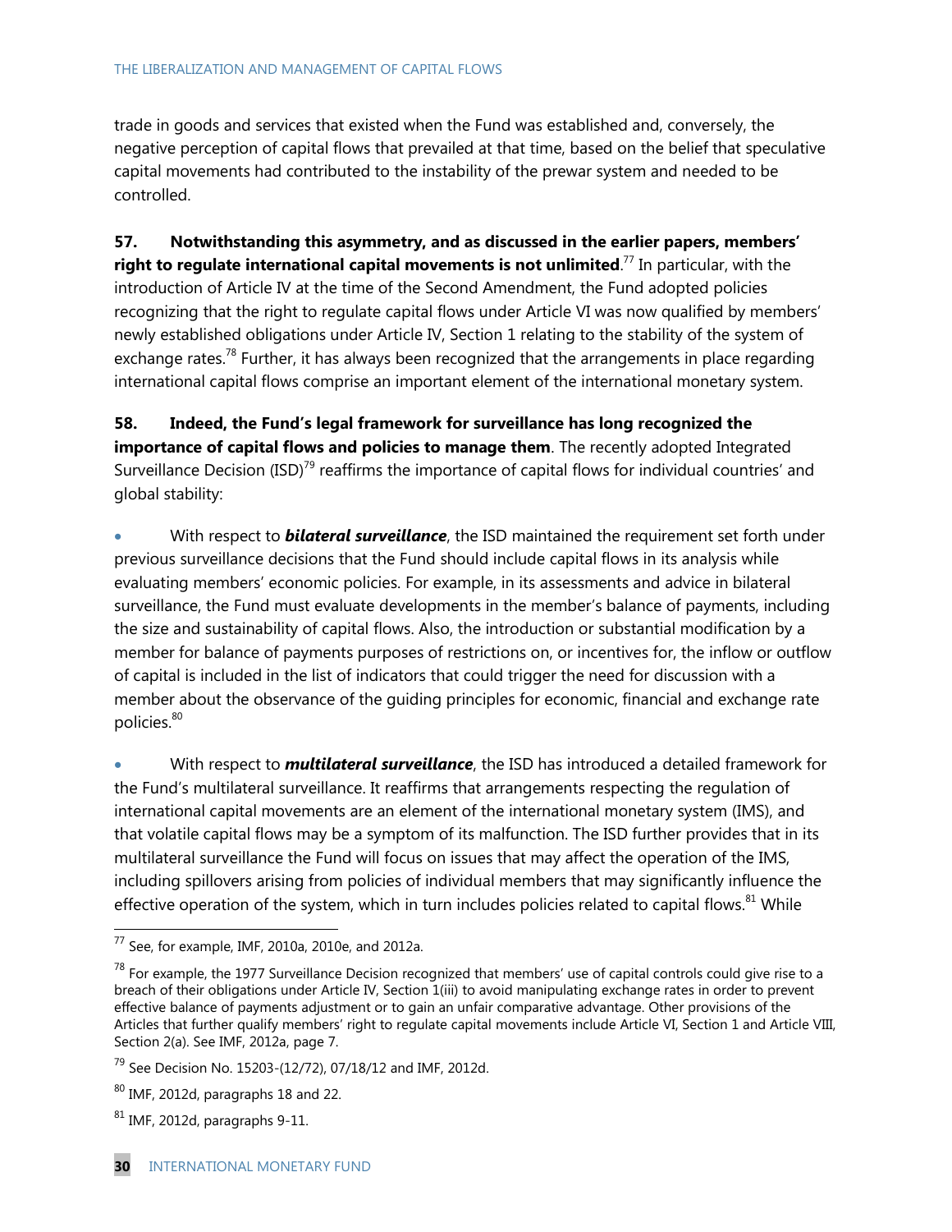trade in goods and services that existed when the Fund was established and, conversely, the negative perception of capital flows that prevailed at that time, based on the belief that speculative capital movements had contributed to the instability of the prewar system and needed to be controlled.

**57. Notwithstanding this asymmetry, and as discussed in the earlier papers, members' right to regulate international capital movements is not unlimited**.[77] In particular, with the introduction of Article IV at the time of the Second Amendment, the Fund adopted policies recognizing that the right to regulate capital flows under Article VI was now qualified by members' newly established obligations under Article IV, Section 1 relating to the stability of the system of exchange rates.[78] Further, it has always been recognized that the arrangements in place regarding international capital flows comprise an important element of the international monetary system.

**58. Indeed, the Fund's legal framework for surveillance has long recognized the importance of capital flows and policies to manage them**. The recently adopted Integrated Surveillance Decision (ISD)[79] reaffirms the importance of capital flows for individual countries' and global stability:

- With respect to ***bilateral surveillance***, the ISD maintained the requirement set forth under previous surveillance decisions that the Fund should include capital flows in its analysis while evaluating members' economic policies. For example, in its assessments and advice in bilateral surveillance, the Fund must evaluate developments in the member's balance of payments, including the size and sustainability of capital flows. Also, the introduction or substantial modification by a member for balance of payments purposes of restrictions on, or incentives for, the inflow or outflow of capital is included in the list of indicators that could trigger the need for discussion with a member about the observance of the guiding principles for economic, financial and exchange rate policies.[80]

- With respect to ***multilateral surveillance***, the ISD has introduced a detailed framework for the Fund's multilateral surveillance. It reaffirms that arrangements respecting the regulation of international capital movements are an element of the international monetary system (IMS), and that volatile capital flows may be a symptom of its malfunction. The ISD further provides that in its multilateral surveillance the Fund will focus on issues that may affect the operation of the IMS, including spillovers arising from policies of individual members that may significantly influence the effective operation of the system, which in turn includes policies related to capital flows.[81] While

---

[77] See, for example, IMF, 2010a, 2010e, and 2012a.

[78] For example, the 1977 Surveillance Decision recognized that members' use of capital controls could give rise to a breach of their obligations under Article IV, Section 1(iii) to avoid manipulating exchange rates in order to prevent effective balance of payments adjustment or to gain an unfair comparative advantage. Other provisions of the Articles that further qualify members' right to regulate capital movements include Article VI, Section 1 and Article VIII, Section 2(a). See IMF, 2012a, page 7.

[79] See Decision No. 15203-(12/72), 07/18/12 and IMF, 2012d.

[80] IMF, 2012d, paragraphs 18 and 22.

[81] IMF, 2012d, paragraphs 9-11.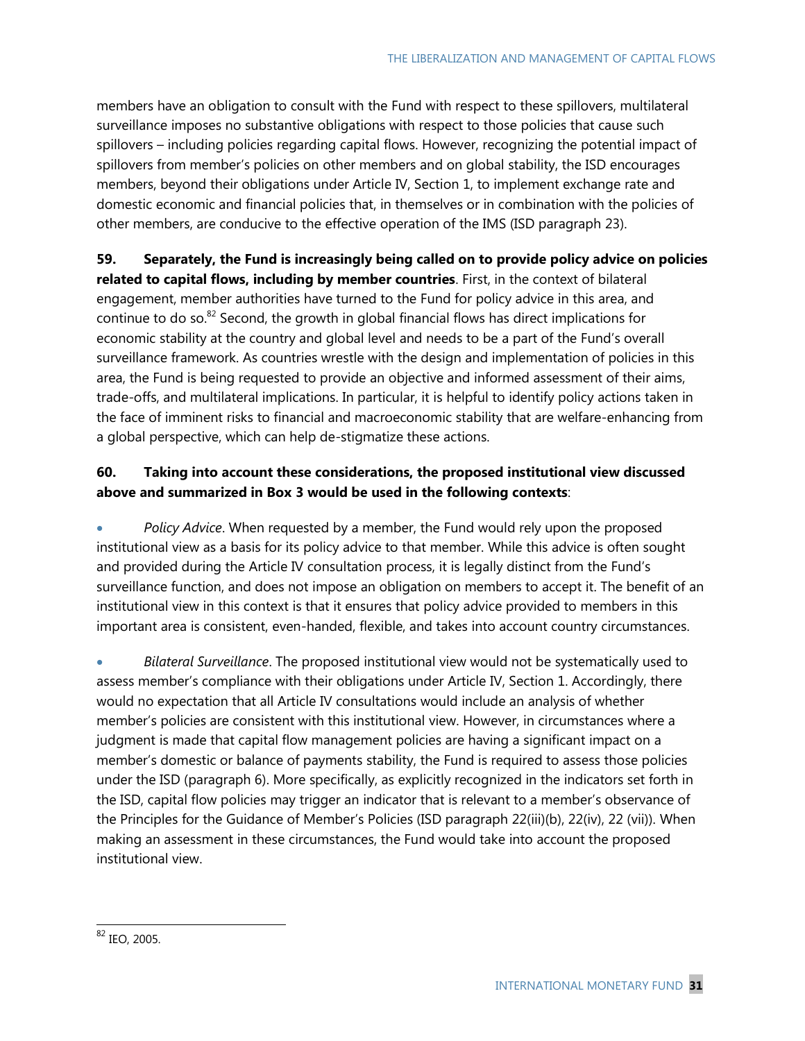members have an obligation to consult with the Fund with respect to these spillovers, multilateral surveillance imposes no substantive obligations with respect to those policies that cause such spillovers – including policies regarding capital flows. However, recognizing the potential impact of spillovers from member's policies on other members and on global stability, the ISD encourages members, beyond their obligations under Article IV, Section 1, to implement exchange rate and domestic economic and financial policies that, in themselves or in combination with the policies of other members, are conducive to the effective operation of the IMS (ISD paragraph 23).

**59. Separately, the Fund is increasingly being called on to provide policy advice on policies related to capital flows, including by member countries**. First, in the context of bilateral engagement, member authorities have turned to the Fund for policy advice in this area, and continue to do so.[82] Second, the growth in global financial flows has direct implications for economic stability at the country and global level and needs to be a part of the Fund's overall surveillance framework. As countries wrestle with the design and implementation of policies in this area, the Fund is being requested to provide an objective and informed assessment of their aims, trade-offs, and multilateral implications. In particular, it is helpful to identify policy actions taken in the face of imminent risks to financial and macroeconomic stability that are welfare-enhancing from a global perspective, which can help de-stigmatize these actions.

**60. Taking into account these considerations, the proposed institutional view discussed above and summarized in Box 3 would be used in the following contexts**:

- *Policy Advice*. When requested by a member, the Fund would rely upon the proposed institutional view as a basis for its policy advice to that member. While this advice is often sought and provided during the Article IV consultation process, it is legally distinct from the Fund's surveillance function, and does not impose an obligation on members to accept it. The benefit of an institutional view in this context is that it ensures that policy advice provided to members in this important area is consistent, even-handed, flexible, and takes into account country circumstances.

- *Bilateral Surveillance*. The proposed institutional view would not be systematically used to assess member's compliance with their obligations under Article IV, Section 1. Accordingly, there would no expectation that all Article IV consultations would include an analysis of whether member's policies are consistent with this institutional view. However, in circumstances where a judgment is made that capital flow management policies are having a significant impact on a member's domestic or balance of payments stability, the Fund is required to assess those policies under the ISD (paragraph 6). More specifically, as explicitly recognized in the indicators set forth in the ISD, capital flow policies may trigger an indicator that is relevant to a member's observance of the Principles for the Guidance of Member's Policies (ISD paragraph 22(iii)(b), 22(iv), 22 (vii)). When making an assessment in these circumstances, the Fund would take into account the proposed institutional view.

[82] IEO, 2005.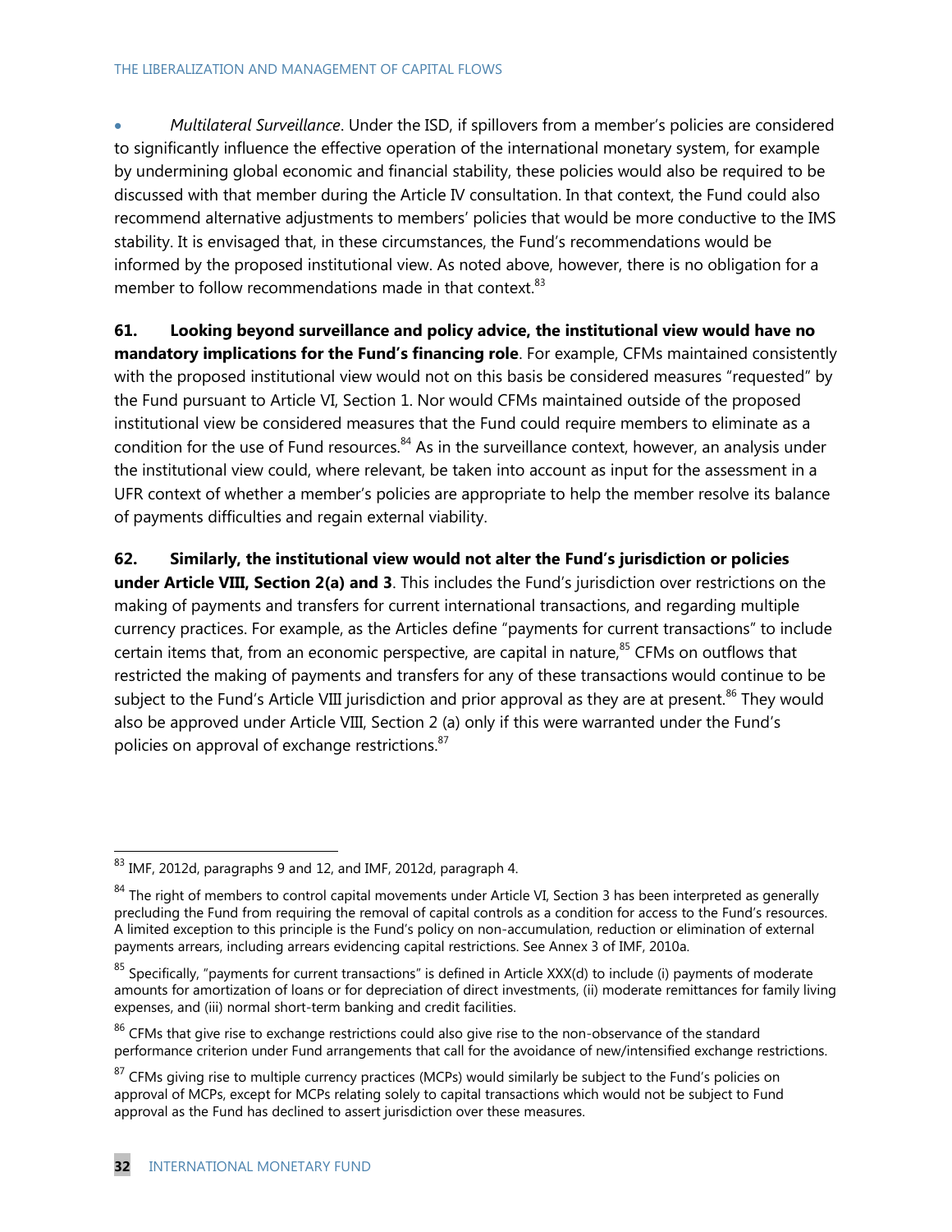- *Multilateral Surveillance*. Under the ISD, if spillovers from a member's policies are considered to significantly influence the effective operation of the international monetary system, for example by undermining global economic and financial stability, these policies would also be required to be discussed with that member during the Article IV consultation. In that context, the Fund could also recommend alternative adjustments to members' policies that would be more conductive to the IMS stability. It is envisaged that, in these circumstances, the Fund's recommendations would be informed by the proposed institutional view. As noted above, however, there is no obligation for a member to follow recommendations made in that context.[83]

**61. Looking beyond surveillance and policy advice, the institutional view would have no mandatory implications for the Fund's financing role**. For example, CFMs maintained consistently with the proposed institutional view would not on this basis be considered measures "requested" by the Fund pursuant to Article VI, Section 1. Nor would CFMs maintained outside of the proposed institutional view be considered measures that the Fund could require members to eliminate as a condition for the use of Fund resources.[84] As in the surveillance context, however, an analysis under the institutional view could, where relevant, be taken into account as input for the assessment in a UFR context of whether a member's policies are appropriate to help the member resolve its balance of payments difficulties and regain external viability.

**62. Similarly, the institutional view would not alter the Fund's jurisdiction or policies under Article VIII, Section 2(a) and 3**. This includes the Fund's jurisdiction over restrictions on the making of payments and transfers for current international transactions, and regarding multiple currency practices. For example, as the Articles define "payments for current transactions" to include certain items that, from an economic perspective, are capital in nature,[85] CFMs on outflows that restricted the making of payments and transfers for any of these transactions would continue to be subject to the Fund's Article VIII jurisdiction and prior approval as they are at present.[86] They would also be approved under Article VIII, Section 2 (a) only if this were warranted under the Fund's policies on approval of exchange restrictions.[87]

---

[83] IMF, 2012d, paragraphs 9 and 12, and IMF, 2012d, paragraph 4.

[84] The right of members to control capital movements under Article VI, Section 3 has been interpreted as generally precluding the Fund from requiring the removal of capital controls as a condition for access to the Fund's resources. A limited exception to this principle is the Fund's policy on non-accumulation, reduction or elimination of external payments arrears, including arrears evidencing capital restrictions. See Annex 3 of IMF, 2010a.

[85] Specifically, "payments for current transactions" is defined in Article XXX(d) to include (i) payments of moderate amounts for amortization of loans or for depreciation of direct investments, (ii) moderate remittances for family living expenses, and (iii) normal short-term banking and credit facilities.

[86] CFMs that give rise to exchange restrictions could also give rise to the non-observance of the standard performance criterion under Fund arrangements that call for the avoidance of new/intensified exchange restrictions.

[87] CFMs giving rise to multiple currency practices (MCPs) would similarly be subject to the Fund's policies on approval of MCPs, except for MCPs relating solely to capital transactions which would not be subject to Fund approval as the Fund has declined to assert jurisdiction over these measures.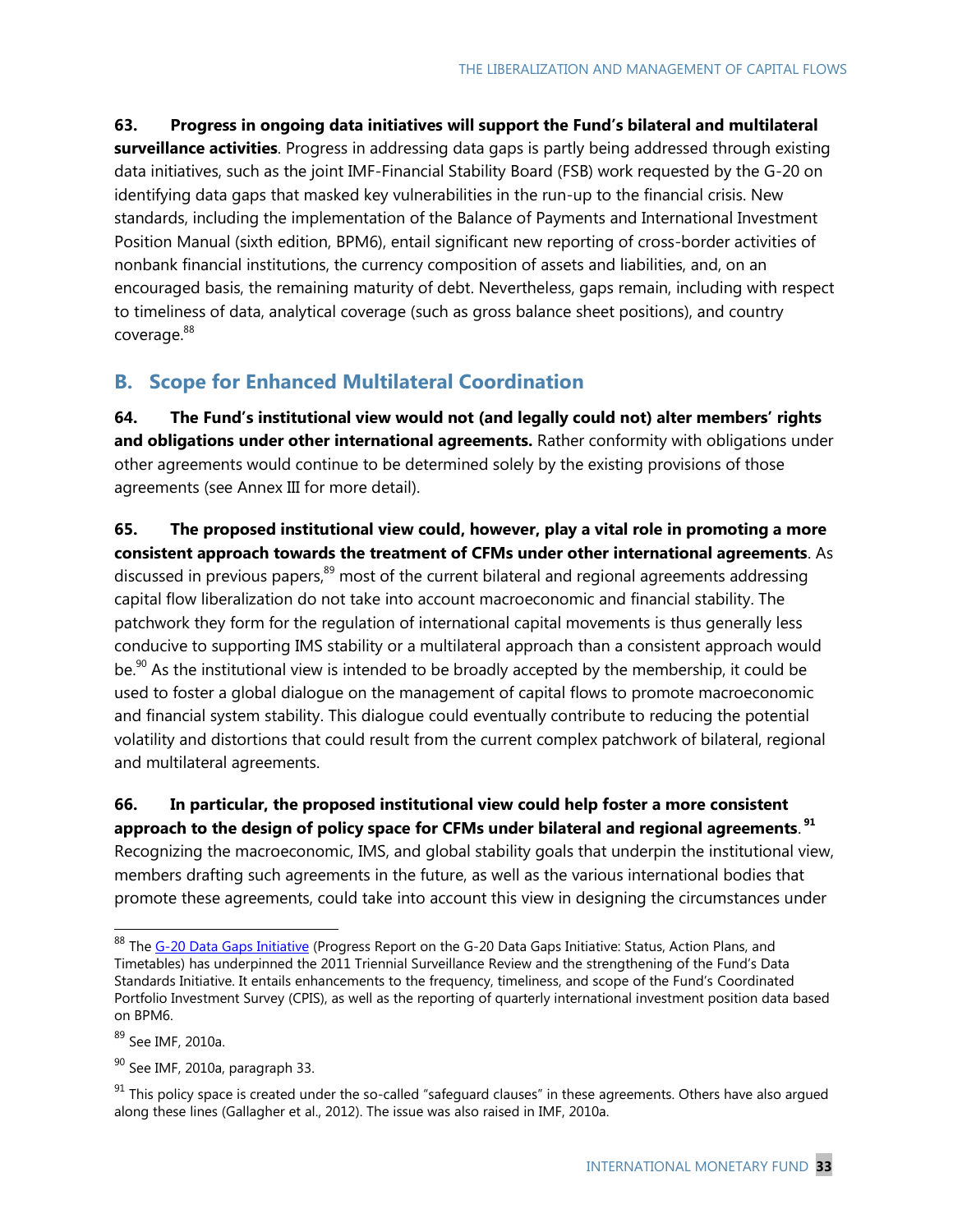**63. Progress in ongoing data initiatives will support the Fund's bilateral and multilateral surveillance activities**. Progress in addressing data gaps is partly being addressed through existing data initiatives, such as the joint IMF-Financial Stability Board (FSB) work requested by the G-20 on identifying data gaps that masked key vulnerabilities in the run-up to the financial crisis. New standards, including the implementation of the Balance of Payments and International Investment Position Manual (sixth edition, BPM6), entail significant new reporting of cross-border activities of nonbank financial institutions, the currency composition of assets and liabilities, and, on an encouraged basis, the remaining maturity of debt. Nevertheless, gaps remain, including with respect to timeliness of data, analytical coverage (such as gross balance sheet positions), and country coverage.[88]

## B. Scope for Enhanced Multilateral Coordination

**64. The Fund's institutional view would not (and legally could not) alter members' rights and obligations under other international agreements.** Rather conformity with obligations under other agreements would continue to be determined solely by the existing provisions of those agreements (see Annex III for more detail).

**65. The proposed institutional view could, however, play a vital role in promoting a more consistent approach towards the treatment of CFMs under other international agreements**. As discussed in previous papers,[89] most of the current bilateral and regional agreements addressing capital flow liberalization do not take into account macroeconomic and financial stability. The patchwork they form for the regulation of international capital movements is thus generally less conducive to supporting IMS stability or a multilateral approach than a consistent approach would be.[90] As the institutional view is intended to be broadly accepted by the membership, it could be used to foster a global dialogue on the management of capital flows to promote macroeconomic and financial system stability. This dialogue could eventually contribute to reducing the potential volatility and distortions that could result from the current complex patchwork of bilateral, regional and multilateral agreements.

**66. In particular, the proposed institutional view could help foster a more consistent approach to the design of policy space for CFMs under bilateral and regional agreements**.[91] Recognizing the macroeconomic, IMS, and global stability goals that underpin the institutional view, members drafting such agreements in the future, as well as the various international bodies that promote these agreements, could take into account this view in designing the circumstances under

---

[88] The G-20 Data Gaps Initiative (Progress Report on the G-20 Data Gaps Initiative: Status, Action Plans, and Timetables) has underpinned the 2011 Triennial Surveillance Review and the strengthening of the Fund's Data Standards Initiative. It entails enhancements to the frequency, timeliness, and scope of the Fund's Coordinated Portfolio Investment Survey (CPIS), as well as the reporting of quarterly international investment position data based on BPM6.

[89] See IMF, 2010a.

[90] See IMF, 2010a, paragraph 33.

[91] This policy space is created under the so-called "safeguard clauses" in these agreements. Others have also argued along these lines (Gallagher et al., 2012). The issue was also raised in IMF, 2010a.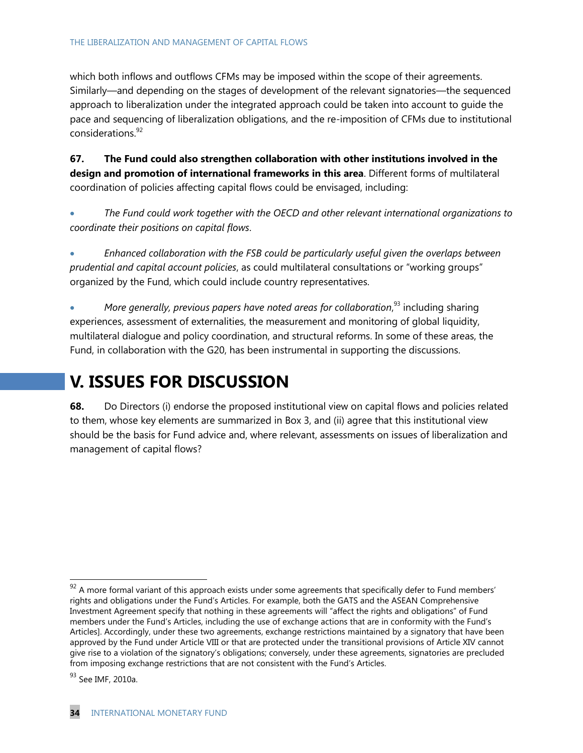which both inflows and outflows CFMs may be imposed within the scope of their agreements. Similarly—and depending on the stages of development of the relevant signatories—the sequenced approach to liberalization under the integrated approach could be taken into account to guide the pace and sequencing of liberalization obligations, and the re-imposition of CFMs due to institutional considerations.[92]

**67. The Fund could also strengthen collaboration with other institutions involved in the design and promotion of international frameworks in this area**. Different forms of multilateral coordination of policies affecting capital flows could be envisaged, including:

- *The Fund could work together with the OECD and other relevant international organizations to coordinate their positions on capital flows*.
- *Enhanced collaboration with the FSB could be particularly useful given the overlaps between prudential and capital account policies*, as could multilateral consultations or "working groups" organized by the Fund, which could include country representatives.
- *More generally, previous papers have noted areas for collaboration*,[93] including sharing experiences, assessment of externalities, the measurement and monitoring of global liquidity, multilateral dialogue and policy coordination, and structural reforms. In some of these areas, the Fund, in collaboration with the G20, has been instrumental in supporting the discussions.

# V. ISSUES FOR DISCUSSION

**68.** Do Directors (i) endorse the proposed institutional view on capital flows and policies related to them, whose key elements are summarized in Box 3, and (ii) agree that this institutional view should be the basis for Fund advice and, where relevant, assessments on issues of liberalization and management of capital flows?

---

[92] A more formal variant of this approach exists under some agreements that specifically defer to Fund members' rights and obligations under the Fund's Articles. For example, both the GATS and the ASEAN Comprehensive Investment Agreement specify that nothing in these agreements will "affect the rights and obligations" of Fund members under the Fund's Articles, including the use of exchange actions that are in conformity with the Fund's Articles]. Accordingly, under these two agreements, exchange restrictions maintained by a signatory that have been approved by the Fund under Article VIII or that are protected under the transitional provisions of Article XIV cannot give rise to a violation of the signatory's obligations; conversely, under these agreements, signatories are precluded from imposing exchange restrictions that are not consistent with the Fund's Articles.

[93] See IMF, 2010a.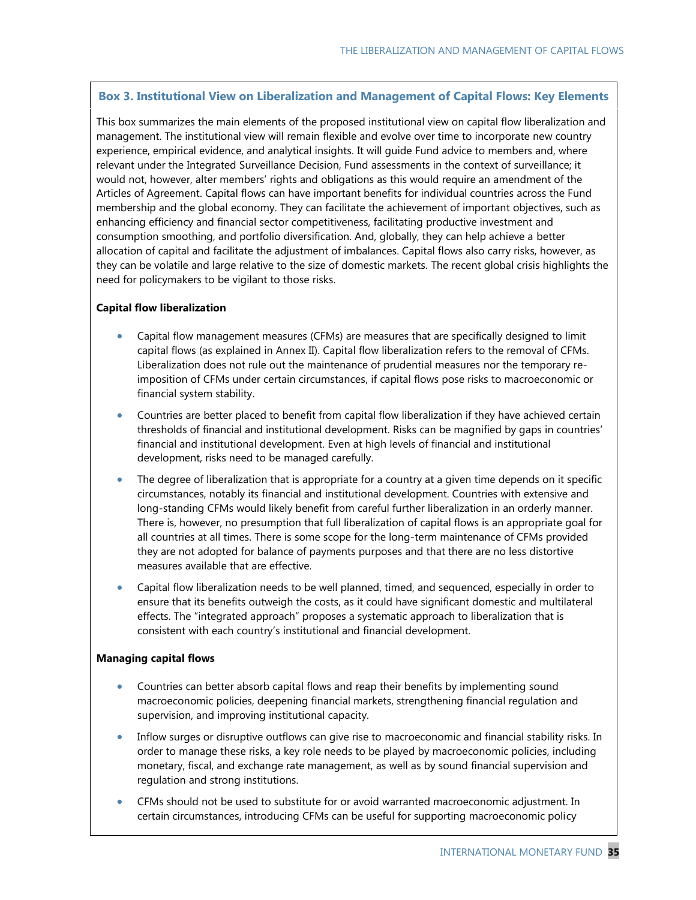### Box 3. Institutional View on Liberalization and Management of Capital Flows: Key Elements

This box summarizes the main elements of the proposed institutional view on capital flow liberalization and management. The institutional view will remain flexible and evolve over time to incorporate new country experience, empirical evidence, and analytical insights. It will guide Fund advice to members and, where relevant under the Integrated Surveillance Decision, Fund assessments in the context of surveillance; it would not, however, alter members' rights and obligations as this would require an amendment of the Articles of Agreement. Capital flows can have important benefits for individual countries across the Fund membership and the global economy. They can facilitate the achievement of important objectives, such as enhancing efficiency and financial sector competitiveness, facilitating productive investment and consumption smoothing, and portfolio diversification. And, globally, they can help achieve a better allocation of capital and facilitate the adjustment of imbalances. Capital flows also carry risks, however, as they can be volatile and large relative to the size of domestic markets. The recent global crisis highlights the need for policymakers to be vigilant to those risks.

**Capital flow liberalization**

- Capital flow management measures (CFMs) are measures that are specifically designed to limit capital flows (as explained in Annex II). Capital flow liberalization refers to the removal of CFMs. Liberalization does not rule out the maintenance of prudential measures nor the temporary re-imposition of CFMs under certain circumstances, if capital flows pose risks to macroeconomic or financial system stability.
- Countries are better placed to benefit from capital flow liberalization if they have achieved certain thresholds of financial and institutional development. Risks can be magnified by gaps in countries' financial and institutional development. Even at high levels of financial and institutional development, risks need to be managed carefully.
- The degree of liberalization that is appropriate for a country at a given time depends on it specific circumstances, notably its financial and institutional development. Countries with extensive and long-standing CFMs would likely benefit from careful further liberalization in an orderly manner. There is, however, no presumption that full liberalization of capital flows is an appropriate goal for all countries at all times. There is some scope for the long-term maintenance of CFMs provided they are not adopted for balance of payments purposes and that there are no less distortive measures available that are effective.
- Capital flow liberalization needs to be well planned, timed, and sequenced, especially in order to ensure that its benefits outweigh the costs, as it could have significant domestic and multilateral effects. The "integrated approach" proposes a systematic approach to liberalization that is consistent with each country's institutional and financial development.

**Managing capital flows**

- Countries can better absorb capital flows and reap their benefits by implementing sound macroeconomic policies, deepening financial markets, strengthening financial regulation and supervision, and improving institutional capacity.
- Inflow surges or disruptive outflows can give rise to macroeconomic and financial stability risks. In order to manage these risks, a key role needs to be played by macroeconomic policies, including monetary, fiscal, and exchange rate management, as well as by sound financial supervision and regulation and strong institutions.
- CFMs should not be used to substitute for or avoid warranted macroeconomic adjustment. In certain circumstances, introducing CFMs can be useful for supporting macroeconomic policy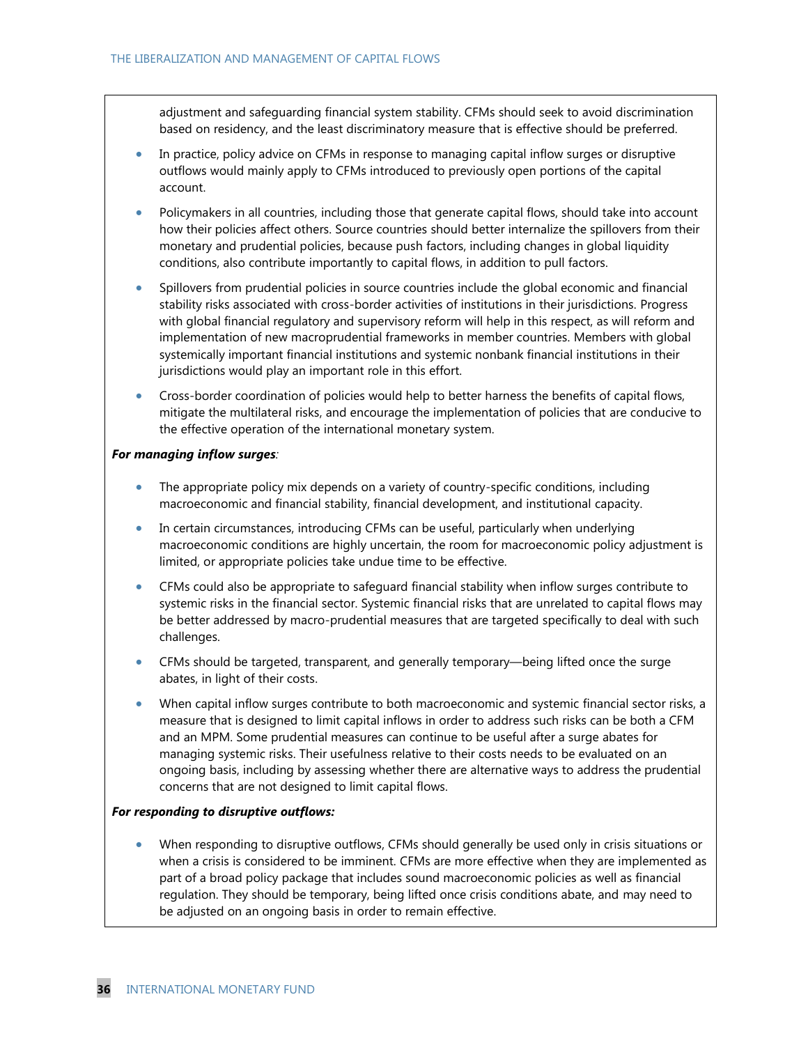adjustment and safeguarding financial system stability. CFMs should seek to avoid discrimination based on residency, and the least discriminatory measure that is effective should be preferred.

- In practice, policy advice on CFMs in response to managing capital inflow surges or disruptive outflows would mainly apply to CFMs introduced to previously open portions of the capital account.
- Policymakers in all countries, including those that generate capital flows, should take into account how their policies affect others. Source countries should better internalize the spillovers from their monetary and prudential policies, because push factors, including changes in global liquidity conditions, also contribute importantly to capital flows, in addition to pull factors.
- Spillovers from prudential policies in source countries include the global economic and financial stability risks associated with cross-border activities of institutions in their jurisdictions. Progress with global financial regulatory and supervisory reform will help in this respect, as will reform and implementation of new macroprudential frameworks in member countries. Members with global systemically important financial institutions and systemic nonbank financial institutions in their jurisdictions would play an important role in this effort.
- Cross-border coordination of policies would help to better harness the benefits of capital flows, mitigate the multilateral risks, and encourage the implementation of policies that are conducive to the effective operation of the international monetary system.

***For managing inflow surges***:

- The appropriate policy mix depends on a variety of country-specific conditions, including macroeconomic and financial stability, financial development, and institutional capacity.
- In certain circumstances, introducing CFMs can be useful, particularly when underlying macroeconomic conditions are highly uncertain, the room for macroeconomic policy adjustment is limited, or appropriate policies take undue time to be effective.
- CFMs could also be appropriate to safeguard financial stability when inflow surges contribute to systemic risks in the financial sector. Systemic financial risks that are unrelated to capital flows may be better addressed by macro-prudential measures that are targeted specifically to deal with such challenges.
- CFMs should be targeted, transparent, and generally temporary—being lifted once the surge abates, in light of their costs.
- When capital inflow surges contribute to both macroeconomic and systemic financial sector risks, a measure that is designed to limit capital inflows in order to address such risks can be both a CFM and an MPM. Some prudential measures can continue to be useful after a surge abates for managing systemic risks. Their usefulness relative to their costs needs to be evaluated on an ongoing basis, including by assessing whether there are alternative ways to address the prudential concerns that are not designed to limit capital flows.

***For responding to disruptive outflows:***

- When responding to disruptive outflows, CFMs should generally be used only in crisis situations or when a crisis is considered to be imminent. CFMs are more effective when they are implemented as part of a broad policy package that includes sound macroeconomic policies as well as financial regulation. They should be temporary, being lifted once crisis conditions abate, and may need to be adjusted on an ongoing basis in order to remain effective.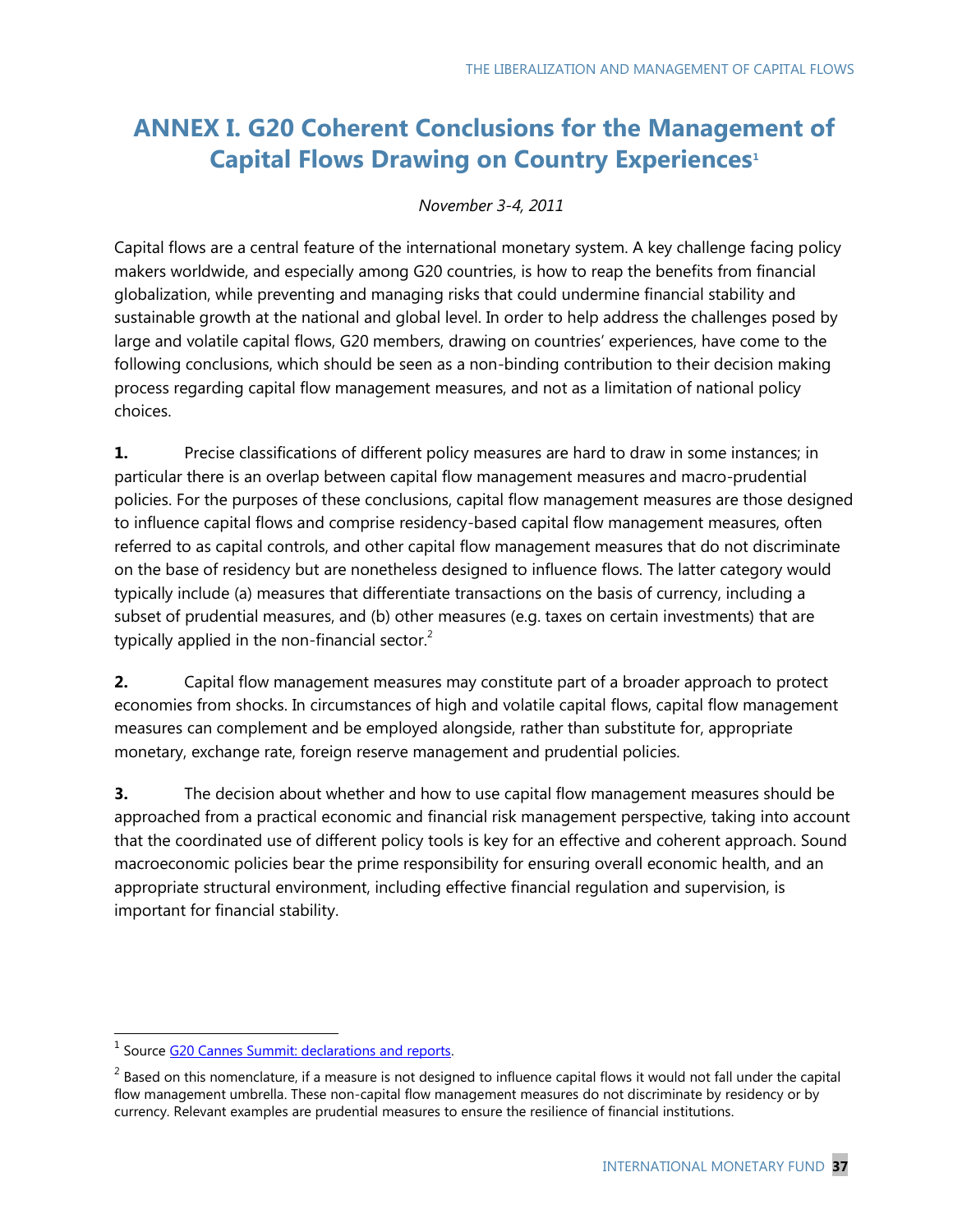# ANNEX I. G20 Coherent Conclusions for the Management of Capital Flows Drawing on Country Experiences[1]

*November 3-4, 2011*

Capital flows are a central feature of the international monetary system. A key challenge facing policy makers worldwide, and especially among G20 countries, is how to reap the benefits from financial globalization, while preventing and managing risks that could undermine financial stability and sustainable growth at the national and global level. In order to help address the challenges posed by large and volatile capital flows, G20 members, drawing on countries' experiences, have come to the following conclusions, which should be seen as a non-binding contribution to their decision making process regarding capital flow management measures, and not as a limitation of national policy choices.

**1.** Precise classifications of different policy measures are hard to draw in some instances; in particular there is an overlap between capital flow management measures and macro-prudential policies. For the purposes of these conclusions, capital flow management measures are those designed to influence capital flows and comprise residency-based capital flow management measures, often referred to as capital controls, and other capital flow management measures that do not discriminate on the base of residency but are nonetheless designed to influence flows. The latter category would typically include (a) measures that differentiate transactions on the basis of currency, including a subset of prudential measures, and (b) other measures (e.g. taxes on certain investments) that are typically applied in the non-financial sector.[2]

**2.** Capital flow management measures may constitute part of a broader approach to protect economies from shocks. In circumstances of high and volatile capital flows, capital flow management measures can complement and be employed alongside, rather than substitute for, appropriate monetary, exchange rate, foreign reserve management and prudential policies.

**3.** The decision about whether and how to use capital flow management measures should be approached from a practical economic and financial risk management perspective, taking into account that the coordinated use of different policy tools is key for an effective and coherent approach. Sound macroeconomic policies bear the prime responsibility for ensuring overall economic health, and an appropriate structural environment, including effective financial regulation and supervision, is important for financial stability.

---

[1] Source [G20 Cannes Summit: declarations and reports](G20 Cannes Summit: declarations and reports).

[2] Based on this nomenclature, if a measure is not designed to influence capital flows it would not fall under the capital flow management umbrella. These non-capital flow management measures do not discriminate by residency or by currency. Relevant examples are prudential measures to ensure the resilience of financial institutions.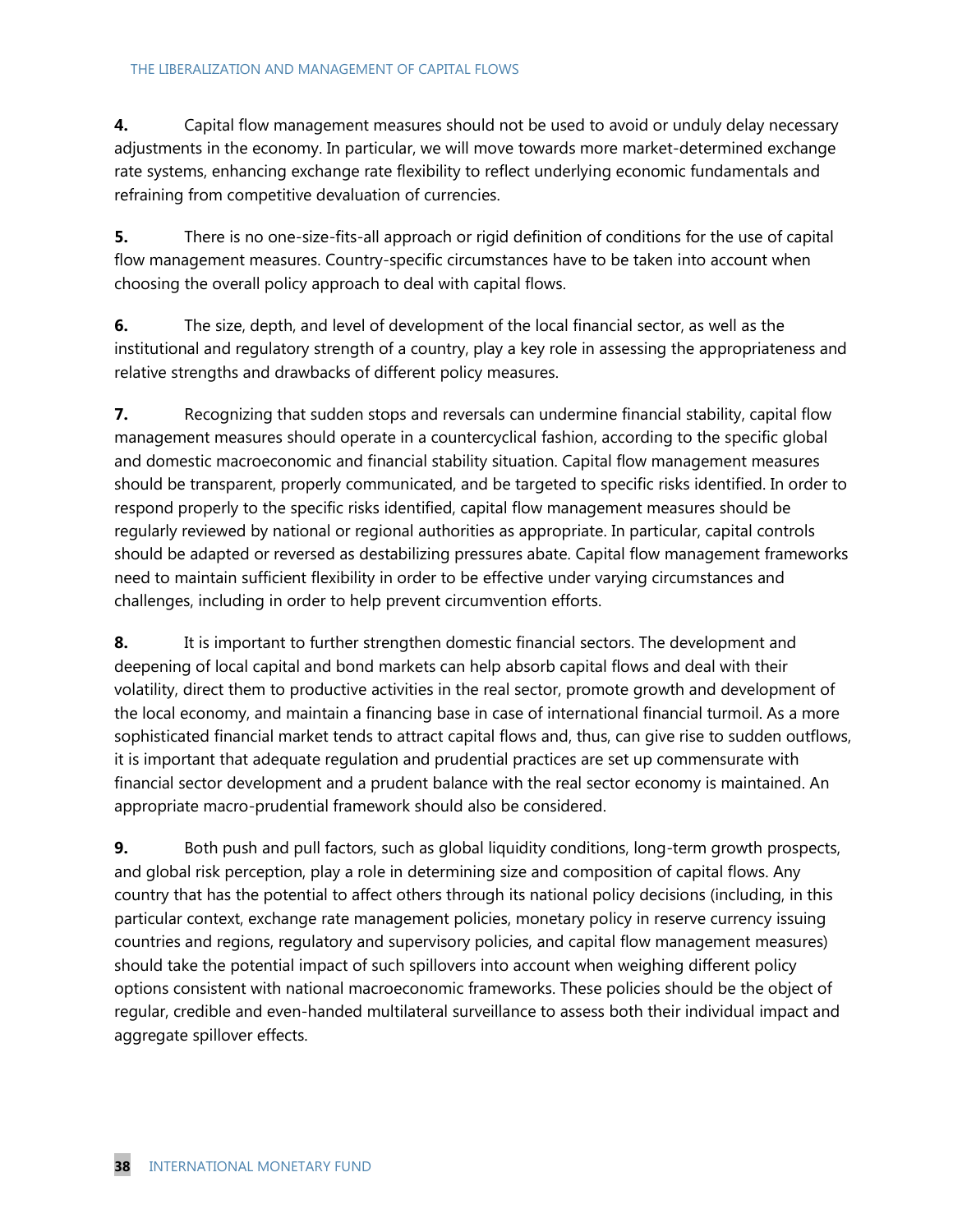**4.** Capital flow management measures should not be used to avoid or unduly delay necessary adjustments in the economy. In particular, we will move towards more market-determined exchange rate systems, enhancing exchange rate flexibility to reflect underlying economic fundamentals and refraining from competitive devaluation of currencies.

**5.** There is no one-size-fits-all approach or rigid definition of conditions for the use of capital flow management measures. Country-specific circumstances have to be taken into account when choosing the overall policy approach to deal with capital flows.

**6.** The size, depth, and level of development of the local financial sector, as well as the institutional and regulatory strength of a country, play a key role in assessing the appropriateness and relative strengths and drawbacks of different policy measures.

**7.** Recognizing that sudden stops and reversals can undermine financial stability, capital flow management measures should operate in a countercyclical fashion, according to the specific global and domestic macroeconomic and financial stability situation. Capital flow management measures should be transparent, properly communicated, and be targeted to specific risks identified. In order to respond properly to the specific risks identified, capital flow management measures should be regularly reviewed by national or regional authorities as appropriate. In particular, capital controls should be adapted or reversed as destabilizing pressures abate. Capital flow management frameworks need to maintain sufficient flexibility in order to be effective under varying circumstances and challenges, including in order to help prevent circumvention efforts.

**8.** It is important to further strengthen domestic financial sectors. The development and deepening of local capital and bond markets can help absorb capital flows and deal with their volatility, direct them to productive activities in the real sector, promote growth and development of the local economy, and maintain a financing base in case of international financial turmoil. As a more sophisticated financial market tends to attract capital flows and, thus, can give rise to sudden outflows, it is important that adequate regulation and prudential practices are set up commensurate with financial sector development and a prudent balance with the real sector economy is maintained. An appropriate macro-prudential framework should also be considered.

**9.** Both push and pull factors, such as global liquidity conditions, long-term growth prospects, and global risk perception, play a role in determining size and composition of capital flows. Any country that has the potential to affect others through its national policy decisions (including, in this particular context, exchange rate management policies, monetary policy in reserve currency issuing countries and regions, regulatory and supervisory policies, and capital flow management measures) should take the potential impact of such spillovers into account when weighing different policy options consistent with national macroeconomic frameworks. These policies should be the object of regular, credible and even-handed multilateral surveillance to assess both their individual impact and aggregate spillover effects.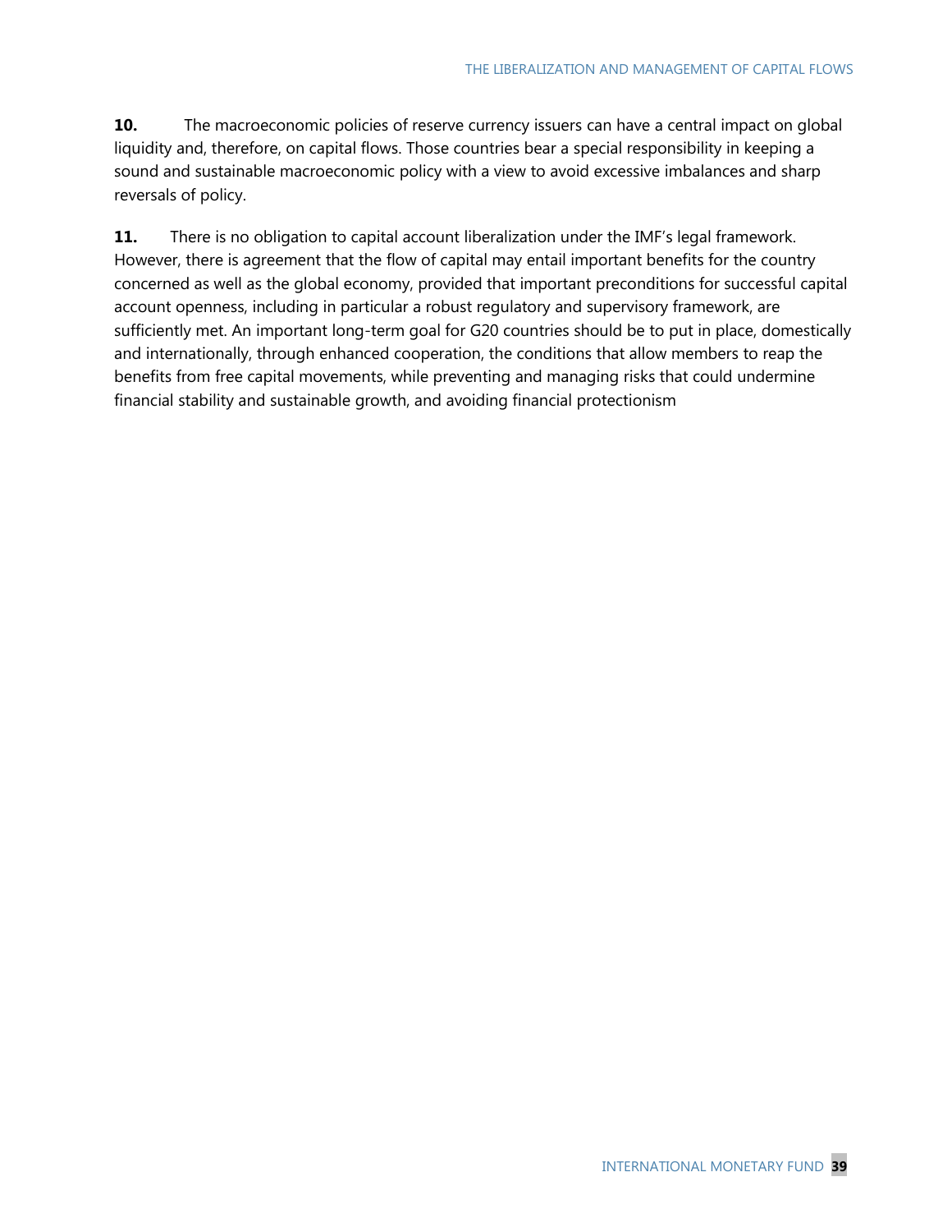**10.** The macroeconomic policies of reserve currency issuers can have a central impact on global liquidity and, therefore, on capital flows. Those countries bear a special responsibility in keeping a sound and sustainable macroeconomic policy with a view to avoid excessive imbalances and sharp reversals of policy.

**11.** There is no obligation to capital account liberalization under the IMF's legal framework. However, there is agreement that the flow of capital may entail important benefits for the country concerned as well as the global economy, provided that important preconditions for successful capital account openness, including in particular a robust regulatory and supervisory framework, are sufficiently met. An important long-term goal for G20 countries should be to put in place, domestically and internationally, through enhanced cooperation, the conditions that allow members to reap the benefits from free capital movements, while preventing and managing risks that could undermine financial stability and sustainable growth, and avoiding financial protectionism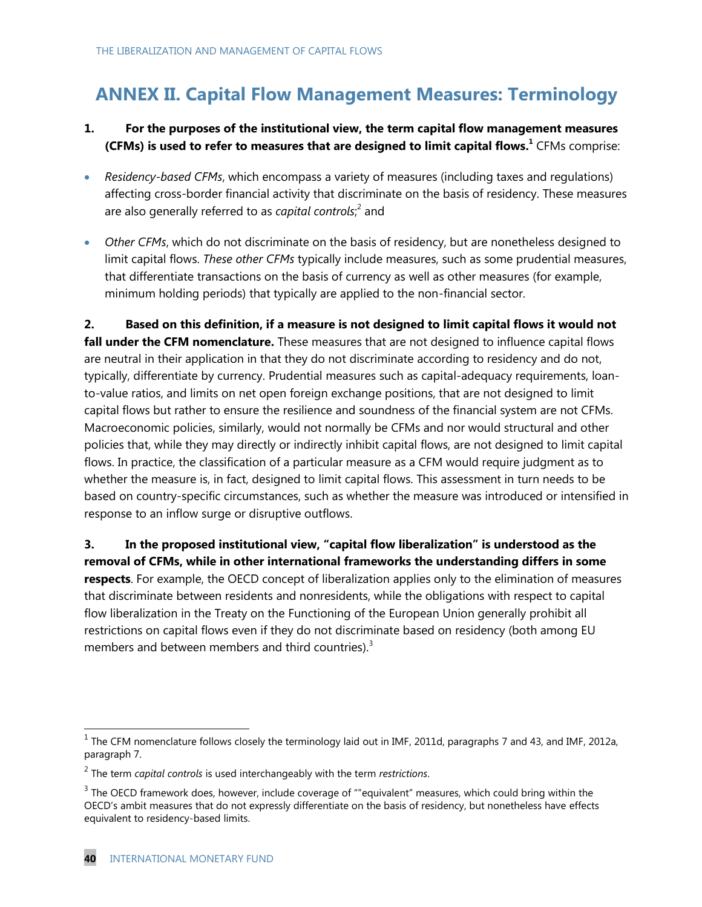# ANNEX II. Capital Flow Management Measures: Terminology

**1. For the purposes of the institutional view, the term capital flow management measures (CFMs) is used to refer to measures that are designed to limit capital flows.**[1] CFMs comprise:

- *Residency-based CFMs*, which encompass a variety of measures (including taxes and regulations) affecting cross-border financial activity that discriminate on the basis of residency. These measures are also generally referred to as *capital controls*;[2] and
- *Other CFMs*, which do not discriminate on the basis of residency, but are nonetheless designed to limit capital flows. *These other CFMs* typically include measures, such as some prudential measures, that differentiate transactions on the basis of currency as well as other measures (for example, minimum holding periods) that typically are applied to the non-financial sector.

**2. Based on this definition, if a measure is not designed to limit capital flows it would not fall under the CFM nomenclature.** These measures that are not designed to influence capital flows are neutral in their application in that they do not discriminate according to residency and do not, typically, differentiate by currency. Prudential measures such as capital-adequacy requirements, loan-to-value ratios, and limits on net open foreign exchange positions, that are not designed to limit capital flows but rather to ensure the resilience and soundness of the financial system are not CFMs. Macroeconomic policies, similarly, would not normally be CFMs and nor would structural and other policies that, while they may directly or indirectly inhibit capital flows, are not designed to limit capital flows. In practice, the classification of a particular measure as a CFM would require judgment as to whether the measure is, in fact, designed to limit capital flows. This assessment in turn needs to be based on country-specific circumstances, such as whether the measure was introduced or intensified in response to an inflow surge or disruptive outflows.

**3. In the proposed institutional view, "capital flow liberalization" is understood as the removal of CFMs, while in other international frameworks the understanding differs in some respects**. For example, the OECD concept of liberalization applies only to the elimination of measures that discriminate between residents and nonresidents, while the obligations with respect to capital flow liberalization in the Treaty on the Functioning of the European Union generally prohibit all restrictions on capital flows even if they do not discriminate based on residency (both among EU members and between members and third countries).[3]

---

[1] The CFM nomenclature follows closely the terminology laid out in IMF, 2011d, paragraphs 7 and 43, and IMF, 2012a, paragraph 7.

[2] The term *capital controls* is used interchangeably with the term *restrictions*.

[3] The OECD framework does, however, include coverage of ""equivalent" measures, which could bring within the OECD's ambit measures that do not expressly differentiate on the basis of residency, but nonetheless have effects equivalent to residency-based limits.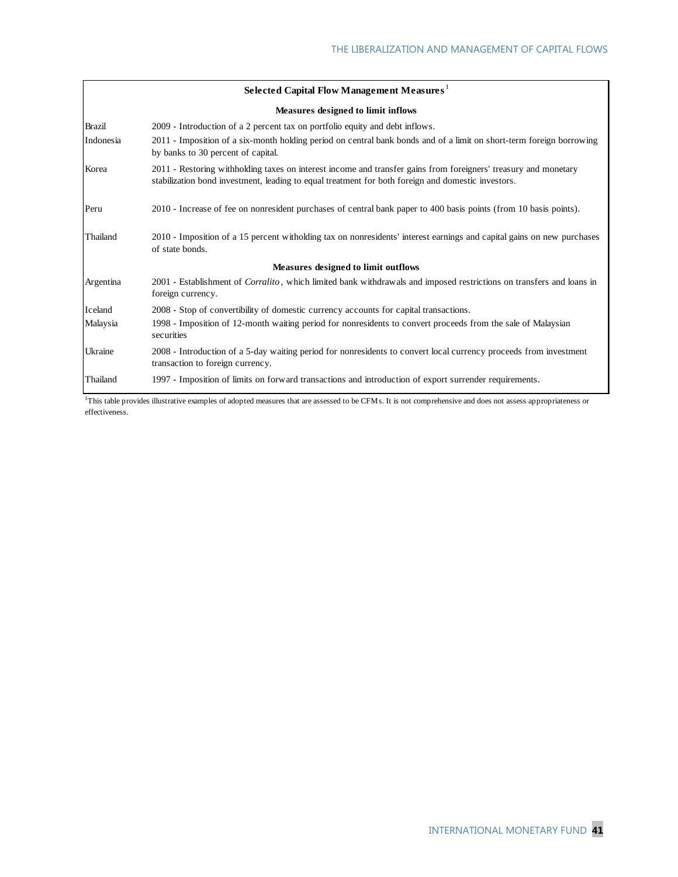| Selected Capital Flow Management Measures[1] | |
|---|---|
| **Measures designed to limit inflows** | |
| Brazil | 2009 - Introduction of a 2 percent tax on portfolio equity and debt inflows. |
| Indonesia | 2011 - Imposition of a six-month holding period on central bank bonds and of a limit on short-term foreign borrowing by banks to 30 percent of capital. |
| Korea | 2011 - Restoring withholding taxes on interest income and transfer gains from foreigners' treasury and monetary stabilization bond investment, leading to equal treatment for both foreign and domestic investors. |
| Peru | 2010 - Increase of fee on nonresident purchases of central bank paper to 400 basis points (from 10 basis points). |
| Thailand | 2010 - Imposition of a 15 percent witholding tax on nonresidents' interest earnings and capital gains on new purchases of state bonds. |
| **Measures designed to limit outflows** | |
| Argentina | 2001 - Establishment of *Corralito*, which limited bank withdrawals and imposed restrictions on transfers and loans in foreign currency. |
| Iceland | 2008 - Stop of convertibility of domestic currency accounts for capital transactions. |
| Malaysia | 1998 - Imposition of 12-month waiting period for nonresidents to convert proceeds from the sale of Malaysian securities |
| Ukraine | 2008 - Introduction of a 5-day waiting period for nonresidents to convert local currency proceeds from investment transaction to foreign currency. |
| Thailand | 1997 - Imposition of limits on forward transactions and introduction of export surrender requirements. |

[1]This table provides illustrative examples of adopted measures that are assessed to be CFMs. It is not comprehensive and does not assess appropriateness or effectiveness.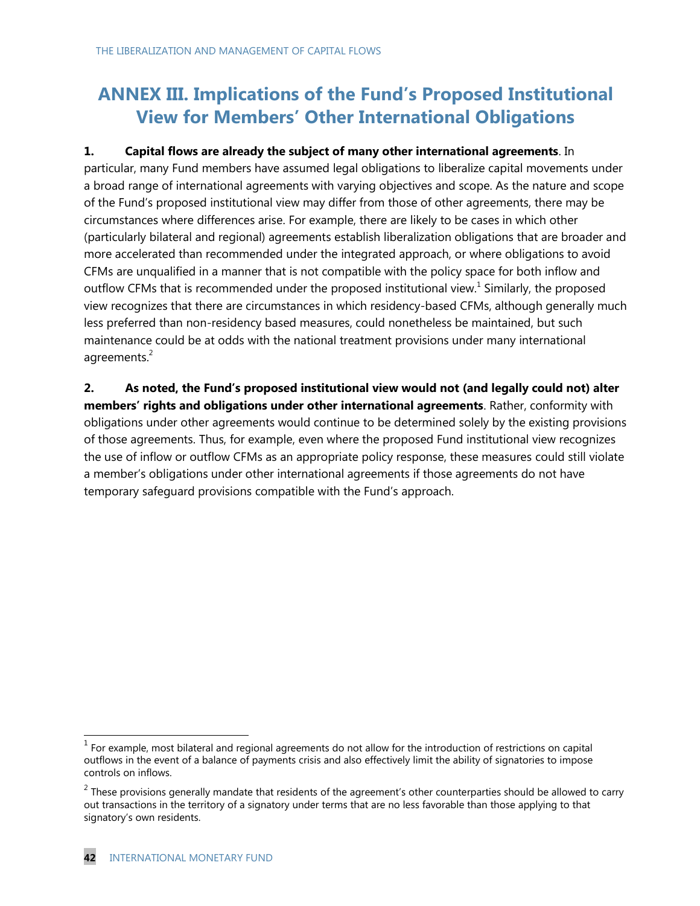# ANNEX III. Implications of the Fund's Proposed Institutional View for Members' Other International Obligations

**1. Capital flows are already the subject of many other international agreements**. In particular, many Fund members have assumed legal obligations to liberalize capital movements under a broad range of international agreements with varying objectives and scope. As the nature and scope of the Fund's proposed institutional view may differ from those of other agreements, there may be circumstances where differences arise. For example, there are likely to be cases in which other (particularly bilateral and regional) agreements establish liberalization obligations that are broader and more accelerated than recommended under the integrated approach, or where obligations to avoid CFMs are unqualified in a manner that is not compatible with the policy space for both inflow and outflow CFMs that is recommended under the proposed institutional view.[1] Similarly, the proposed view recognizes that there are circumstances in which residency-based CFMs, although generally much less preferred than non-residency based measures, could nonetheless be maintained, but such maintenance could be at odds with the national treatment provisions under many international agreements.[2]

**2. As noted, the Fund's proposed institutional view would not (and legally could not) alter members' rights and obligations under other international agreements**. Rather, conformity with obligations under other agreements would continue to be determined solely by the existing provisions of those agreements. Thus, for example, even where the proposed Fund institutional view recognizes the use of inflow or outflow CFMs as an appropriate policy response, these measures could still violate a member's obligations under other international agreements if those agreements do not have temporary safeguard provisions compatible with the Fund's approach.

---

[1] For example, most bilateral and regional agreements do not allow for the introduction of restrictions on capital outflows in the event of a balance of payments crisis and also effectively limit the ability of signatories to impose controls on inflows.

[2] These provisions generally mandate that residents of the agreement's other counterparties should be allowed to carry out transactions in the territory of a signatory under terms that are no less favorable than those applying to that signatory's own residents.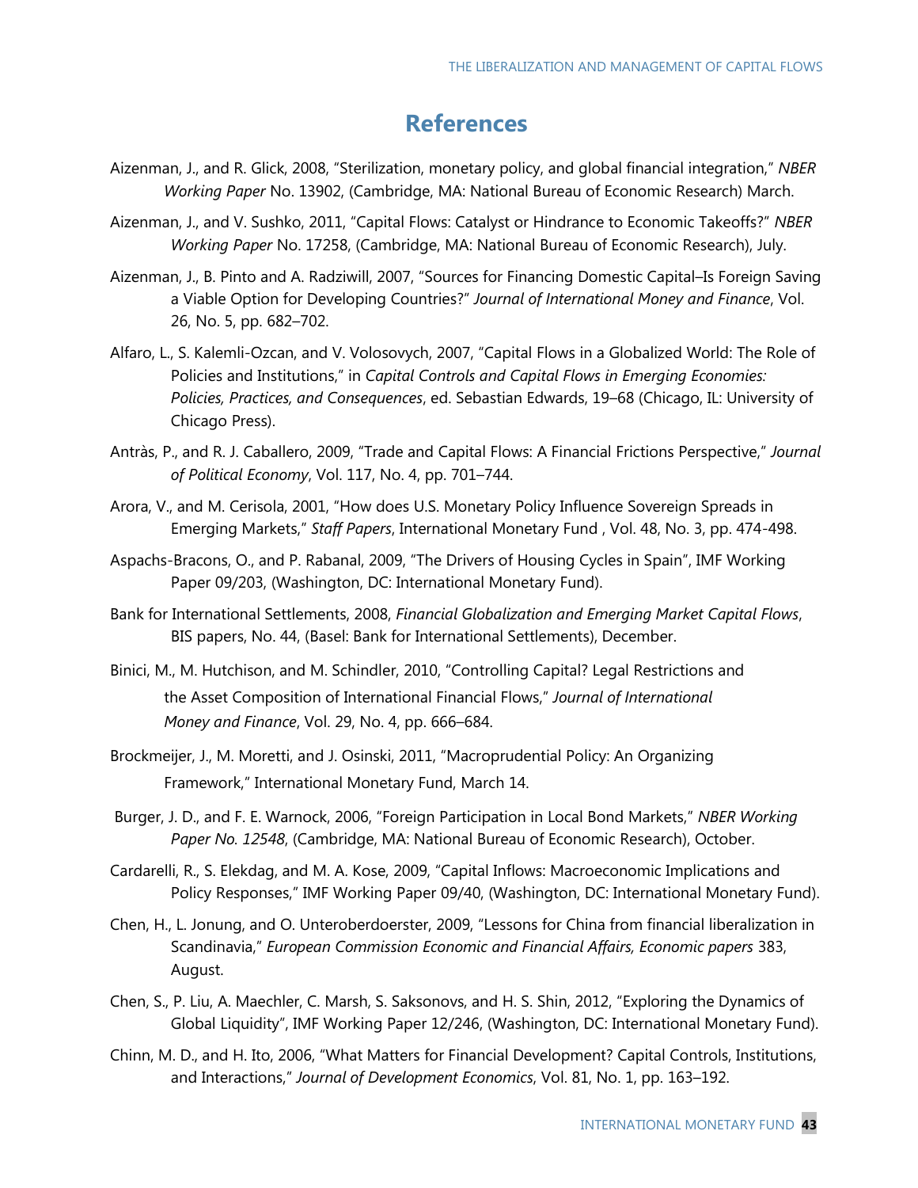# References

Aizenman, J., and R. Glick, 2008, "Sterilization, monetary policy, and global financial integration," *NBER Working Paper* No. 13902, (Cambridge, MA: National Bureau of Economic Research) March.

Aizenman, J., and V. Sushko, 2011, "Capital Flows: Catalyst or Hindrance to Economic Takeoffs?" *NBER Working Paper* No. 17258, (Cambridge, MA: National Bureau of Economic Research), July.

Aizenman, J., B. Pinto and A. Radziwill, 2007, "Sources for Financing Domestic Capital–Is Foreign Saving a Viable Option for Developing Countries?" *Journal of International Money and Finance*, Vol. 26, No. 5, pp. 682–702.

Alfaro, L., S. Kalemli-Ozcan, and V. Volosovych, 2007, "Capital Flows in a Globalized World: The Role of Policies and Institutions," in *Capital Controls and Capital Flows in Emerging Economies: Policies, Practices, and Consequences*, ed. Sebastian Edwards, 19–68 (Chicago, IL: University of Chicago Press).

Antràs, P., and R. J. Caballero, 2009, "Trade and Capital Flows: A Financial Frictions Perspective," *Journal of Political Economy*, Vol. 117, No. 4, pp. 701–744.

Arora, V., and M. Cerisola, 2001, "How does U.S. Monetary Policy Influence Sovereign Spreads in Emerging Markets," *Staff Papers*, International Monetary Fund , Vol. 48, No. 3, pp. 474-498.

Aspachs-Bracons, O., and P. Rabanal, 2009, "The Drivers of Housing Cycles in Spain", IMF Working Paper 09/203, (Washington, DC: International Monetary Fund).

Bank for International Settlements, 2008, *Financial Globalization and Emerging Market Capital Flows*, BIS papers, No. 44, (Basel: Bank for International Settlements), December.

Binici, M., M. Hutchison, and M. Schindler, 2010, "Controlling Capital? Legal Restrictions and the Asset Composition of International Financial Flows," *Journal of International Money and Finance*, Vol. 29, No. 4, pp. 666–684.

Brockmeijer, J., M. Moretti, and J. Osinski, 2011, "Macroprudential Policy: An Organizing Framework," International Monetary Fund, March 14.

Burger, J. D., and F. E. Warnock, 2006, "Foreign Participation in Local Bond Markets," *NBER Working Paper No. 12548*, (Cambridge, MA: National Bureau of Economic Research), October.

Cardarelli, R., S. Elekdag, and M. A. Kose, 2009, "Capital Inflows: Macroeconomic Implications and Policy Responses," IMF Working Paper 09/40, (Washington, DC: International Monetary Fund).

Chen, H., L. Jonung, and O. Unteroberdoerster, 2009, "Lessons for China from financial liberalization in Scandinavia," *European Commission Economic and Financial Affairs, Economic papers* 383, August.

Chen, S., P. Liu, A. Maechler, C. Marsh, S. Saksonovs, and H. S. Shin, 2012, "Exploring the Dynamics of Global Liquidity", IMF Working Paper 12/246, (Washington, DC: International Monetary Fund).

Chinn, M. D., and H. Ito, 2006, "What Matters for Financial Development? Capital Controls, Institutions, and Interactions," *Journal of Development Economics*, Vol. 81, No. 1, pp. 163–192.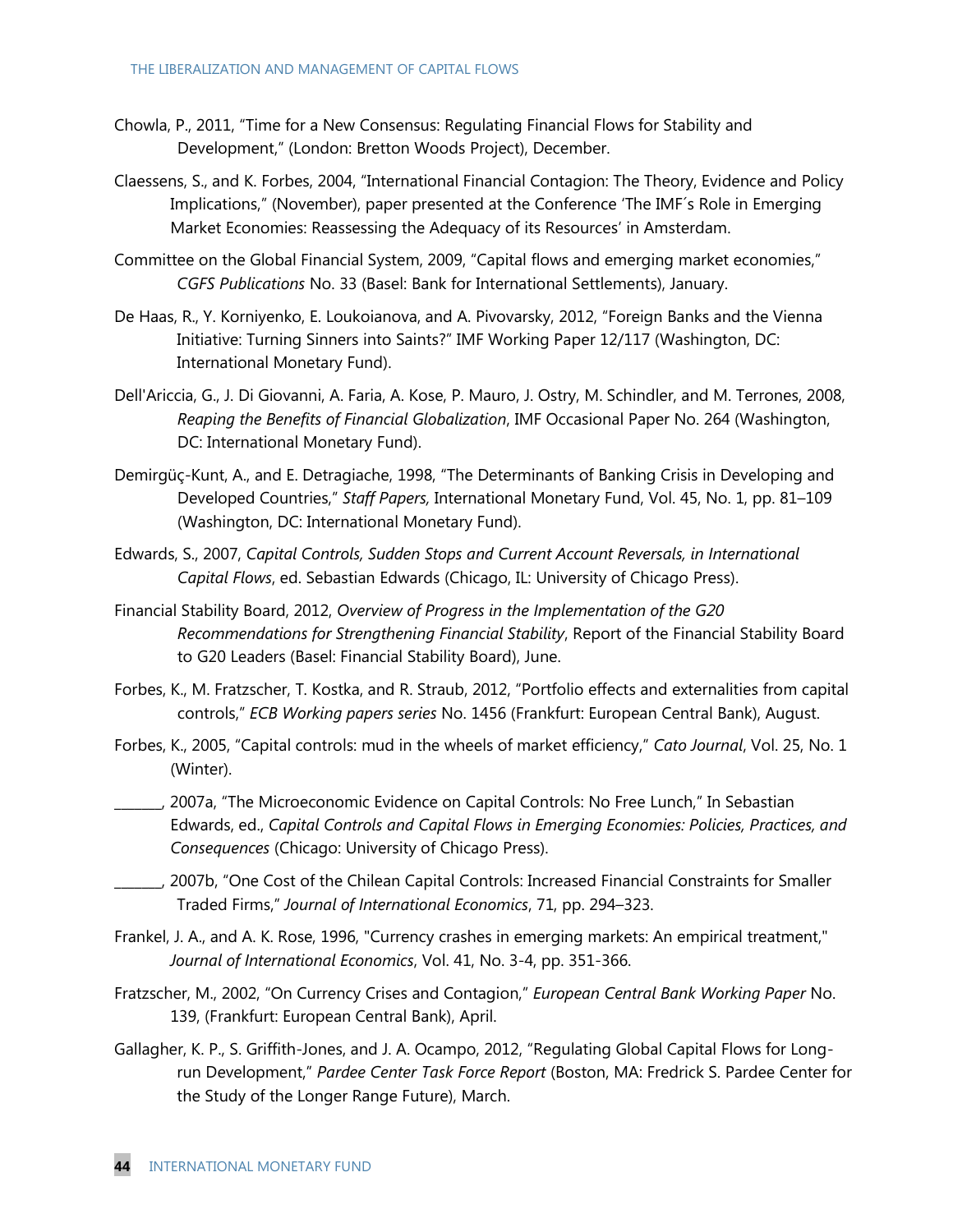Chowla, P., 2011, "Time for a New Consensus: Regulating Financial Flows for Stability and Development," (London: Bretton Woods Project), December.

Claessens, S., and K. Forbes, 2004, "International Financial Contagion: The Theory, Evidence and Policy Implications," (November), paper presented at the Conference 'The IMF´s Role in Emerging Market Economies: Reassessing the Adequacy of its Resources' in Amsterdam.

Committee on the Global Financial System, 2009, "Capital flows and emerging market economies," *CGFS Publications* No. 33 (Basel: Bank for International Settlements), January.

De Haas, R., Y. Korniyenko, E. Loukoianova, and A. Pivovarsky, 2012, "Foreign Banks and the Vienna Initiative: Turning Sinners into Saints?" IMF Working Paper 12/117 (Washington, DC: International Monetary Fund).

Dell'Ariccia, G., J. Di Giovanni, A. Faria, A. Kose, P. Mauro, J. Ostry, M. Schindler, and M. Terrones, 2008, *Reaping the Benefits of Financial Globalization*, IMF Occasional Paper No. 264 (Washington, DC: International Monetary Fund).

Demirgüç-Kunt, A., and E. Detragiache, 1998, "The Determinants of Banking Crisis in Developing and Developed Countries," *Staff Papers,* International Monetary Fund, Vol. 45, No. 1, pp. 81–109 (Washington, DC: International Monetary Fund).

Edwards, S., 2007, *Capital Controls, Sudden Stops and Current Account Reversals, in International Capital Flows*, ed. Sebastian Edwards (Chicago, IL: University of Chicago Press).

Financial Stability Board, 2012, *Overview of Progress in the Implementation of the G20 Recommendations for Strengthening Financial Stability*, Report of the Financial Stability Board to G20 Leaders (Basel: Financial Stability Board), June.

Forbes, K., M. Fratzscher, T. Kostka, and R. Straub, 2012, "Portfolio effects and externalities from capital controls," *ECB Working papers series* No. 1456 (Frankfurt: European Central Bank), August.

Forbes, K., 2005, "Capital controls: mud in the wheels of market efficiency," *Cato Journal*, Vol. 25, No. 1 (Winter).

_______, 2007a, "The Microeconomic Evidence on Capital Controls: No Free Lunch," In Sebastian Edwards, ed., *Capital Controls and Capital Flows in Emerging Economies: Policies, Practices, and Consequences* (Chicago: University of Chicago Press).

_______, 2007b, "One Cost of the Chilean Capital Controls: Increased Financial Constraints for Smaller Traded Firms," *Journal of International Economics*, 71, pp. 294–323.

Frankel, J. A., and A. K. Rose, 1996, "Currency crashes in emerging markets: An empirical treatment," *Journal of International Economics*, Vol. 41, No. 3-4, pp. 351-366.

Fratzscher, M., 2002, "On Currency Crises and Contagion," *European Central Bank Working Paper* No. 139, (Frankfurt: European Central Bank), April.

Gallagher, K. P., S. Griffith-Jones, and J. A. Ocampo, 2012, "Regulating Global Capital Flows for Long-run Development," *Pardee Center Task Force Report* (Boston, MA: Fredrick S. Pardee Center for the Study of the Longer Range Future), March.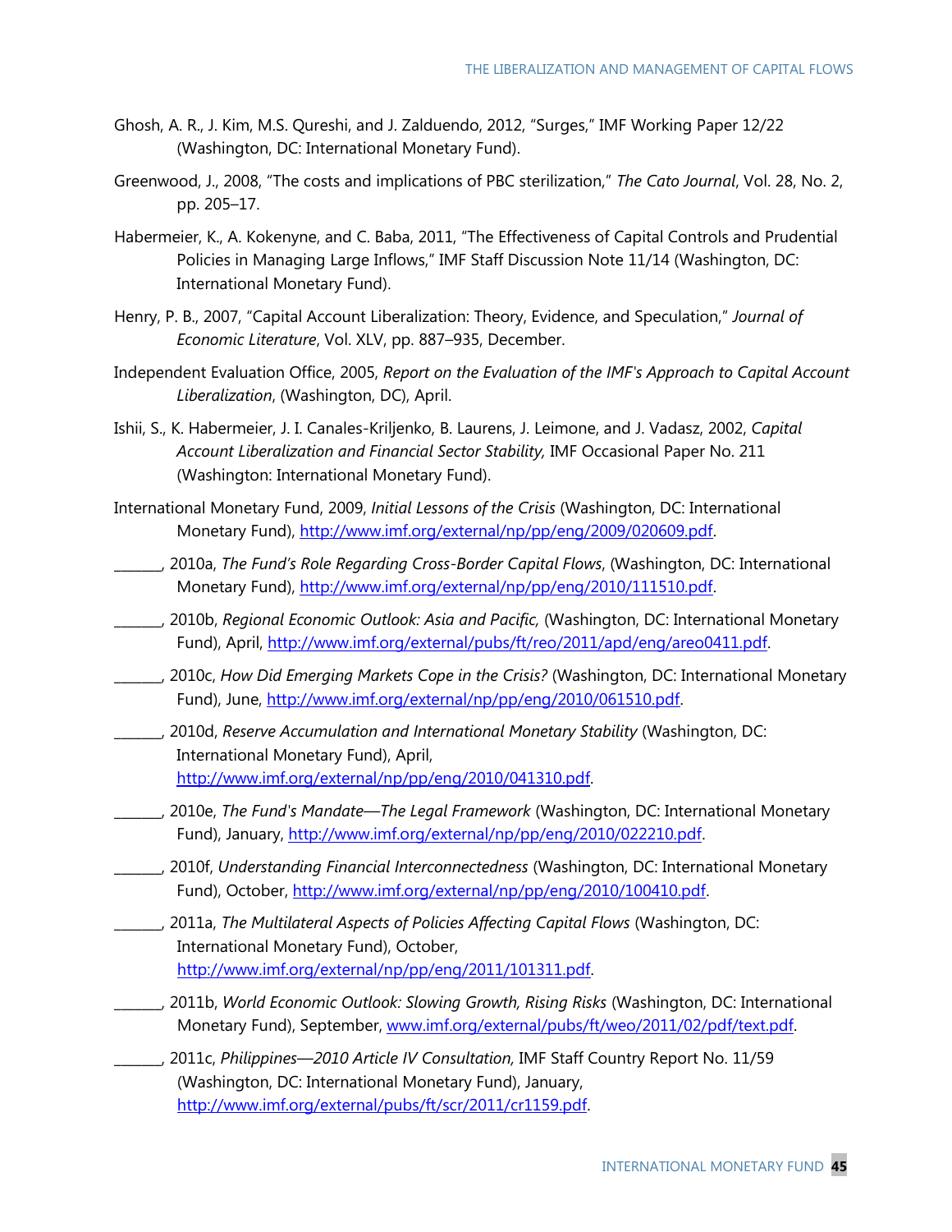Ghosh, A. R., J. Kim, M.S. Qureshi, and J. Zalduendo, 2012, "Surges," IMF Working Paper 12/22 (Washington, DC: International Monetary Fund).

Greenwood, J., 2008, "The costs and implications of PBC sterilization," *The Cato Journal*, Vol. 28, No. 2, pp. 205–17.

Habermeier, K., A. Kokenyne, and C. Baba, 2011, "The Effectiveness of Capital Controls and Prudential Policies in Managing Large Inflows," IMF Staff Discussion Note 11/14 (Washington, DC: International Monetary Fund).

Henry, P. B., 2007, "Capital Account Liberalization: Theory, Evidence, and Speculation," *Journal of Economic Literature*, Vol. XLV, pp. 887–935, December.

Independent Evaluation Office, 2005, *Report on the Evaluation of the IMF's Approach to Capital Account Liberalization*, (Washington, DC), April.

Ishii, S., K. Habermeier, J. I. Canales-Kriljenko, B. Laurens, J. Leimone, and J. Vadasz, 2002, *Capital Account Liberalization and Financial Sector Stability,* IMF Occasional Paper No. 211 (Washington: International Monetary Fund).

International Monetary Fund, 2009, *Initial Lessons of the Crisis* (Washington, DC: International Monetary Fund), http://www.imf.org/external/np/pp/eng/2009/020609.pdf.

_______, 2010a, *The Fund's Role Regarding Cross-Border Capital Flows*, (Washington, DC: International Monetary Fund), http://www.imf.org/external/np/pp/eng/2010/111510.pdf.

_______, 2010b, *Regional Economic Outlook: Asia and Pacific,* (Washington, DC: International Monetary Fund), April, http://www.imf.org/external/pubs/ft/reo/2011/apd/eng/areo0411.pdf.

_______, 2010c, *How Did Emerging Markets Cope in the Crisis?* (Washington, DC: International Monetary Fund), June, http://www.imf.org/external/np/pp/eng/2010/061510.pdf.

_______, 2010d, *Reserve Accumulation and International Monetary Stability* (Washington, DC: International Monetary Fund), April, http://www.imf.org/external/np/pp/eng/2010/041310.pdf.

_______, 2010e, *The Fund's Mandate—The Legal Framework* (Washington, DC: International Monetary Fund), January, http://www.imf.org/external/np/pp/eng/2010/022210.pdf.

_______, 2010f, *Understanding Financial Interconnectedness* (Washington, DC: International Monetary Fund), October, http://www.imf.org/external/np/pp/eng/2010/100410.pdf.

_______, 2011a, *The Multilateral Aspects of Policies Affecting Capital Flows* (Washington, DC: International Monetary Fund), October, http://www.imf.org/external/np/pp/eng/2011/101311.pdf.

_______, 2011b, *World Economic Outlook: Slowing Growth, Rising Risks* (Washington, DC: International Monetary Fund), September, www.imf.org/external/pubs/ft/weo/2011/02/pdf/text.pdf.

_______, 2011c, *Philippines—2010 Article IV Consultation,* IMF Staff Country Report No. 11/59 (Washington, DC: International Monetary Fund), January, http://www.imf.org/external/pubs/ft/scr/2011/cr1159.pdf.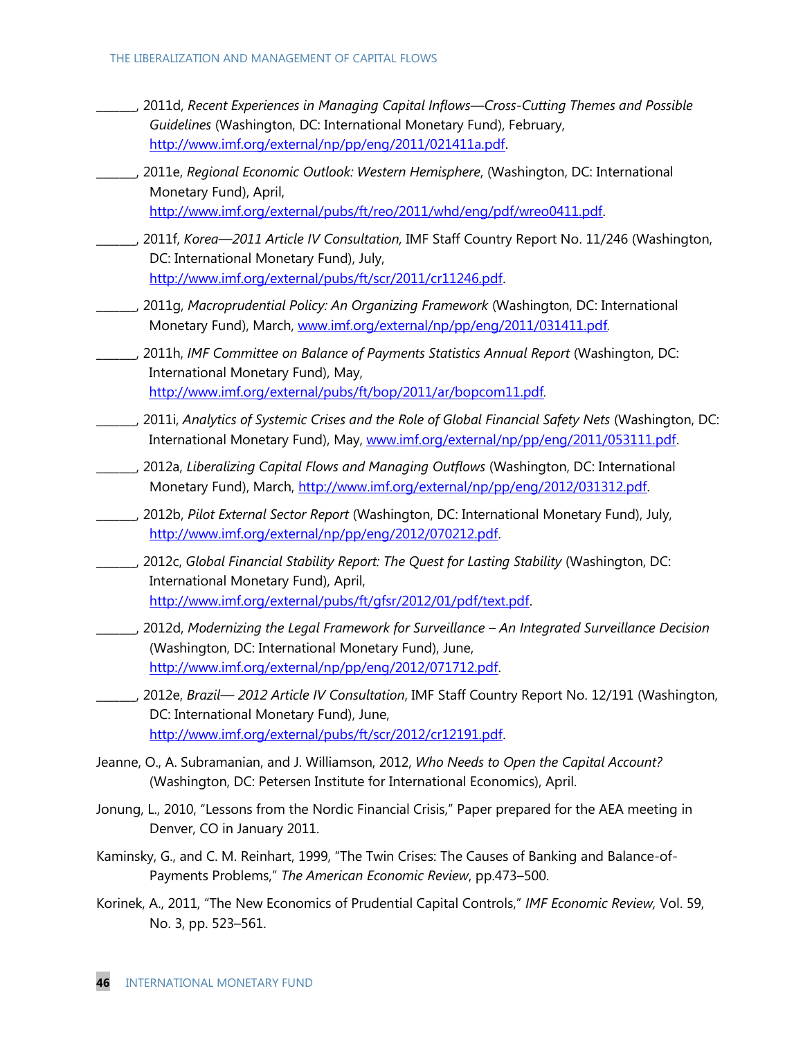_______, 2011d, *Recent Experiences in Managing Capital Inflows—Cross-Cutting Themes and Possible Guidelines* (Washington, DC: International Monetary Fund), February, http://www.imf.org/external/np/pp/eng/2011/021411a.pdf.

_______, 2011e, *Regional Economic Outlook: Western Hemisphere*, (Washington, DC: International Monetary Fund), April, http://www.imf.org/external/pubs/ft/reo/2011/whd/eng/pdf/wreo0411.pdf.

_______, 2011f, *Korea—2011 Article IV Consultation,* IMF Staff Country Report No. 11/246 (Washington, DC: International Monetary Fund), July, http://www.imf.org/external/pubs/ft/scr/2011/cr11246.pdf.

_______, 2011g, *Macroprudential Policy: An Organizing Framework* (Washington, DC: International Monetary Fund), March, www.imf.org/external/np/pp/eng/2011/031411.pdf.

_______, 2011h, *IMF Committee on Balance of Payments Statistics Annual Report* (Washington, DC: International Monetary Fund), May, http://www.imf.org/external/pubs/ft/bop/2011/ar/bopcom11.pdf.

_______, 2011i, *Analytics of Systemic Crises and the Role of Global Financial Safety Nets* (Washington, DC: International Monetary Fund), May, www.imf.org/external/np/pp/eng/2011/053111.pdf.

_______, 2012a, *Liberalizing Capital Flows and Managing Outflows* (Washington, DC: International Monetary Fund), March, http://www.imf.org/external/np/pp/eng/2012/031312.pdf.

_______, 2012b, *Pilot External Sector Report* (Washington, DC: International Monetary Fund), July, http://www.imf.org/external/np/pp/eng/2012/070212.pdf.

_______, 2012c, *Global Financial Stability Report: The Quest for Lasting Stability* (Washington, DC: International Monetary Fund), April, http://www.imf.org/external/pubs/ft/gfsr/2012/01/pdf/text.pdf.

_______, 2012d, *Modernizing the Legal Framework for Surveillance – An Integrated Surveillance Decision* (Washington, DC: International Monetary Fund), June, http://www.imf.org/external/np/pp/eng/2012/071712.pdf.

_______, 2012e, *Brazil— 2012 Article IV Consultation*, IMF Staff Country Report No. 12/191 (Washington, DC: International Monetary Fund), June, http://www.imf.org/external/pubs/ft/scr/2012/cr12191.pdf.

Jeanne, O., A. Subramanian, and J. Williamson, 2012, *Who Needs to Open the Capital Account?* (Washington, DC: Petersen Institute for International Economics), April.

Jonung, L., 2010, "Lessons from the Nordic Financial Crisis," Paper prepared for the AEA meeting in Denver, CO in January 2011.

Kaminsky, G., and C. M. Reinhart, 1999, "The Twin Crises: The Causes of Banking and Balance-of-Payments Problems," *The American Economic Review*, pp.473–500.

Korinek, A., 2011, "The New Economics of Prudential Capital Controls," *IMF Economic Review,* Vol. 59, No. 3, pp. 523–561.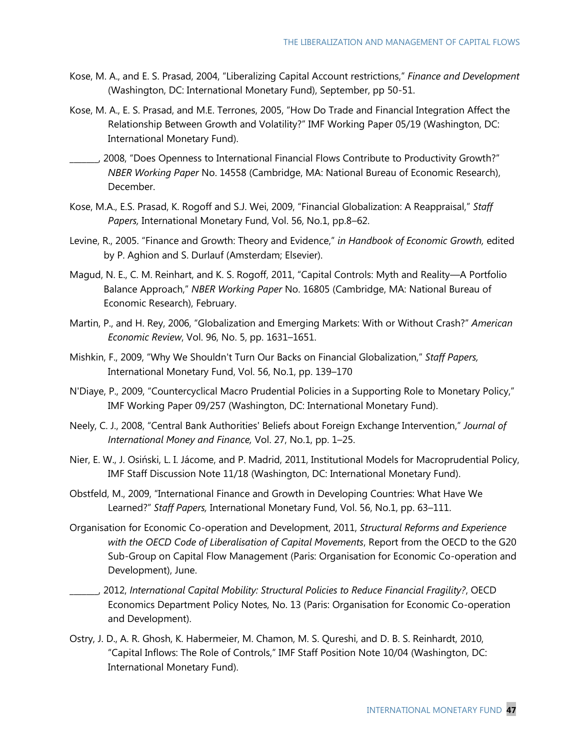Kose, M. A., and E. S. Prasad, 2004, "Liberalizing Capital Account restrictions," *Finance and Development* (Washington, DC: International Monetary Fund), September, pp 50-51.

Kose, M. A., E. S. Prasad, and M.E. Terrones, 2005, "How Do Trade and Financial Integration Affect the Relationship Between Growth and Volatility?" IMF Working Paper 05/19 (Washington, DC: International Monetary Fund).

_______, 2008, "Does Openness to International Financial Flows Contribute to Productivity Growth?" *NBER Working Paper* No. 14558 (Cambridge, MA: National Bureau of Economic Research), December.

Kose, M.A., E.S. Prasad, K. Rogoff and S.J. Wei, 2009, "Financial Globalization: A Reappraisal," *Staff Papers,* International Monetary Fund, Vol. 56, No.1, pp.8–62.

Levine, R., 2005. "Finance and Growth: Theory and Evidence," *in Handbook of Economic Growth,* edited by P. Aghion and S. Durlauf (Amsterdam; Elsevier).

Magud, N. E., C. M. Reinhart, and K. S. Rogoff, 2011, "Capital Controls: Myth and Reality—A Portfolio Balance Approach," *NBER Working Paper* No. 16805 (Cambridge, MA: National Bureau of Economic Research), February.

Martin, P., and H. Rey, 2006, "Globalization and Emerging Markets: With or Without Crash?" *American Economic Review*, Vol. 96, No. 5, pp. 1631–1651.

Mishkin, F., 2009, "Why We Shouldn't Turn Our Backs on Financial Globalization," *Staff Papers,* International Monetary Fund, Vol. 56, No.1, pp. 139–170

N'Diaye, P., 2009, "Countercyclical Macro Prudential Policies in a Supporting Role to Monetary Policy," IMF Working Paper 09/257 (Washington, DC: International Monetary Fund).

Neely, C. J., 2008, "Central Bank Authorities' Beliefs about Foreign Exchange Intervention," *Journal of International Money and Finance,* Vol. 27, No.1, pp. 1–25.

Nier, E. W., J. Osiński, L. I. Jácome, and P. Madrid, 2011, Institutional Models for Macroprudential Policy, IMF Staff Discussion Note 11/18 (Washington, DC: International Monetary Fund).

Obstfeld, M., 2009, "International Finance and Growth in Developing Countries: What Have We Learned?" *Staff Papers,* International Monetary Fund, Vol. 56, No.1, pp. 63–111.

Organisation for Economic Co-operation and Development, 2011, *Structural Reforms and Experience with the OECD Code of Liberalisation of Capital Movements*, Report from the OECD to the G20 Sub-Group on Capital Flow Management (Paris: Organisation for Economic Co-operation and Development), June.

_______, 2012, *International Capital Mobility: Structural Policies to Reduce Financial Fragility?*, OECD Economics Department Policy Notes, No. 13 (Paris: Organisation for Economic Co-operation and Development).

Ostry, J. D., A. R. Ghosh, K. Habermeier, M. Chamon, M. S. Qureshi, and D. B. S. Reinhardt, 2010, "Capital Inflows: The Role of Controls," IMF Staff Position Note 10/04 (Washington, DC: International Monetary Fund).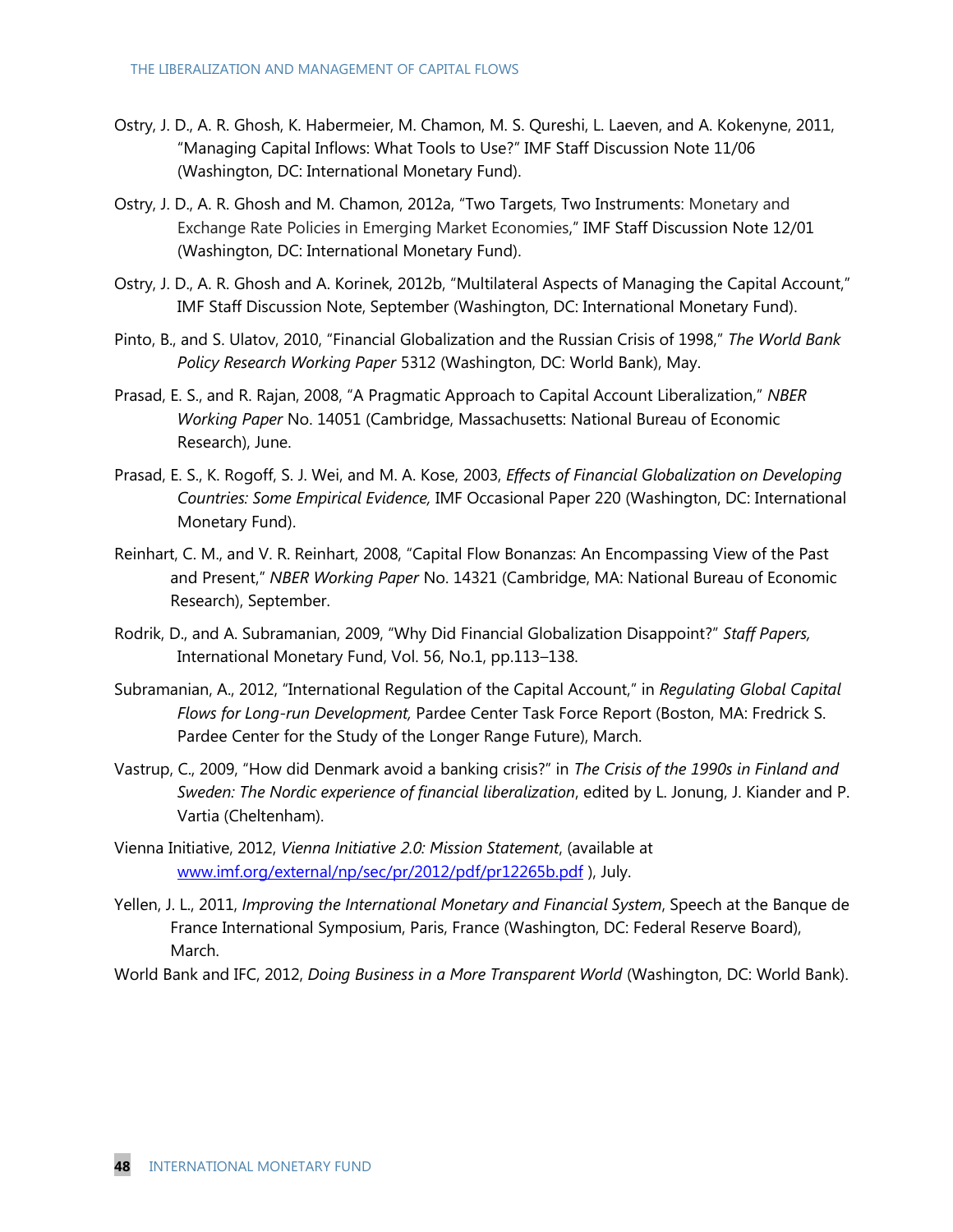Ostry, J. D., A. R. Ghosh, K. Habermeier, M. Chamon, M. S. Qureshi, L. Laeven, and A. Kokenyne, 2011, "Managing Capital Inflows: What Tools to Use?" IMF Staff Discussion Note 11/06 (Washington, DC: International Monetary Fund).

Ostry, J. D., A. R. Ghosh and M. Chamon, 2012a, "Two Targets, Two Instruments: Monetary and Exchange Rate Policies in Emerging Market Economies," IMF Staff Discussion Note 12/01 (Washington, DC: International Monetary Fund).

Ostry, J. D., A. R. Ghosh and A. Korinek, 2012b, "Multilateral Aspects of Managing the Capital Account," IMF Staff Discussion Note, September (Washington, DC: International Monetary Fund).

Pinto, B., and S. Ulatov, 2010, "Financial Globalization and the Russian Crisis of 1998," *The World Bank Policy Research Working Paper* 5312 (Washington, DC: World Bank), May.

Prasad, E. S., and R. Rajan, 2008, "A Pragmatic Approach to Capital Account Liberalization," *NBER Working Paper* No. 14051 (Cambridge, Massachusetts: National Bureau of Economic Research), June.

Prasad, E. S., K. Rogoff, S. J. Wei, and M. A. Kose, 2003, *Effects of Financial Globalization on Developing Countries: Some Empirical Evidence,* IMF Occasional Paper 220 (Washington, DC: International Monetary Fund).

Reinhart, C. M., and V. R. Reinhart, 2008, "Capital Flow Bonanzas: An Encompassing View of the Past and Present," *NBER Working Paper* No. 14321 (Cambridge, MA: National Bureau of Economic Research), September.

Rodrik, D., and A. Subramanian, 2009, "Why Did Financial Globalization Disappoint?" *Staff Papers,* International Monetary Fund, Vol. 56, No.1, pp.113–138.

Subramanian, A., 2012, "International Regulation of the Capital Account," in *Regulating Global Capital Flows for Long-run Development,* Pardee Center Task Force Report (Boston, MA: Fredrick S. Pardee Center for the Study of the Longer Range Future), March.

Vastrup, C., 2009, "How did Denmark avoid a banking crisis?" in *The Crisis of the 1990s in Finland and Sweden: The Nordic experience of financial liberalization*, edited by L. Jonung, J. Kiander and P. Vartia (Cheltenham).

Vienna Initiative, 2012, *Vienna Initiative 2.0: Mission Statement*, (available at www.imf.org/external/np/sec/pr/2012/pdf/pr12265b.pdf ), July.

Yellen, J. L., 2011, *Improving the International Monetary and Financial System*, Speech at the Banque de France International Symposium, Paris, France (Washington, DC: Federal Reserve Board), March.

World Bank and IFC, 2012, *Doing Business in a More Transparent World* (Washington, DC: World Bank).